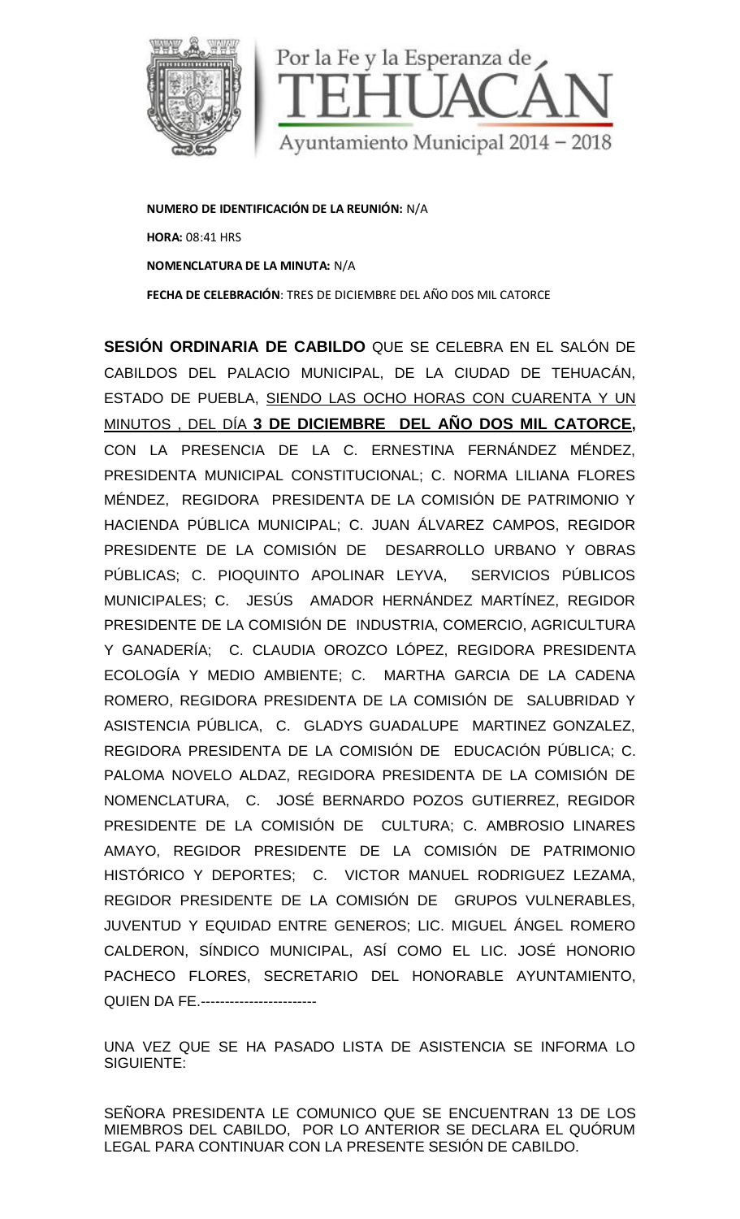Por la Fe y la Esperanza de TEHUACÁN
Ayuntamiento Municipal 2014 – 2018

**NUMERO DE IDENTIFICACIÓN DE LA REUNIÓN:** N/A

**HORA:** 08:41 HRS

**NOMENCLATURA DE LA MINUTA:** N/A

**FECHA DE CELEBRACIÓN**: TRES DE DICIEMBRE DEL AÑO DOS MIL CATORCE

**SESIÓN ORDINARIA DE CABILDO** QUE SE CELEBRA EN EL SALÓN DE CABILDOS DEL PALACIO MUNICIPAL, DE LA CIUDAD DE TEHUACÁN, ESTADO DE PUEBLA, SIENDO LAS OCHO HORAS CON CUARENTA Y UN MINUTOS , DEL DÍA **3 DE DICIEMBRE DEL AÑO DOS MIL CATORCE,** CON LA PRESENCIA DE LA C. ERNESTINA FERNÁNDEZ MÉNDEZ, PRESIDENTA MUNICIPAL CONSTITUCIONAL; C. NORMA LILIANA FLORES MÉNDEZ, REGIDORA PRESIDENTA DE LA COMISIÓN DE PATRIMONIO Y HACIENDA PÚBLICA MUNICIPAL; C. JUAN ÁLVAREZ CAMPOS, REGIDOR PRESIDENTE DE LA COMISIÓN DE DESARROLLO URBANO Y OBRAS PÚBLICAS; C. PIOQUINTO APOLINAR LEYVA, SERVICIOS PÚBLICOS MUNICIPALES; C. JESÚS AMADOR HERNÁNDEZ MARTÍNEZ, REGIDOR PRESIDENTE DE LA COMISIÓN DE INDUSTRIA, COMERCIO, AGRICULTURA Y GANADERÍA; C. CLAUDIA OROZCO LÓPEZ, REGIDORA PRESIDENTA ECOLOGÍA Y MEDIO AMBIENTE; C. MARTHA GARCIA DE LA CADENA ROMERO, REGIDORA PRESIDENTA DE LA COMISIÓN DE SALUBRIDAD Y ASISTENCIA PÚBLICA, C. GLADYS GUADALUPE MARTINEZ GONZALEZ, REGIDORA PRESIDENTA DE LA COMISIÓN DE EDUCACIÓN PÚBLICA; C. PALOMA NOVELO ALDAZ, REGIDORA PRESIDENTA DE LA COMISIÓN DE NOMENCLATURA, C. JOSÉ BERNARDO POZOS GUTIERREZ, REGIDOR PRESIDENTE DE LA COMISIÓN DE CULTURA; C. AMBROSIO LINARES AMAYO, REGIDOR PRESIDENTE DE LA COMISIÓN DE PATRIMONIO HISTÓRICO Y DEPORTES; C. VICTOR MANUEL RODRIGUEZ LEZAMA, REGIDOR PRESIDENTE DE LA COMISIÓN DE GRUPOS VULNERABLES, JUVENTUD Y EQUIDAD ENTRE GENEROS; LIC. MIGUEL ÁNGEL ROMERO CALDERON, SÍNDICO MUNICIPAL, ASÍ COMO EL LIC. JOSÉ HONORIO PACHECO FLORES, SECRETARIO DEL HONORABLE AYUNTAMIENTO, QUIEN DA FE.------------------------

UNA VEZ QUE SE HA PASADO LISTA DE ASISTENCIA SE INFORMA LO SIGUIENTE:

SEÑORA PRESIDENTA LE COMUNICO QUE SE ENCUENTRAN 13 DE LOS MIEMBROS DEL CABILDO, POR LO ANTERIOR SE DECLARA EL QUÓRUM LEGAL PARA CONTINUAR CON LA PRESENTE SESIÓN DE CABILDO.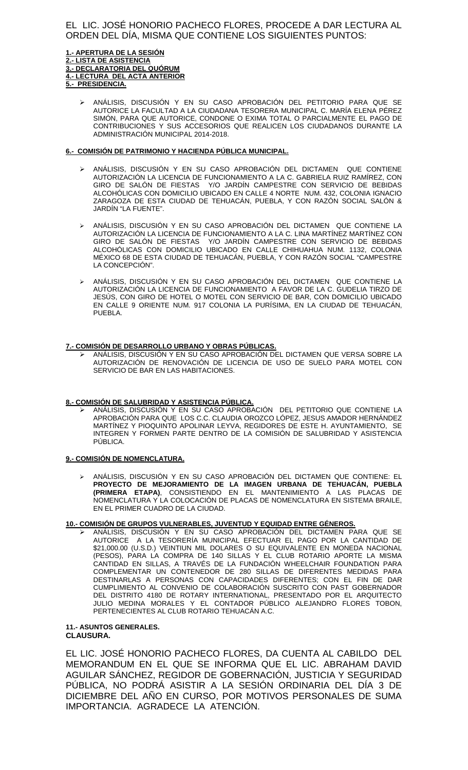EL LIC. JOSÉ HONORIO PACHECO FLORES, PROCEDE A DAR LECTURA AL ORDEN DEL DÍA, MISMA QUE CONTIENE LOS SIGUIENTES PUNTOS:

**1.- APERTURA DE LA SESIÓN**
**2.- LISTA DE ASISTENCIA**
**3.- DECLARATORIA DEL QUÓRUM**
**4.- LECTURA DEL ACTA ANTERIOR**
**5.- PRESIDENCIA.**

- ANÁLISIS, DISCUSIÓN Y EN SU CASO APROBACIÓN DEL PETITORIO PARA QUE SE AUTORICE LA FACULTAD A LA CIUDADANA TESORERA MUNICIPAL C. MARÍA ELENA PÉREZ SIMÓN, PARA QUE AUTORICE, CONDONE O EXIMA TOTAL O PARCIALMENTE EL PAGO DE CONTRIBUCIONES Y SUS ACCESORIOS QUE REALICEN LOS CIUDADANOS DURANTE LA ADMINISTRACIÓN MUNICIPAL 2014-2018.

**6.- COMISIÓN DE PATRIMONIO Y HACIENDA PÚBLICA MUNICIPAL.**

- ANÁLISIS, DISCUSIÓN Y EN SU CASO APROBACIÓN DEL DICTAMEN QUE CONTIENE AUTORIZACIÓN LA LICENCIA DE FUNCIONAMIENTO A LA C. GABRIELA RUIZ RAMÍREZ, CON GIRO DE SALÓN DE FIESTAS Y/O JARDÍN CAMPESTRE CON SERVICIO DE BEBIDAS ALCOHÓLICAS CON DOMICILIO UBICADO EN CALLE 4 NORTE NUM. 432, COLONIA IGNACIO ZARAGOZA DE ESTA CIUDAD DE TEHUACÁN, PUEBLA, Y CON RAZÓN SOCIAL SALÓN & JARDÍN "LA FUENTE".

- ANÁLISIS, DISCUSIÓN Y EN SU CASO APROBACIÓN DEL DICTAMEN QUE CONTIENE LA AUTORIZACIÓN LA LICENCIA DE FUNCIONAMIENTO A LA C. LINA MARTÍNEZ MARTÍNEZ CON GIRO DE SALÓN DE FIESTAS Y/O JARDÍN CAMPESTRE CON SERVICIO DE BEBIDAS ALCOHÓLICAS CON DOMICILIO UBICADO EN CALLE CHIHUAHUA NUM. 1132, COLONIA MÉXICO 68 DE ESTA CIUDAD DE TEHUACÁN, PUEBLA, Y CON RAZÓN SOCIAL "CAMPESTRE LA CONCEPCIÓN".

- ANÁLISIS, DISCUSIÓN Y EN SU CASO APROBACIÓN DEL DICTAMEN QUE CONTIENE LA AUTORIZACIÓN LA LICENCIA DE FUNCIONAMIENTO A FAVOR DE LA C. GUDELIA TIRZO DE JESÚS, CON GIRO DE HOTEL O MOTEL CON SERVICIO DE BAR, CON DOMICILIO UBICADO EN CALLE 9 ORIENTE NUM. 917 COLONIA LA PURÍSIMA, EN LA CIUDAD DE TEHUACÁN, PUEBLA.

**7.- COMISIÓN DE DESARROLLO URBANO Y OBRAS PÚBLICAS.**

- ANÁLISIS, DISCUSIÓN Y EN SU CASO APROBACIÓN DEL DICTAMEN QUE VERSA SOBRE LA AUTORIZACIÓN DE RENOVACIÓN DE LICENCIA DE USO DE SUELO PARA MOTEL CON SERVICIO DE BAR EN LAS HABITACIONES.

**8.- COMISIÓN DE SALUBRIDAD Y ASISTENCIA PÚBLICA.**

- ANÁLISIS, DISCUSIÓN Y EN SU CASO APROBACIÓN DEL PETITORIO QUE CONTIENE LA APROBACIÓN PARA QUE LOS C.C. CLAUDIA OROZCO LÓPEZ, JESUS AMADOR HERNÁNDEZ MARTÍNEZ Y PIOQUINTO APOLINAR LEYVA, REGIDORES DE ESTE H. AYUNTAMIENTO, SE INTEGREN Y FORMEN PARTE DENTRO DE LA COMISIÓN DE SALUBRIDAD Y ASISTENCIA PÚBLICA.

**9.- COMISIÓN DE NOMENCLATURA.**

- ANÁLISIS, DISCUSIÓN Y EN SU CASO APROBACIÓN DEL DICTAMEN QUE CONTIENE: EL **PROYECTO DE MEJORAMIENTO DE LA IMAGEN URBANA DE TEHUACÁN, PUEBLA (PRIMERA ETAPA)**, CONSISTIENDO EN EL MANTENIMIENTO A LAS PLACAS DE NOMENCLATURA Y LA COLOCACIÓN DE PLACAS DE NOMENCLATURA EN SISTEMA BRAILE, EN EL PRIMER CUADRO DE LA CIUDAD.

**10.- COMISIÓN DE GRUPOS VULNERABLES, JUVENTUD Y EQUIDAD ENTRE GÉNEROS.**

- ANÁLISIS, DISCUSIÓN Y EN SU CASO APROBACIÓN DEL DICTAMEN PARA QUE SE AUTORICE A LA TESORERÍA MUNICIPAL EFECTUAR EL PAGO POR LA CANTIDAD DE $21,000.00 (U.S.D.) VEINTIUN MIL DOLARES O SU EQUIVALENTE EN MONEDA NACIONAL (PESOS), PARA LA COMPRA DE 140 SILLAS Y EL CLUB ROTARIO APORTE LA MISMA CANTIDAD EN SILLAS, A TRAVÉS DE LA FUNDACIÓN WHEELCHAIR FOUNDATION PARA COMPLEMENTAR UN CONTENEDOR DE 280 SILLAS DE DIFERENTES MEDIDAS PARA DESTINARLAS A PERSONAS CON CAPACIDADES DIFERENTES; CON EL FIN DE DAR CUMPLIMIENTO AL CONVENIO DE COLABORACIÓN SUSCRITO CON PAST GOBERNADOR DEL DISTRITO 4180 DE ROTARY INTERNATIONAL, PRESENTADO POR EL ARQUITECTO JULIO MEDINA MORALES Y EL CONTADOR PÚBLICO ALEJANDRO FLORES TOBON, PERTENECIENTES AL CLUB ROTARIO TEHUACÁN A.C.

**11.- ASUNTOS GENERALES.**
**CLAUSURA.**

EL LIC. JOSÉ HONORIO PACHECO FLORES, DA CUENTA AL CABILDO DEL MEMORANDUM EN EL QUE SE INFORMA QUE EL LIC. ABRAHAM DAVID AGUILAR SÁNCHEZ, REGIDOR DE GOBERNACIÓN, JUSTICIA Y SEGURIDAD PÚBLICA, NO PODRÁ ASISTIR A LA SESIÓN ORDINARIA DEL DÍA 3 DE DICIEMBRE DEL AÑO EN CURSO, POR MOTIVOS PERSONALES DE SUMA IMPORTANCIA. AGRADECE LA ATENCIÓN.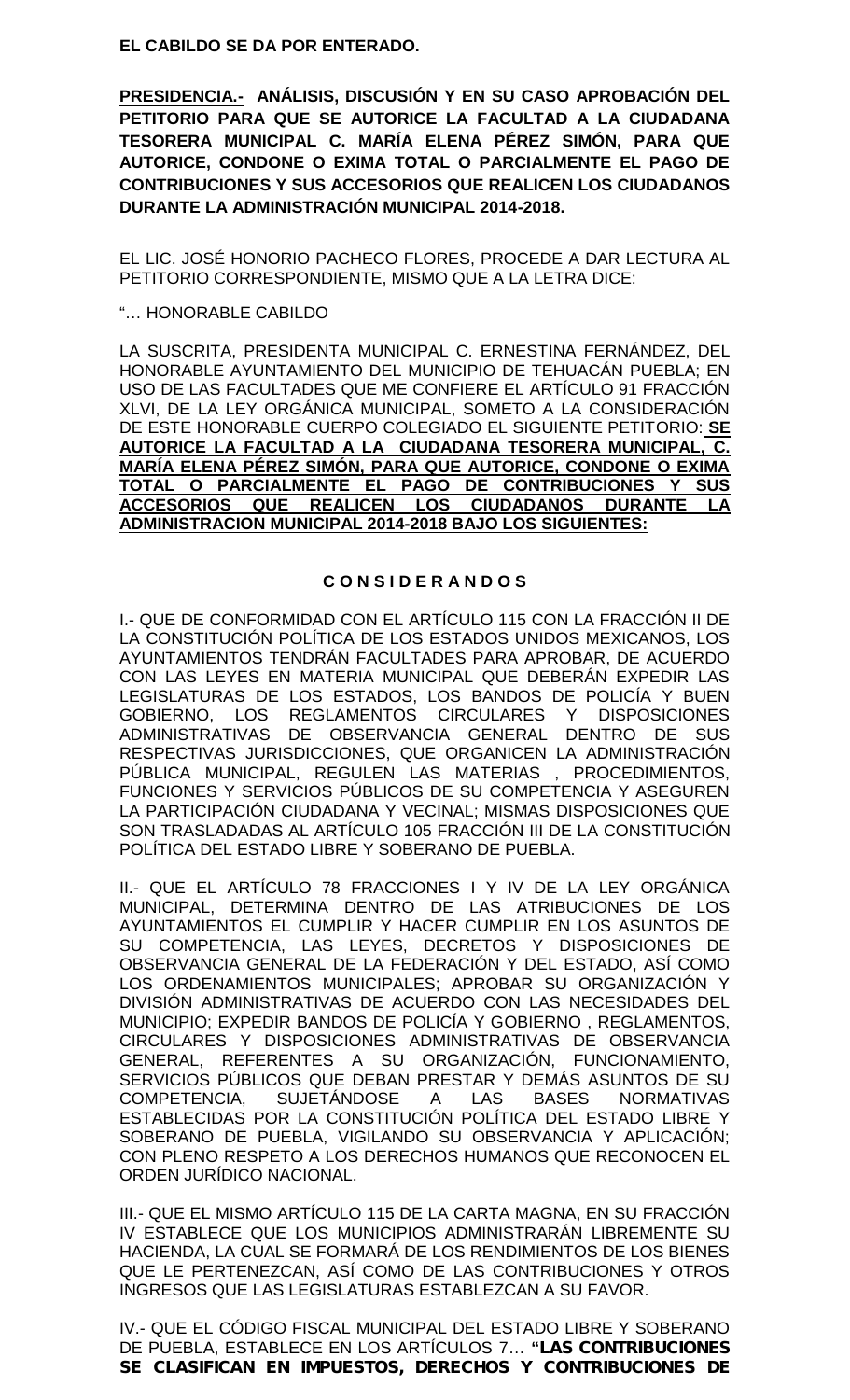**EL CABILDO SE DA POR ENTERADO.**

**PRESIDENCIA.- ANÁLISIS, DISCUSIÓN Y EN SU CASO APROBACIÓN DEL PETITORIO PARA QUE SE AUTORICE LA FACULTAD A LA CIUDADANA TESORERA MUNICIPAL C. MARÍA ELENA PÉREZ SIMÓN, PARA QUE AUTORICE, CONDONE O EXIMA TOTAL O PARCIALMENTE EL PAGO DE CONTRIBUCIONES Y SUS ACCESORIOS QUE REALICEN LOS CIUDADANOS DURANTE LA ADMINISTRACIÓN MUNICIPAL 2014-2018.**

EL LIC. JOSÉ HONORIO PACHECO FLORES, PROCEDE A DAR LECTURA AL PETITORIO CORRESPONDIENTE, MISMO QUE A LA LETRA DICE:

"… HONORABLE CABILDO

LA SUSCRITA, PRESIDENTA MUNICIPAL C. ERNESTINA FERNÁNDEZ, DEL HONORABLE AYUNTAMIENTO DEL MUNICIPIO DE TEHUACÁN PUEBLA; EN USO DE LAS FACULTADES QUE ME CONFIERE EL ARTÍCULO 91 FRACCIÓN XLVI, DE LA LEY ORGÁNICA MUNICIPAL, SOMETO A LA CONSIDERACIÓN DE ESTE HONORABLE CUERPO COLEGIADO EL SIGUIENTE PETITORIO: **SE AUTORICE LA FACULTAD A LA CIUDADANA TESORERA MUNICIPAL, C. MARÍA ELENA PÉREZ SIMÓN, PARA QUE AUTORICE, CONDONE O EXIMA TOTAL O PARCIALMENTE EL PAGO DE CONTRIBUCIONES Y SUS ACCESORIOS QUE REALICEN LOS CIUDADANOS DURANTE LA ADMINISTRACION MUNICIPAL 2014-2018 BAJO LOS SIGUIENTES:**

**C O N S I D E R A N D O S**

I.- QUE DE CONFORMIDAD CON EL ARTÍCULO 115 CON LA FRACCIÓN II DE LA CONSTITUCIÓN POLÍTICA DE LOS ESTADOS UNIDOS MEXICANOS, LOS AYUNTAMIENTOS TENDRÁN FACULTADES PARA APROBAR, DE ACUERDO CON LAS LEYES EN MATERIA MUNICIPAL QUE DEBERÁN EXPEDIR LAS LEGISLATURAS DE LOS ESTADOS, LOS BANDOS DE POLICÍA Y BUEN GOBIERNO, LOS REGLAMENTOS CIRCULARES Y DISPOSICIONES ADMINISTRATIVAS DE OBSERVANCIA GENERAL DENTRO DE SUS RESPECTIVAS JURISDICCIONES, QUE ORGANICEN LA ADMINISTRACIÓN PÚBLICA MUNICIPAL, REGULEN LAS MATERIAS , PROCEDIMIENTOS, FUNCIONES Y SERVICIOS PÚBLICOS DE SU COMPETENCIA Y ASEGUREN LA PARTICIPACIÓN CIUDADANA Y VECINAL; MISMAS DISPOSICIONES QUE SON TRASLADADAS AL ARTÍCULO 105 FRACCIÓN III DE LA CONSTITUCIÓN POLÍTICA DEL ESTADO LIBRE Y SOBERANO DE PUEBLA.

II.- QUE EL ARTÍCULO 78 FRACCIONES I Y IV DE LA LEY ORGÁNICA MUNICIPAL, DETERMINA DENTRO DE LAS ATRIBUCIONES DE LOS AYUNTAMIENTOS EL CUMPLIR Y HACER CUMPLIR EN LOS ASUNTOS DE SU COMPETENCIA, LAS LEYES, DECRETOS Y DISPOSICIONES DE OBSERVANCIA GENERAL DE LA FEDERACIÓN Y DEL ESTADO, ASÍ COMO LOS ORDENAMIENTOS MUNICIPALES; APROBAR SU ORGANIZACIÓN Y DIVISIÓN ADMINISTRATIVAS DE ACUERDO CON LAS NECESIDADES DEL MUNICIPIO; EXPEDIR BANDOS DE POLICÍA Y GOBIERNO , REGLAMENTOS, CIRCULARES Y DISPOSICIONES ADMINISTRATIVAS DE OBSERVANCIA GENERAL, REFERENTES A SU ORGANIZACIÓN, FUNCIONAMIENTO, SERVICIOS PÚBLICOS QUE DEBAN PRESTAR Y DEMÁS ASUNTOS DE SU COMPETENCIA, SUJETÁNDOSE A LAS BASES NORMATIVAS ESTABLECIDAS POR LA CONSTITUCIÓN POLÍTICA DEL ESTADO LIBRE Y SOBERANO DE PUEBLA, VIGILANDO SU OBSERVANCIA Y APLICACIÓN; CON PLENO RESPETO A LOS DERECHOS HUMANOS QUE RECONOCEN EL ORDEN JURÍDICO NACIONAL.

III.- QUE EL MISMO ARTÍCULO 115 DE LA CARTA MAGNA, EN SU FRACCIÓN IV ESTABLECE QUE LOS MUNICIPIOS ADMINISTRARÁN LIBREMENTE SU HACIENDA, LA CUAL SE FORMARÁ DE LOS RENDIMIENTOS DE LOS BIENES QUE LE PERTENEZCAN, ASÍ COMO DE LAS CONTRIBUCIONES Y OTROS INGRESOS QUE LAS LEGISLATURAS ESTABLEZCAN A SU FAVOR.

IV.- QUE EL CÓDIGO FISCAL MUNICIPAL DEL ESTADO LIBRE Y SOBERANO DE PUEBLA, ESTABLECE EN LOS ARTÍCULOS 7… ***"LAS CONTRIBUCIONES SE CLASIFICAN EN IMPUESTOS, DERECHOS Y CONTRIBUCIONES DE***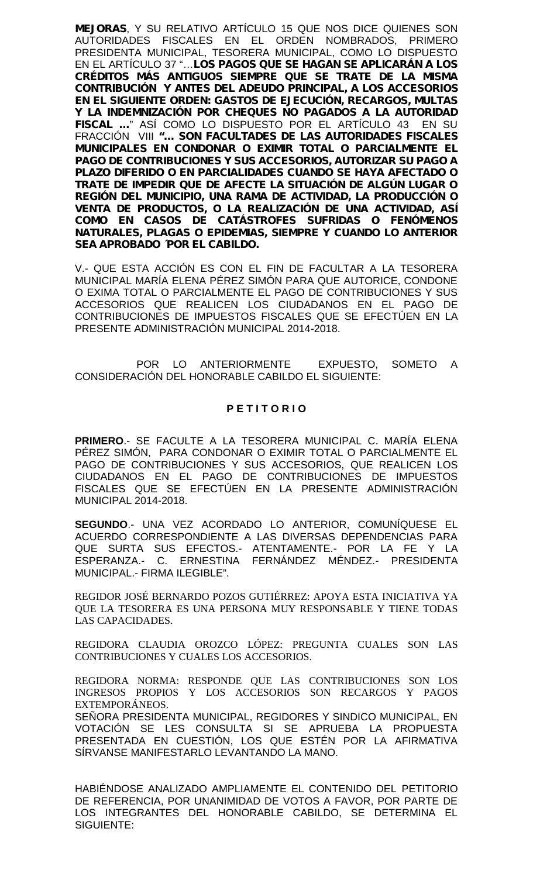**MEJORAS**, Y SU RELATIVO ARTÍCULO 15 QUE NOS DICE QUIENES SON AUTORIDADES FISCALES EN EL ORDEN NOMBRADOS, PRIMERO PRESIDENTA MUNICIPAL, TESORERA MUNICIPAL, COMO LO DISPUESTO EN EL ARTÍCULO 37 "…**LOS PAGOS QUE SE HAGAN SE APLICARÁN A LOS CRÉDITOS MÁS ANTIGUOS SIEMPRE QUE SE TRATE DE LA MISMA CONTRIBUCIÓN Y ANTES DEL ADEUDO PRINCIPAL, A LOS ACCESORIOS EN EL SIGUIENTE ORDEN: GASTOS DE EJECUCIÓN, RECARGOS, MULTAS Y LA INDEMNIZACIÓN POR CHEQUES NO PAGADOS A LA AUTORIDAD FISCAL …**" ASÍ COMO LO DISPUESTO POR EL ARTÍCULO 43 EN SU FRACCIÓN VIII **"… SON FACULTADES DE LAS AUTORIDADES FISCALES MUNICIPALES EN CONDONAR O EXIMIR TOTAL O PARCIALMENTE EL PAGO DE CONTRIBUCIONES Y SUS ACCESORIOS, AUTORIZAR SU PAGO A PLAZO DIFERIDO O EN PARCIALIDADES CUANDO SE HAYA AFECTADO O TRATE DE IMPEDIR QUE DE AFECTE LA SITUACIÓN DE ALGÚN LUGAR O REGIÓN DEL MUNICIPIO, UNA RAMA DE ACTIVIDAD, LA PRODUCCIÓN O VENTA DE PRODUCTOS, O LA REALIZACIÓN DE UNA ACTIVIDAD, ASÍ COMO EN CASOS DE CATÁSTROFES SUFRIDAS O FENÓMENOS NATURALES, PLAGAS O EPIDEMIAS, SIEMPRE Y CUANDO LO ANTERIOR SEA APROBADO ´POR EL CABILDO.**

V.- QUE ESTA ACCIÓN ES CON EL FIN DE FACULTAR A LA TESORERA MUNICIPAL MARÍA ELENA PÉREZ SIMÓN PARA QUE AUTORICE, CONDONE O EXIMA TOTAL O PARCIALMENTE EL PAGO DE CONTRIBUCIONES Y SUS ACCESORIOS QUE REALICEN LOS CIUDADANOS EN EL PAGO DE CONTRIBUCIONES DE IMPUESTOS FISCALES QUE SE EFECTÚEN EN LA PRESENTE ADMINISTRACIÓN MUNICIPAL 2014-2018.

POR LO ANTERIORMENTE EXPUESTO, SOMETO A CONSIDERACIÓN DEL HONORABLE CABILDO EL SIGUIENTE:

**P E T I T O R I O**

**PRIMERO**.- SE FACULTE A LA TESORERA MUNICIPAL C. MARÍA ELENA PÉREZ SIMÓN, PARA CONDONAR O EXIMIR TOTAL O PARCIALMENTE EL PAGO DE CONTRIBUCIONES Y SUS ACCESORIOS, QUE REALICEN LOS CIUDADANOS EN EL PAGO DE CONTRIBUCIONES DE IMPUESTOS FISCALES QUE SE EFECTÚEN EN LA PRESENTE ADMINISTRACIÓN MUNICIPAL 2014-2018.

**SEGUNDO**.- UNA VEZ ACORDADO LO ANTERIOR, COMUNÍQUESE EL ACUERDO CORRESPONDIENTE A LAS DIVERSAS DEPENDENCIAS PARA QUE SURTA SUS EFECTOS.- ATENTAMENTE.- POR LA FE Y LA ESPERANZA.- C. ERNESTINA FERNÁNDEZ MÉNDEZ.- PRESIDENTA MUNICIPAL.- FIRMA ILEGIBLE".

REGIDOR JOSÉ BERNARDO POZOS GUTIÉRREZ: APOYA ESTA INICIATIVA YA QUE LA TESORERA ES UNA PERSONA MUY RESPONSABLE Y TIENE TODAS LAS CAPACIDADES.

REGIDORA CLAUDIA OROZCO LÓPEZ: PREGUNTA CUALES SON LAS CONTRIBUCIONES Y CUALES LOS ACCESORIOS.

REGIDORA NORMA: RESPONDE QUE LAS CONTRIBUCIONES SON LOS INGRESOS PROPIOS Y LOS ACCESORIOS SON RECARGOS Y PAGOS EXTEMPORÁNEOS.

SEÑORA PRESIDENTA MUNICIPAL, REGIDORES Y SINDICO MUNICIPAL, EN VOTACIÓN SE LES CONSULTA SI SE APRUEBA LA PROPUESTA PRESENTADA EN CUESTIÓN, LOS QUE ESTÉN POR LA AFIRMATIVA SÍRVANSE MANIFESTARLO LEVANTANDO LA MANO.

HABIÉNDOSE ANALIZADO AMPLIAMENTE EL CONTENIDO DEL PETITORIO DE REFERENCIA, POR UNANIMIDAD DE VOTOS A FAVOR, POR PARTE DE LOS INTEGRANTES DEL HONORABLE CABILDO, SE DETERMINA EL SIGUIENTE: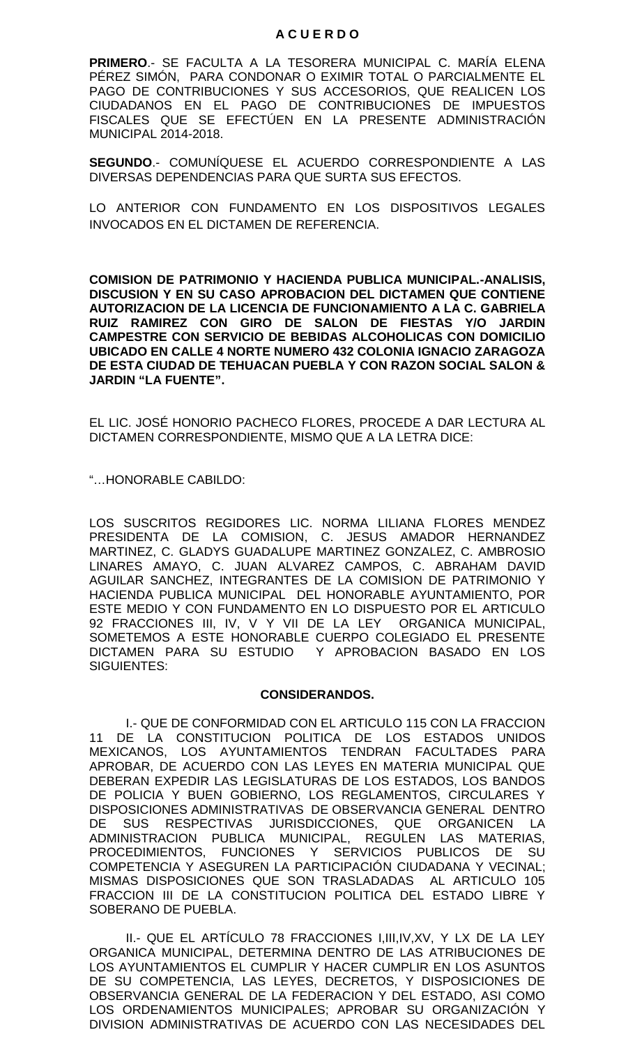**A C U E R D O**

**PRIMERO**.- SE FACULTA A LA TESORERA MUNICIPAL C. MARÍA ELENA PÉREZ SIMÓN, PARA CONDONAR O EXIMIR TOTAL O PARCIALMENTE EL PAGO DE CONTRIBUCIONES Y SUS ACCESORIOS, QUE REALICEN LOS CIUDADANOS EN EL PAGO DE CONTRIBUCIONES DE IMPUESTOS FISCALES QUE SE EFECTÚEN EN LA PRESENTE ADMINISTRACIÓN MUNICIPAL 2014-2018.

**SEGUNDO**.- COMUNÍQUESE EL ACUERDO CORRESPONDIENTE A LAS DIVERSAS DEPENDENCIAS PARA QUE SURTA SUS EFECTOS.

LO ANTERIOR CON FUNDAMENTO EN LOS DISPOSITIVOS LEGALES INVOCADOS EN EL DICTAMEN DE REFERENCIA.

**COMISION DE PATRIMONIO Y HACIENDA PUBLICA MUNICIPAL.-ANALISIS, DISCUSION Y EN SU CASO APROBACION DEL DICTAMEN QUE CONTIENE AUTORIZACION DE LA LICENCIA DE FUNCIONAMIENTO A LA C. GABRIELA RUIZ RAMIREZ CON GIRO DE SALON DE FIESTAS Y/O JARDIN CAMPESTRE CON SERVICIO DE BEBIDAS ALCOHOLICAS CON DOMICILIO UBICADO EN CALLE 4 NORTE NUMERO 432 COLONIA IGNACIO ZARAGOZA DE ESTA CIUDAD DE TEHUACAN PUEBLA Y CON RAZON SOCIAL SALON & JARDIN "LA FUENTE".**

EL LIC. JOSÉ HONORIO PACHECO FLORES, PROCEDE A DAR LECTURA AL DICTAMEN CORRESPONDIENTE, MISMO QUE A LA LETRA DICE:

"…HONORABLE CABILDO:

LOS SUSCRITOS REGIDORES LIC. NORMA LILIANA FLORES MENDEZ PRESIDENTA DE LA COMISION, C. JESUS AMADOR HERNANDEZ MARTINEZ, C. GLADYS GUADALUPE MARTINEZ GONZALEZ, C. AMBROSIO LINARES AMAYO, C. JUAN ALVAREZ CAMPOS, C. ABRAHAM DAVID AGUILAR SANCHEZ, INTEGRANTES DE LA COMISION DE PATRIMONIO Y HACIENDA PUBLICA MUNICIPAL DEL HONORABLE AYUNTAMIENTO, POR ESTE MEDIO Y CON FUNDAMENTO EN LO DISPUESTO POR EL ARTICULO 92 FRACCIONES III, IV, V Y VII DE LA LEY ORGANICA MUNICIPAL, SOMETEMOS A ESTE HONORABLE CUERPO COLEGIADO EL PRESENTE DICTAMEN PARA SU ESTUDIO Y APROBACION BASADO EN LOS SIGUIENTES:

**CONSIDERANDOS.**

I.- QUE DE CONFORMIDAD CON EL ARTICULO 115 CON LA FRACCION 11 DE LA CONSTITUCION POLITICA DE LOS ESTADOS UNIDOS MEXICANOS, LOS AYUNTAMIENTOS TENDRAN FACULTADES PARA APROBAR, DE ACUERDO CON LAS LEYES EN MATERIA MUNICIPAL QUE DEBERAN EXPEDIR LAS LEGISLATURAS DE LOS ESTADOS, LOS BANDOS DE POLICIA Y BUEN GOBIERNO, LOS REGLAMENTOS, CIRCULARES Y DISPOSICIONES ADMINISTRATIVAS DE OBSERVANCIA GENERAL DENTRO DE SUS RESPECTIVAS JURISDICCIONES, QUE ORGANICEN LA ADMINISTRACION PUBLICA MUNICIPAL, REGULEN LAS MATERIAS, PROCEDIMIENTOS, FUNCIONES Y SERVICIOS PUBLICOS DE SU COMPETENCIA Y ASEGUREN LA PARTICIPACIÓN CIUDADANA Y VECINAL; MISMAS DISPOSICIONES QUE SON TRASLADADAS AL ARTICULO 105 FRACCION III DE LA CONSTITUCION POLITICA DEL ESTADO LIBRE Y SOBERANO DE PUEBLA.

II.- QUE EL ARTÍCULO 78 FRACCIONES I,III,IV,XV, Y LX DE LA LEY ORGANICA MUNICIPAL, DETERMINA DENTRO DE LAS ATRIBUCIONES DE LOS AYUNTAMIENTOS EL CUMPLIR Y HACER CUMPLIR EN LOS ASUNTOS DE SU COMPETENCIA, LAS LEYES, DECRETOS, Y DISPOSICIONES DE OBSERVANCIA GENERAL DE LA FEDERACION Y DEL ESTADO, ASI COMO LOS ORDENAMIENTOS MUNICIPALES; APROBAR SU ORGANIZACIÓN Y DIVISION ADMINISTRATIVAS DE ACUERDO CON LAS NECESIDADES DEL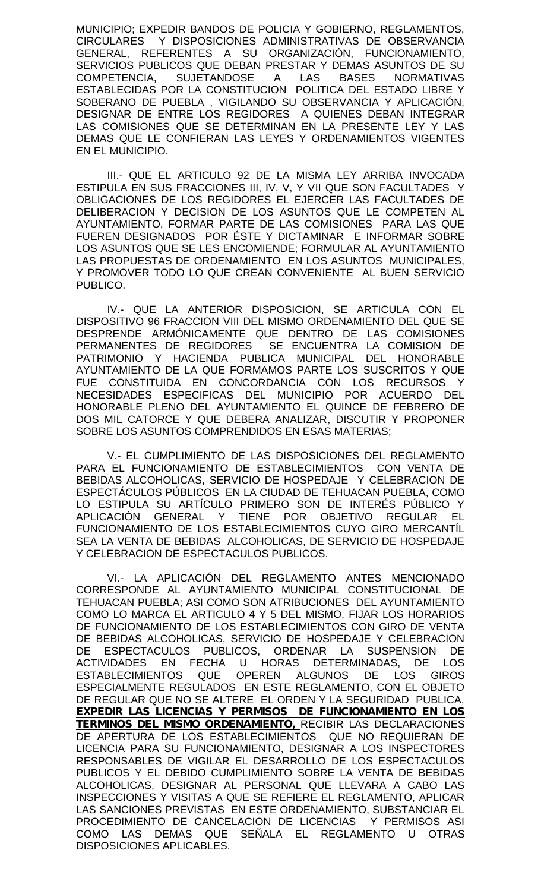MUNICIPIO; EXPEDIR BANDOS DE POLICIA Y GOBIERNO, REGLAMENTOS, CIRCULARES Y DISPOSICIONES ADMINISTRATIVAS DE OBSERVANCIA GENERAL, REFERENTES A SU ORGANIZACIÓN, FUNCIONAMIENTO, SERVICIOS PUBLICOS QUE DEBAN PRESTAR Y DEMAS ASUNTOS DE SU COMPETENCIA, SUJETANDOSE A LAS BASES NORMATIVAS ESTABLECIDAS POR LA CONSTITUCION POLITICA DEL ESTADO LIBRE Y SOBERANO DE PUEBLA , VIGILANDO SU OBSERVANCIA Y APLICACIÓN, DESIGNAR DE ENTRE LOS REGIDORES A QUIENES DEBAN INTEGRAR LAS COMISIONES QUE SE DETERMINAN EN LA PRESENTE LEY Y LAS DEMAS QUE LE CONFIERAN LAS LEYES Y ORDENAMIENTOS VIGENTES EN EL MUNICIPIO.

III.- QUE EL ARTICULO 92 DE LA MISMA LEY ARRIBA INVOCADA ESTIPULA EN SUS FRACCIONES III, IV, V, Y VII QUE SON FACULTADES Y OBLIGACIONES DE LOS REGIDORES EL EJERCER LAS FACULTADES DE DELIBERACION Y DECISION DE LOS ASUNTOS QUE LE COMPETEN AL AYUNTAMIENTO, FORMAR PARTE DE LAS COMISIONES PARA LAS QUE FUEREN DESIGNADOS POR ÉSTE Y DICTAMINAR E INFORMAR SOBRE LOS ASUNTOS QUE SE LES ENCOMIENDE; FORMULAR AL AYUNTAMIENTO LAS PROPUESTAS DE ORDENAMIENTO EN LOS ASUNTOS MUNICIPALES, Y PROMOVER TODO LO QUE CREAN CONVENIENTE AL BUEN SERVICIO PUBLICO.

IV.- QUE LA ANTERIOR DISPOSICION, SE ARTICULA CON EL DISPOSITIVO 96 FRACCION VIII DEL MISMO ORDENAMIENTO DEL QUE SE DESPRENDE ARMÓNICAMENTE QUE DENTRO DE LAS COMISIONES PERMANENTES DE REGIDORES SE ENCUENTRA LA COMISION DE PATRIMONIO Y HACIENDA PUBLICA MUNICIPAL DEL HONORABLE AYUNTAMIENTO DE LA QUE FORMAMOS PARTE LOS SUSCRITOS Y QUE FUE CONSTITUIDA EN CONCORDANCIA CON LOS RECURSOS Y NECESIDADES ESPECIFICAS DEL MUNICIPIO POR ACUERDO DEL HONORABLE PLENO DEL AYUNTAMIENTO EL QUINCE DE FEBRERO DE DOS MIL CATORCE Y QUE DEBERA ANALIZAR, DISCUTIR Y PROPONER SOBRE LOS ASUNTOS COMPRENDIDOS EN ESAS MATERIAS;

V.- EL CUMPLIMIENTO DE LAS DISPOSICIONES DEL REGLAMENTO PARA EL FUNCIONAMIENTO DE ESTABLECIMIENTOS CON VENTA DE BEBIDAS ALCOHOLICAS, SERVICIO DE HOSPEDAJE Y CELEBRACION DE ESPECTÁCULOS PÚBLICOS EN LA CIUDAD DE TEHUACAN PUEBLA, COMO LO ESTIPULA SU ARTÍCULO PRIMERO SON DE INTERÉS PÚBLICO Y APLICACIÓN GENERAL Y TIENE POR OBJETIVO REGULAR EL FUNCIONAMIENTO DE LOS ESTABLECIMIENTOS CUYO GIRO MERCANTÍL SEA LA VENTA DE BEBIDAS ALCOHOLICAS, DE SERVICIO DE HOSPEDAJE Y CELEBRACION DE ESPECTACULOS PUBLICOS.

VI.- LA APLICACIÓN DEL REGLAMENTO ANTES MENCIONADO CORRESPONDE AL AYUNTAMIENTO MUNICIPAL CONSTITUCIONAL DE TEHUACAN PUEBLA; ASI COMO SON ATRIBUCIONES DEL AYUNTAMIENTO COMO LO MARCA EL ARTICULO 4 Y 5 DEL MISMO, FIJAR LOS HORARIOS DE FUNCIONAMIENTO DE LOS ESTABLECIMIENTOS CON GIRO DE VENTA DE BEBIDAS ALCOHOLICAS, SERVICIO DE HOSPEDAJE Y CELEBRACION DE ESPECTACULOS PUBLICOS, ORDENAR LA SUSPENSION DE ACTIVIDADES EN FECHA U HORAS DETERMINADAS, DE LOS ESTABLECIMIENTOS QUE OPEREN ALGUNOS DE LOS GIROS ESPECIALMENTE REGULADOS EN ESTE REGLAMENTO, CON EL OBJETO DE REGULAR QUE NO SE ALTERE EL ORDEN Y LA SEGURIDAD PUBLICA, **EXPEDIR LAS LICENCIAS Y PERMISOS DE FUNCIONAMIENTO EN LOS TERMINOS DEL MISMO ORDENAMIENTO,** RECIBIR LAS DECLARACIONES DE APERTURA DE LOS ESTABLECIMIENTOS QUE NO REQUIERAN DE LICENCIA PARA SU FUNCIONAMIENTO, DESIGNAR A LOS INSPECTORES RESPONSABLES DE VIGILAR EL DESARROLLO DE LOS ESPECTACULOS PUBLICOS Y EL DEBIDO CUMPLIMIENTO SOBRE LA VENTA DE BEBIDAS ALCOHOLICAS, DESIGNAR AL PERSONAL QUE LLEVARA A CABO LAS INSPECCIONES Y VISITAS A QUE SE REFIERE EL REGLAMENTO, APLICAR LAS SANCIONES PREVISTAS EN ESTE ORDENAMIENTO, SUBSTANCIAR EL PROCEDIMIENTO DE CANCELACION DE LICENCIAS Y PERMISOS ASI COMO LAS DEMAS QUE SEÑALA EL REGLAMENTO U OTRAS DISPOSICIONES APLICABLES.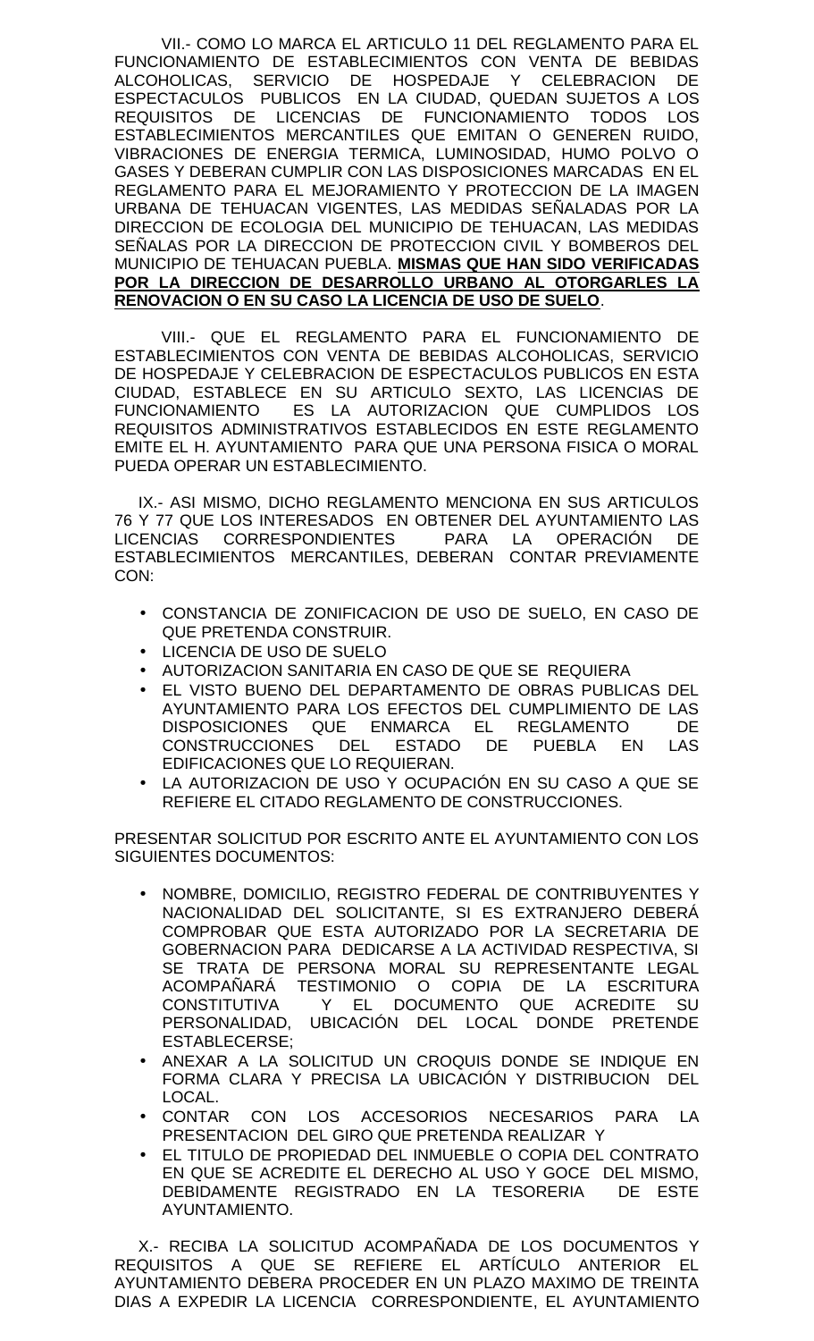VII.- COMO LO MARCA EL ARTICULO 11 DEL REGLAMENTO PARA EL FUNCIONAMIENTO DE ESTABLECIMIENTOS CON VENTA DE BEBIDAS ALCOHOLICAS, SERVICIO DE HOSPEDAJE Y CELEBRACION DE ESPECTACULOS PUBLICOS EN LA CIUDAD, QUEDAN SUJETOS A LOS REQUISITOS DE LICENCIAS DE FUNCIONAMIENTO TODOS LOS ESTABLECIMIENTOS MERCANTILES QUE EMITAN O GENEREN RUIDO, VIBRACIONES DE ENERGIA TERMICA, LUMINOSIDAD, HUMO POLVO O GASES Y DEBERAN CUMPLIR CON LAS DISPOSICIONES MARCADAS EN EL REGLAMENTO PARA EL MEJORAMIENTO Y PROTECCION DE LA IMAGEN URBANA DE TEHUACAN VIGENTES, LAS MEDIDAS SEÑALADAS POR LA DIRECCION DE ECOLOGIA DEL MUNICIPIO DE TEHUACAN, LAS MEDIDAS SEÑALAS POR LA DIRECCION DE PROTECCION CIVIL Y BOMBEROS DEL MUNICIPIO DE TEHUACAN PUEBLA. **MISMAS QUE HAN SIDO VERIFICADAS POR LA DIRECCION DE DESARROLLO URBANO AL OTORGARLES LA RENOVACION O EN SU CASO LA LICENCIA DE USO DE SUELO**.

VIII.- QUE EL REGLAMENTO PARA EL FUNCIONAMIENTO DE ESTABLECIMIENTOS CON VENTA DE BEBIDAS ALCOHOLICAS, SERVICIO DE HOSPEDAJE Y CELEBRACION DE ESPECTACULOS PUBLICOS EN ESTA CIUDAD, ESTABLECE EN SU ARTICULO SEXTO, LAS LICENCIAS DE FUNCIONAMIENTO ES LA AUTORIZACION QUE CUMPLIDOS LOS REQUISITOS ADMINISTRATIVOS ESTABLECIDOS EN ESTE REGLAMENTO EMITE EL H. AYUNTAMIENTO PARA QUE UNA PERSONA FISICA O MORAL PUEDA OPERAR UN ESTABLECIMIENTO.

IX.- ASI MISMO, DICHO REGLAMENTO MENCIONA EN SUS ARTICULOS 76 Y 77 QUE LOS INTERESADOS EN OBTENER DEL AYUNTAMIENTO LAS LICENCIAS CORRESPONDIENTES PARA LA OPERACIÓN DE ESTABLECIMIENTOS MERCANTILES, DEBERAN CONTAR PREVIAMENTE CON:

- CONSTANCIA DE ZONIFICACION DE USO DE SUELO, EN CASO DE QUE PRETENDA CONSTRUIR.
- LICENCIA DE USO DE SUELO
- AUTORIZACION SANITARIA EN CASO DE QUE SE REQUIERA
- EL VISTO BUENO DEL DEPARTAMENTO DE OBRAS PUBLICAS DEL AYUNTAMIENTO PARA LOS EFECTOS DEL CUMPLIMIENTO DE LAS DISPOSICIONES QUE ENMARCA EL REGLAMENTO DE CONSTRUCCIONES DEL ESTADO DE PUEBLA EN LAS EDIFICACIONES QUE LO REQUIERAN.
- LA AUTORIZACION DE USO Y OCUPACIÓN EN SU CASO A QUE SE REFIERE EL CITADO REGLAMENTO DE CONSTRUCCIONES.

PRESENTAR SOLICITUD POR ESCRITO ANTE EL AYUNTAMIENTO CON LOS SIGUIENTES DOCUMENTOS:

- NOMBRE, DOMICILIO, REGISTRO FEDERAL DE CONTRIBUYENTES Y NACIONALIDAD DEL SOLICITANTE, SI ES EXTRANJERO DEBERÁ COMPROBAR QUE ESTA AUTORIZADO POR LA SECRETARIA DE GOBERNACION PARA DEDICARSE A LA ACTIVIDAD RESPECTIVA, SI SE TRATA DE PERSONA MORAL SU REPRESENTANTE LEGAL ACOMPAÑARÁ TESTIMONIO O COPIA DE LA ESCRITURA CONSTITUTIVA Y EL DOCUMENTO QUE ACREDITE SU PERSONALIDAD, UBICACIÓN DEL LOCAL DONDE PRETENDE ESTABLECERSE;
- ANEXAR A LA SOLICITUD UN CROQUIS DONDE SE INDIQUE EN FORMA CLARA Y PRECISA LA UBICACIÓN Y DISTRIBUCION DEL LOCAL.
- CONTAR CON LOS ACCESORIOS NECESARIOS PARA LA PRESENTACION DEL GIRO QUE PRETENDA REALIZAR Y
- EL TITULO DE PROPIEDAD DEL INMUEBLE O COPIA DEL CONTRATO EN QUE SE ACREDITE EL DERECHO AL USO Y GOCE DEL MISMO, DEBIDAMENTE REGISTRADO EN LA TESORERIA DE ESTE AYUNTAMIENTO.

X.- RECIBA LA SOLICITUD ACOMPAÑADA DE LOS DOCUMENTOS Y REQUISITOS A QUE SE REFIERE EL ARTÍCULO ANTERIOR EL AYUNTAMIENTO DEBERA PROCEDER EN UN PLAZO MAXIMO DE TREINTA DIAS A EXPEDIR LA LICENCIA CORRESPONDIENTE, EL AYUNTAMIENTO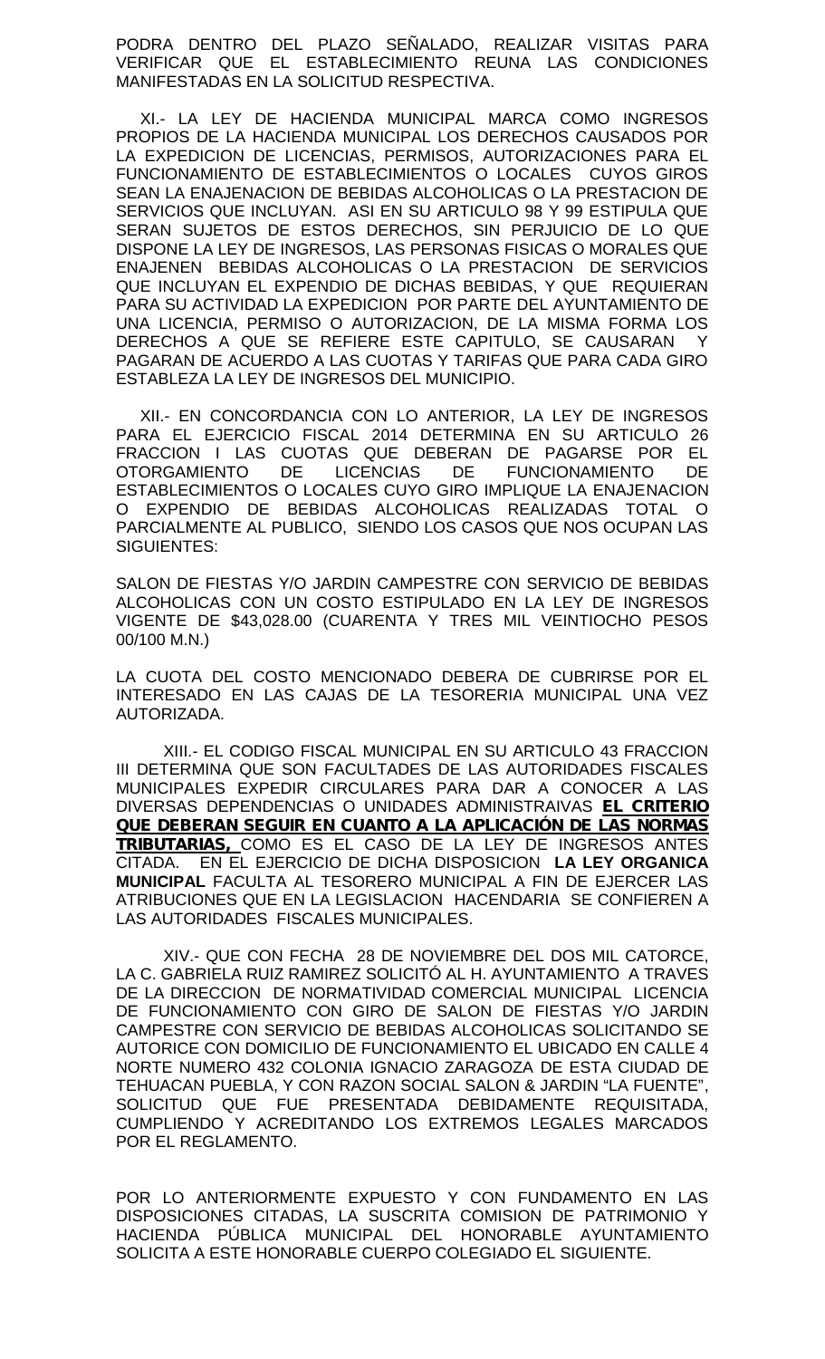PODRA DENTRO DEL PLAZO SEÑALADO, REALIZAR VISITAS PARA VERIFICAR QUE EL ESTABLECIMIENTO REUNA LAS CONDICIONES MANIFESTADAS EN LA SOLICITUD RESPECTIVA.

XI.- LA LEY DE HACIENDA MUNICIPAL MARCA COMO INGRESOS PROPIOS DE LA HACIENDA MUNICIPAL LOS DERECHOS CAUSADOS POR LA EXPEDICION DE LICENCIAS, PERMISOS, AUTORIZACIONES PARA EL FUNCIONAMIENTO DE ESTABLECIMIENTOS O LOCALES CUYOS GIROS SEAN LA ENAJENACION DE BEBIDAS ALCOHOLICAS O LA PRESTACION DE SERVICIOS QUE INCLUYAN. ASI EN SU ARTICULO 98 Y 99 ESTIPULA QUE SERAN SUJETOS DE ESTOS DERECHOS, SIN PERJUICIO DE LO QUE DISPONE LA LEY DE INGRESOS, LAS PERSONAS FISICAS O MORALES QUE ENAJENEN BEBIDAS ALCOHOLICAS O LA PRESTACION DE SERVICIOS QUE INCLUYAN EL EXPENDIO DE DICHAS BEBIDAS, Y QUE REQUIERAN PARA SU ACTIVIDAD LA EXPEDICION POR PARTE DEL AYUNTAMIENTO DE UNA LICENCIA, PERMISO O AUTORIZACION, DE LA MISMA FORMA LOS DERECHOS A QUE SE REFIERE ESTE CAPITULO, SE CAUSARAN Y PAGARAN DE ACUERDO A LAS CUOTAS Y TARIFAS QUE PARA CADA GIRO ESTABLEZCA LA LEY DE INGRESOS DEL MUNICIPIO.

XII.- EN CONCORDANCIA CON LO ANTERIOR, LA LEY DE INGRESOS PARA EL EJERCICIO FISCAL 2014 DETERMINA EN SU ARTICULO 26 FRACCION I LAS CUOTAS QUE DEBERAN DE PAGARSE POR EL OTORGAMIENTO DE LICENCIAS DE FUNCIONAMIENTO DE ESTABLECIMIENTOS O LOCALES CUYO GIRO IMPLIQUE LA ENAJENACION O EXPENDIO DE BEBIDAS ALCOHOLICAS REALIZADAS TOTAL O PARCIALMENTE AL PUBLICO, SIENDO LOS CASOS QUE NOS OCUPAN LAS SIGUIENTES:

SALON DE FIESTAS Y/O JARDIN CAMPESTRE CON SERVICIO DE BEBIDAS ALCOHOLICAS CON UN COSTO ESTIPULADO EN LA LEY DE INGRESOS VIGENTE DE $43,028.00 (CUARENTA Y TRES MIL VEINTIOCHO PESOS 00/100 M.N.)

LA CUOTA DEL COSTO MENCIONADO DEBERA DE CUBRIRSE POR EL INTERESADO EN LAS CAJAS DE LA TESORERIA MUNICIPAL UNA VEZ AUTORIZADA.

XIII.- EL CODIGO FISCAL MUNICIPAL EN SU ARTICULO 43 FRACCION III DETERMINA QUE SON FACULTADES DE LAS AUTORIDADES FISCALES MUNICIPALES EXPEDIR CIRCULARES PARA DAR A CONOCER A LAS DIVERSAS DEPENDENCIAS O UNIDADES ADMINISTRAIVAS **EL CRITERIO QUE DEBERAN SEGUIR EN CUANTO A LA APLICACIÓN DE LAS NORMAS TRIBUTARIAS,** COMO ES EL CASO DE LA LEY DE INGRESOS ANTES CITADA. EN EL EJERCICIO DE DICHA DISPOSICION **LA LEY ORGANICA MUNICIPAL** FACULTA AL TESORERO MUNICIPAL A FIN DE EJERCER LAS ATRIBUCIONES QUE EN LA LEGISLACION HACENDARIA SE CONFIEREN A LAS AUTORIDADES FISCALES MUNICIPALES.

XIV.- QUE CON FECHA 28 DE NOVIEMBRE DEL DOS MIL CATORCE, LA C. GABRIELA RUIZ RAMIREZ SOLICITÓ AL H. AYUNTAMIENTO A TRAVES DE LA DIRECCION DE NORMATIVIDAD COMERCIAL MUNICIPAL LICENCIA DE FUNCIONAMIENTO CON GIRO DE SALON DE FIESTAS Y/O JARDIN CAMPESTRE CON SERVICIO DE BEBIDAS ALCOHOLICAS SOLICITANDO SE AUTORICE CON DOMICILIO DE FUNCIONAMIENTO EL UBICADO EN CALLE 4 NORTE NUMERO 432 COLONIA IGNACIO ZARAGOZA DE ESTA CIUDAD DE TEHUACAN PUEBLA, Y CON RAZON SOCIAL SALON & JARDIN "LA FUENTE", SOLICITUD QUE FUE PRESENTADA DEBIDAMENTE REQUISITADA, CUMPLIENDO Y ACREDITANDO LOS EXTREMOS LEGALES MARCADOS POR EL REGLAMENTO.

POR LO ANTERIORMENTE EXPUESTO Y CON FUNDAMENTO EN LAS DISPOSICIONES CITADAS, LA SUSCRITA COMISION DE PATRIMONIO Y HACIENDA PÚBLICA MUNICIPAL DEL HONORABLE AYUNTAMIENTO SOLICITA A ESTE HONORABLE CUERPO COLEGIADO EL SIGUIENTE.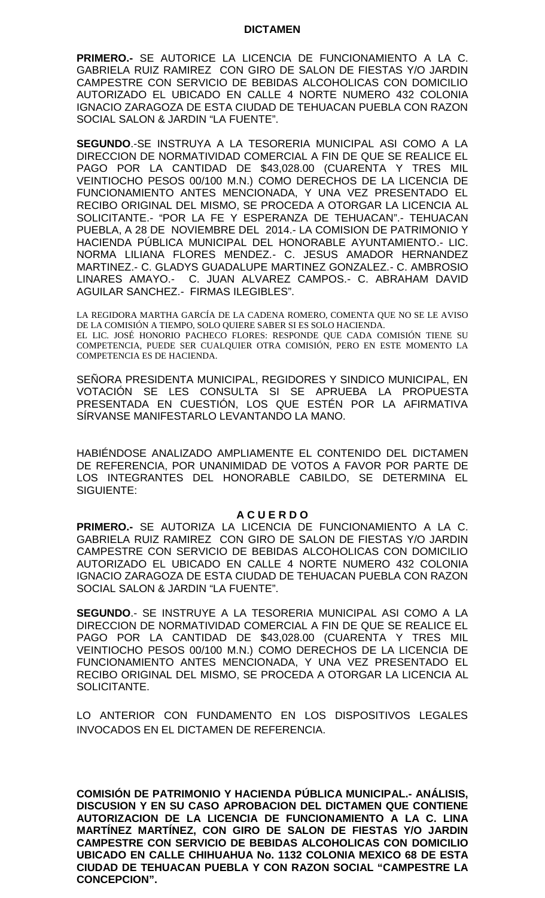**DICTAMEN**

**PRIMERO.-** SE AUTORICE LA LICENCIA DE FUNCIONAMIENTO A LA C. GABRIELA RUIZ RAMIREZ CON GIRO DE SALON DE FIESTAS Y/O JARDIN CAMPESTRE CON SERVICIO DE BEBIDAS ALCOHOLICAS CON DOMICILIO AUTORIZADO EL UBICADO EN CALLE 4 NORTE NUMERO 432 COLONIA IGNACIO ZARAGOZA DE ESTA CIUDAD DE TEHUACAN PUEBLA CON RAZON SOCIAL SALON & JARDIN "LA FUENTE".

**SEGUNDO**.-SE INSTRUYA A LA TESORERIA MUNICIPAL ASI COMO A LA DIRECCION DE NORMATIVIDAD COMERCIAL A FIN DE QUE SE REALICE EL PAGO POR LA CANTIDAD DE $43,028.00 (CUARENTA Y TRES MIL VEINTIOCHO PESOS 00/100 M.N.) COMO DERECHOS DE LA LICENCIA DE FUNCIONAMIENTO ANTES MENCIONADA, Y UNA VEZ PRESENTADO EL RECIBO ORIGINAL DEL MISMO, SE PROCEDA A OTORGAR LA LICENCIA AL SOLICITANTE.- "POR LA FE Y ESPERANZA DE TEHUACAN".- TEHUACAN PUEBLA, A 28 DE NOVIEMBRE DEL 2014.- LA COMISION DE PATRIMONIO Y HACIENDA PÚBLICA MUNICIPAL DEL HONORABLE AYUNTAMIENTO.- LIC. NORMA LILIANA FLORES MENDEZ.- C. JESUS AMADOR HERNANDEZ MARTINEZ.- C. GLADYS GUADALUPE MARTINEZ GONZALEZ.- C. AMBROSIO LINARES AMAYO.- C. JUAN ALVAREZ CAMPOS.- C. ABRAHAM DAVID AGUILAR SANCHEZ.- FIRMAS ILEGIBLES".

LA REGIDORA MARTHA GARCÍA DE LA CADENA ROMERO, COMENTA QUE NO SE LE AVISO DE LA COMISIÓN A TIEMPO, SOLO QUIERE SABER SI ES SOLO HACIENDA.
EL LIC. JOSÉ HONORIO PACHECO FLORES: RESPONDE QUE CADA COMISIÓN TIENE SU COMPETENCIA, PUEDE SER CUALQUIER OTRA COMISIÓN, PERO EN ESTE MOMENTO LA COMPETENCIA ES DE HACIENDA.

SEÑORA PRESIDENTA MUNICIPAL, REGIDORES Y SINDICO MUNICIPAL, EN VOTACIÓN SE LES CONSULTA SI SE APRUEBA LA PROPUESTA PRESENTADA EN CUESTIÓN, LOS QUE ESTÉN POR LA AFIRMATIVA SÍRVANSE MANIFESTARLO LEVANTANDO LA MANO.

HABIÉNDOSE ANALIZADO AMPLIAMENTE EL CONTENIDO DEL DICTAMEN DE REFERENCIA, POR UNANIMIDAD DE VOTOS A FAVOR POR PARTE DE LOS INTEGRANTES DEL HONORABLE CABILDO, SE DETERMINA EL SIGUIENTE:

**A C U E R D O**

**PRIMERO.-** SE AUTORIZA LA LICENCIA DE FUNCIONAMIENTO A LA C. GABRIELA RUIZ RAMIREZ CON GIRO DE SALON DE FIESTAS Y/O JARDIN CAMPESTRE CON SERVICIO DE BEBIDAS ALCOHOLICAS CON DOMICILIO AUTORIZADO EL UBICADO EN CALLE 4 NORTE NUMERO 432 COLONIA IGNACIO ZARAGOZA DE ESTA CIUDAD DE TEHUACAN PUEBLA CON RAZON SOCIAL SALON & JARDIN "LA FUENTE".

**SEGUNDO**.- SE INSTRUYE A LA TESORERIA MUNICIPAL ASI COMO A LA DIRECCION DE NORMATIVIDAD COMERCIAL A FIN DE QUE SE REALICE EL PAGO POR LA CANTIDAD DE $43,028.00 (CUARENTA Y TRES MIL VEINTIOCHO PESOS 00/100 M.N.) COMO DERECHOS DE LA LICENCIA DE FUNCIONAMIENTO ANTES MENCIONADA, Y UNA VEZ PRESENTADO EL RECIBO ORIGINAL DEL MISMO, SE PROCEDA A OTORGAR LA LICENCIA AL SOLICITANTE.

LO ANTERIOR CON FUNDAMENTO EN LOS DISPOSITIVOS LEGALES INVOCADOS EN EL DICTAMEN DE REFERENCIA.

**COMISIÓN DE PATRIMONIO Y HACIENDA PÚBLICA MUNICIPAL.- ANÁLISIS, DISCUSION Y EN SU CASO APROBACION DEL DICTAMEN QUE CONTIENE AUTORIZACION DE LA LICENCIA DE FUNCIONAMIENTO A LA C. LINA MARTÍNEZ MARTÍNEZ, CON GIRO DE SALON DE FIESTAS Y/O JARDIN CAMPESTRE CON SERVICIO DE BEBIDAS ALCOHOLICAS CON DOMICILIO UBICADO EN CALLE CHIHUAHUA No. 1132 COLONIA MEXICO 68 DE ESTA CIUDAD DE TEHUACAN PUEBLA Y CON RAZON SOCIAL "CAMPESTRE LA CONCEPCION".**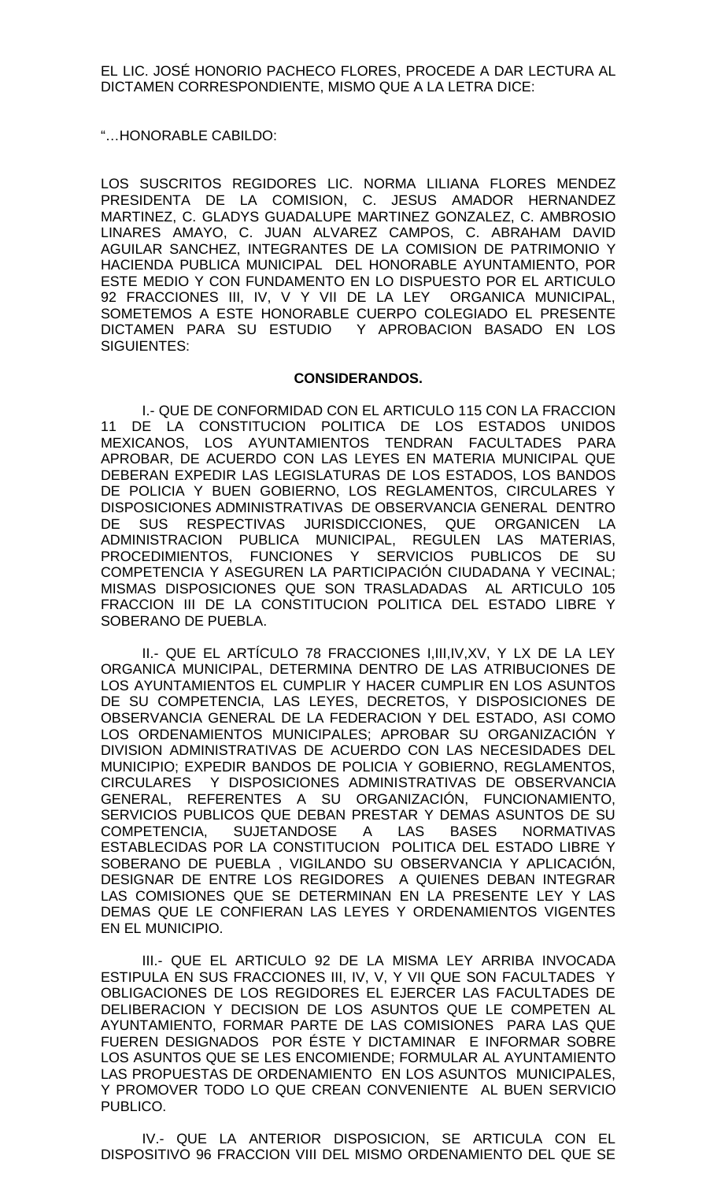EL LIC. JOSÉ HONORIO PACHECO FLORES, PROCEDE A DAR LECTURA AL DICTAMEN CORRESPONDIENTE, MISMO QUE A LA LETRA DICE:

"…HONORABLE CABILDO:

LOS SUSCRITOS REGIDORES LIC. NORMA LILIANA FLORES MENDEZ PRESIDENTA DE LA COMISION, C. JESUS AMADOR HERNANDEZ MARTINEZ, C. GLADYS GUADALUPE MARTINEZ GONZALEZ, C. AMBROSIO LINARES AMAYO, C. JUAN ALVAREZ CAMPOS, C. ABRAHAM DAVID AGUILAR SANCHEZ, INTEGRANTES DE LA COMISION DE PATRIMONIO Y HACIENDA PUBLICA MUNICIPAL DEL HONORABLE AYUNTAMIENTO, POR ESTE MEDIO Y CON FUNDAMENTO EN LO DISPUESTO POR EL ARTICULO 92 FRACCIONES III, IV, V Y VII DE LA LEY ORGANICA MUNICIPAL, SOMETEMOS A ESTE HONORABLE CUERPO COLEGIADO EL PRESENTE DICTAMEN PARA SU ESTUDIO Y APROBACION BASADO EN LOS SIGUIENTES:

**CONSIDERANDOS.**

I.- QUE DE CONFORMIDAD CON EL ARTICULO 115 CON LA FRACCION 11 DE LA CONSTITUCION POLITICA DE LOS ESTADOS UNIDOS MEXICANOS, LOS AYUNTAMIENTOS TENDRAN FACULTADES PARA APROBAR, DE ACUERDO CON LAS LEYES EN MATERIA MUNICIPAL QUE DEBERAN EXPEDIR LAS LEGISLATURAS DE LOS ESTADOS, LOS BANDOS DE POLICIA Y BUEN GOBIERNO, LOS REGLAMENTOS, CIRCULARES Y DISPOSICIONES ADMINISTRATIVAS DE OBSERVANCIA GENERAL DENTRO DE SUS RESPECTIVAS JURISDICCIONES, QUE ORGANICEN LA ADMINISTRACION PUBLICA MUNICIPAL, REGULEN LAS MATERIAS, PROCEDIMIENTOS, FUNCIONES Y SERVICIOS PUBLICOS DE SU COMPETENCIA Y ASEGUREN LA PARTICIPACIÓN CIUDADANA Y VECINAL; MISMAS DISPOSICIONES QUE SON TRASLADADAS AL ARTICULO 105 FRACCION III DE LA CONSTITUCION POLITICA DEL ESTADO LIBRE Y SOBERANO DE PUEBLA.

II.- QUE EL ARTÍCULO 78 FRACCIONES I,III,IV,XV, Y LX DE LA LEY ORGANICA MUNICIPAL, DETERMINA DENTRO DE LAS ATRIBUCIONES DE LOS AYUNTAMIENTOS EL CUMPLIR Y HACER CUMPLIR EN LOS ASUNTOS DE SU COMPETENCIA, LAS LEYES, DECRETOS, Y DISPOSICIONES DE OBSERVANCIA GENERAL DE LA FEDERACION Y DEL ESTADO, ASI COMO LOS ORDENAMIENTOS MUNICIPALES; APROBAR SU ORGANIZACIÓN Y DIVISION ADMINISTRATIVAS DE ACUERDO CON LAS NECESIDADES DEL MUNICIPIO; EXPEDIR BANDOS DE POLICIA Y GOBIERNO, REGLAMENTOS, CIRCULARES Y DISPOSICIONES ADMINISTRATIVAS DE OBSERVANCIA GENERAL, REFERENTES A SU ORGANIZACIÓN, FUNCIONAMIENTO, SERVICIOS PUBLICOS QUE DEBAN PRESTAR Y DEMAS ASUNTOS DE SU COMPETENCIA, SUJETANDOSE A LAS BASES NORMATIVAS ESTABLECIDAS POR LA CONSTITUCION POLITICA DEL ESTADO LIBRE Y SOBERANO DE PUEBLA , VIGILANDO SU OBSERVANCIA Y APLICACIÓN, DESIGNAR DE ENTRE LOS REGIDORES A QUIENES DEBAN INTEGRAR LAS COMISIONES QUE SE DETERMINAN EN LA PRESENTE LEY Y LAS DEMAS QUE LE CONFIERAN LAS LEYES Y ORDENAMIENTOS VIGENTES EN EL MUNICIPIO.

III.- QUE EL ARTICULO 92 DE LA MISMA LEY ARRIBA INVOCADA ESTIPULA EN SUS FRACCIONES III, IV, V, Y VII QUE SON FACULTADES Y OBLIGACIONES DE LOS REGIDORES EL EJERCER LAS FACULTADES DE DELIBERACION Y DECISION DE LOS ASUNTOS QUE LE COMPETEN AL AYUNTAMIENTO, FORMAR PARTE DE LAS COMISIONES PARA LAS QUE FUEREN DESIGNADOS POR ÉSTE Y DICTAMINAR E INFORMAR SOBRE LOS ASUNTOS QUE SE LES ENCOMIENDE; FORMULAR AL AYUNTAMIENTO LAS PROPUESTAS DE ORDENAMIENTO EN LOS ASUNTOS MUNICIPALES, Y PROMOVER TODO LO QUE CREAN CONVENIENTE AL BUEN SERVICIO PUBLICO.

IV.- QUE LA ANTERIOR DISPOSICION, SE ARTICULA CON EL DISPOSITIVO 96 FRACCION VIII DEL MISMO ORDENAMIENTO DEL QUE SE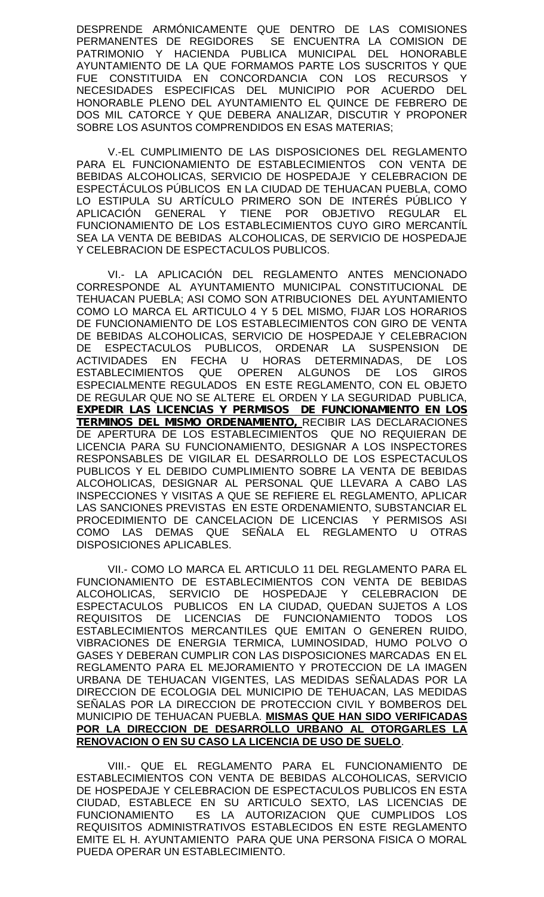DESPRENDE ARMÓNICAMENTE QUE DENTRO DE LAS COMISIONES PERMANENTES DE REGIDORES SE ENCUENTRA LA COMISION DE PATRIMONIO Y HACIENDA PUBLICA MUNICIPAL DEL HONORABLE AYUNTAMIENTO DE LA QUE FORMAMOS PARTE LOS SUSCRITOS Y QUE FUE CONSTITUIDA EN CONCORDANCIA CON LOS RECURSOS Y NECESIDADES ESPECIFICAS DEL MUNICIPIO POR ACUERDO DEL HONORABLE PLENO DEL AYUNTAMIENTO EL QUINCE DE FEBRERO DE DOS MIL CATORCE Y QUE DEBERA ANALIZAR, DISCUTIR Y PROPONER SOBRE LOS ASUNTOS COMPRENDIDOS EN ESAS MATERIAS;

V.-EL CUMPLIMIENTO DE LAS DISPOSICIONES DEL REGLAMENTO PARA EL FUNCIONAMIENTO DE ESTABLECIMIENTOS CON VENTA DE BEBIDAS ALCOHOLICAS, SERVICIO DE HOSPEDAJE Y CELEBRACION DE ESPECTÁCULOS PÚBLICOS EN LA CIUDAD DE TEHUACAN PUEBLA, COMO LO ESTIPULA SU ARTÍCULO PRIMERO SON DE INTERÉS PÚBLICO Y APLICACIÓN GENERAL Y TIENE POR OBJETIVO REGULAR EL FUNCIONAMIENTO DE LOS ESTABLECIMIENTOS CUYO GIRO MERCANTÍL SEA LA VENTA DE BEBIDAS ALCOHOLICAS, DE SERVICIO DE HOSPEDAJE Y CELEBRACION DE ESPECTACULOS PUBLICOS.

VI.- LA APLICACIÓN DEL REGLAMENTO ANTES MENCIONADO CORRESPONDE AL AYUNTAMIENTO MUNICIPAL CONSTITUCIONAL DE TEHUACAN PUEBLA; ASI COMO SON ATRIBUCIONES DEL AYUNTAMIENTO COMO LO MARCA EL ARTICULO 4 Y 5 DEL MISMO, FIJAR LOS HORARIOS DE FUNCIONAMIENTO DE LOS ESTABLECIMIENTOS CON GIRO DE VENTA DE BEBIDAS ALCOHOLICAS, SERVICIO DE HOSPEDAJE Y CELEBRACION DE ESPECTACULOS PUBLICOS, ORDENAR LA SUSPENSION DE ACTIVIDADES EN FECHA U HORAS DETERMINADAS, DE LOS ESTABLECIMIENTOS QUE OPEREN ALGUNOS DE LOS GIROS ESPECIALMENTE REGULADOS EN ESTE REGLAMENTO, CON EL OBJETO DE REGULAR QUE NO SE ALTERE EL ORDEN Y LA SEGURIDAD PUBLICA, **EXPEDIR LAS LICENCIAS Y PERMISOS DE FUNCIONAMIENTO EN LOS TERMINOS DEL MISMO ORDENAMIENTO,** RECIBIR LAS DECLARACIONES DE APERTURA DE LOS ESTABLECIMIENTOS QUE NO REQUIERAN DE LICENCIA PARA SU FUNCIONAMIENTO, DESIGNAR A LOS INSPECTORES RESPONSABLES DE VIGILAR EL DESARROLLO DE LOS ESPECTACULOS PUBLICOS Y EL DEBIDO CUMPLIMIENTO SOBRE LA VENTA DE BEBIDAS ALCOHOLICAS, DESIGNAR AL PERSONAL QUE LLEVARA A CABO LAS INSPECCIONES Y VISITAS A QUE SE REFIERE EL REGLAMENTO, APLICAR LAS SANCIONES PREVISTAS EN ESTE ORDENAMIENTO, SUBSTANCIAR EL PROCEDIMIENTO DE CANCELACION DE LICENCIAS Y PERMISOS ASI COMO LAS DEMAS QUE SEÑALA EL REGLAMENTO U OTRAS DISPOSICIONES APLICABLES.

VII.- COMO LO MARCA EL ARTICULO 11 DEL REGLAMENTO PARA EL FUNCIONAMIENTO DE ESTABLECIMIENTOS CON VENTA DE BEBIDAS ALCOHOLICAS, SERVICIO DE HOSPEDAJE Y CELEBRACION DE ESPECTACULOS PUBLICOS EN LA CIUDAD, QUEDAN SUJETOS A LOS REQUISITOS DE LICENCIAS DE FUNCIONAMIENTO TODOS LOS ESTABLECIMIENTOS MERCANTILES QUE EMITAN O GENEREN RUIDO, VIBRACIONES DE ENERGIA TERMICA, LUMINOSIDAD, HUMO POLVO O GASES Y DEBERAN CUMPLIR CON LAS DISPOSICIONES MARCADAS EN EL REGLAMENTO PARA EL MEJORAMIENTO Y PROTECCION DE LA IMAGEN URBANA DE TEHUACAN VIGENTES, LAS MEDIDAS SEÑALADAS POR LA DIRECCION DE ECOLOGIA DEL MUNICIPIO DE TEHUACAN, LAS MEDIDAS SEÑALAS POR LA DIRECCION DE PROTECCION CIVIL Y BOMBEROS DEL MUNICIPIO DE TEHUACAN PUEBLA. **MISMAS QUE HAN SIDO VERIFICADAS POR LA DIRECCION DE DESARROLLO URBANO AL OTORGARLES LA RENOVACION O EN SU CASO LA LICENCIA DE USO DE SUELO**.

VIII.- QUE EL REGLAMENTO PARA EL FUNCIONAMIENTO DE ESTABLECIMIENTOS CON VENTA DE BEBIDAS ALCOHOLICAS, SERVICIO DE HOSPEDAJE Y CELEBRACION DE ESPECTACULOS PUBLICOS EN ESTA CIUDAD, ESTABLECE EN SU ARTICULO SEXTO, LAS LICENCIAS DE FUNCIONAMIENTO ES LA AUTORIZACION QUE CUMPLIDOS LOS REQUISITOS ADMINISTRATIVOS ESTABLECIDOS EN ESTE REGLAMENTO EMITE EL H. AYUNTAMIENTO PARA QUE UNA PERSONA FISICA O MORAL PUEDA OPERAR UN ESTABLECIMIENTO.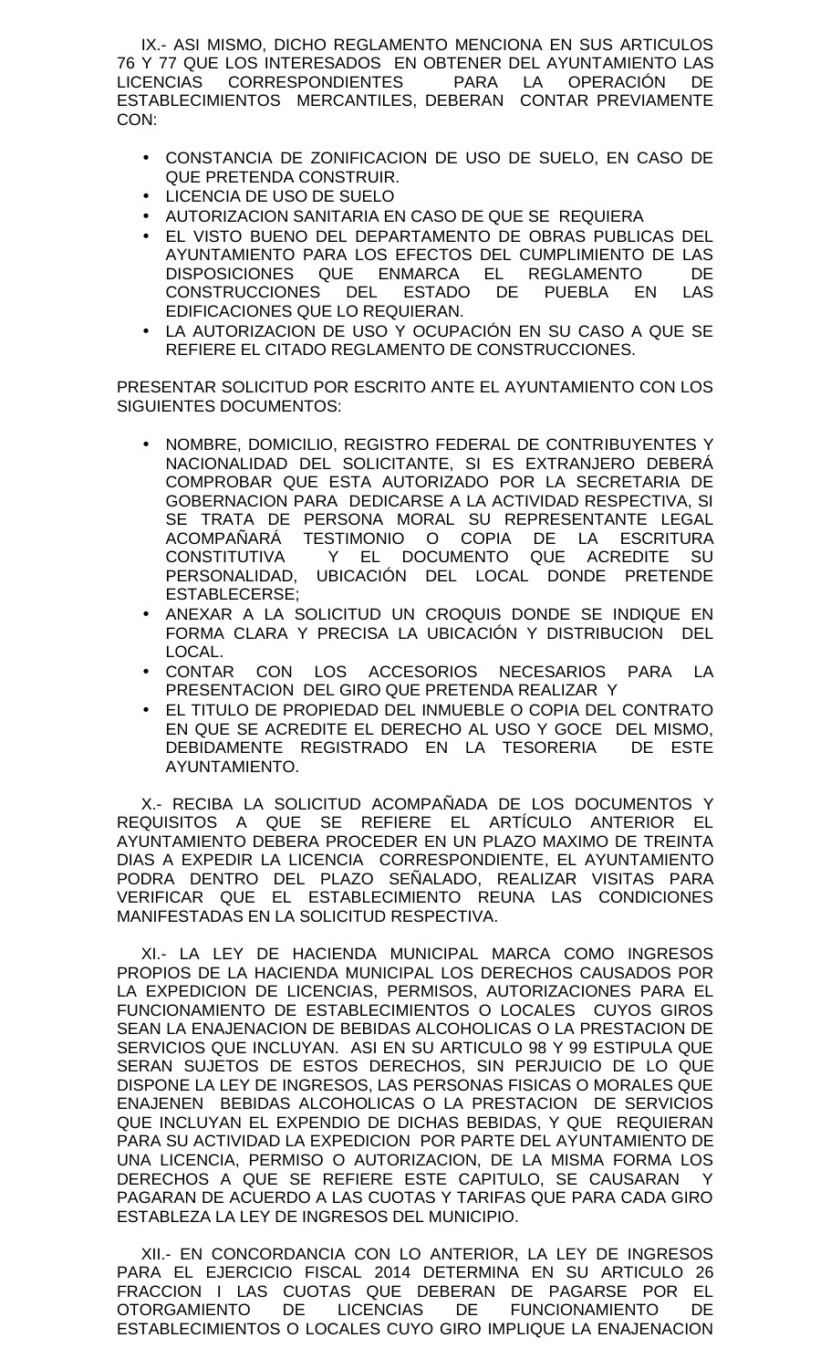IX.- ASI MISMO, DICHO REGLAMENTO MENCIONA EN SUS ARTICULOS 76 Y 77 QUE LOS INTERESADOS EN OBTENER DEL AYUNTAMIENTO LAS LICENCIAS CORRESPONDIENTES PARA LA OPERACIÓN DE ESTABLECIMIENTOS MERCANTILES, DEBERAN CONTAR PREVIAMENTE CON:

- CONSTANCIA DE ZONIFICACION DE USO DE SUELO, EN CASO DE QUE PRETENDA CONSTRUIR.
- LICENCIA DE USO DE SUELO
- AUTORIZACION SANITARIA EN CASO DE QUE SE REQUIERA
- EL VISTO BUENO DEL DEPARTAMENTO DE OBRAS PUBLICAS DEL AYUNTAMIENTO PARA LOS EFECTOS DEL CUMPLIMIENTO DE LAS DISPOSICIONES QUE ENMARCA EL REGLAMENTO DE CONSTRUCCIONES DEL ESTADO DE PUEBLA EN LAS EDIFICACIONES QUE LO REQUIERAN.
- LA AUTORIZACION DE USO Y OCUPACIÓN EN SU CASO A QUE SE REFIERE EL CITADO REGLAMENTO DE CONSTRUCCIONES.

PRESENTAR SOLICITUD POR ESCRITO ANTE EL AYUNTAMIENTO CON LOS SIGUIENTES DOCUMENTOS:

- NOMBRE, DOMICILIO, REGISTRO FEDERAL DE CONTRIBUYENTES Y NACIONALIDAD DEL SOLICITANTE, SI ES EXTRANJERO DEBERÁ COMPROBAR QUE ESTA AUTORIZADO POR LA SECRETARIA DE GOBERNACION PARA DEDICARSE A LA ACTIVIDAD RESPECTIVA, SI SE TRATA DE PERSONA MORAL SU REPRESENTANTE LEGAL ACOMPAÑARÁ TESTIMONIO O COPIA DE LA ESCRITURA CONSTITUTIVA Y EL DOCUMENTO QUE ACREDITE SU PERSONALIDAD, UBICACIÓN DEL LOCAL DONDE PRETENDE ESTABLECERSE;
- ANEXAR A LA SOLICITUD UN CROQUIS DONDE SE INDIQUE EN FORMA CLARA Y PRECISA LA UBICACIÓN Y DISTRIBUCION DEL LOCAL.
- CONTAR CON LOS ACCESORIOS NECESARIOS PARA LA PRESENTACION DEL GIRO QUE PRETENDA REALIZAR Y
- EL TITULO DE PROPIEDAD DEL INMUEBLE O COPIA DEL CONTRATO EN QUE SE ACREDITE EL DERECHO AL USO Y GOCE DEL MISMO, DEBIDAMENTE REGISTRADO EN LA TESORERIA DE ESTE AYUNTAMIENTO.

X.- RECIBA LA SOLICITUD ACOMPAÑADA DE LOS DOCUMENTOS Y REQUISITOS A QUE SE REFIERE EL ARTÍCULO ANTERIOR EL AYUNTAMIENTO DEBERA PROCEDER EN UN PLAZO MAXIMO DE TREINTA DIAS A EXPEDIR LA LICENCIA CORRESPONDIENTE, EL AYUNTAMIENTO PODRA DENTRO DEL PLAZO SEÑALADO, REALIZAR VISITAS PARA VERIFICAR QUE EL ESTABLECIMIENTO REUNA LAS CONDICIONES MANIFESTADAS EN LA SOLICITUD RESPECTIVA.

XI.- LA LEY DE HACIENDA MUNICIPAL MARCA COMO INGRESOS PROPIOS DE LA HACIENDA MUNICIPAL LOS DERECHOS CAUSADOS POR LA EXPEDICION DE LICENCIAS, PERMISOS, AUTORIZACIONES PARA EL FUNCIONAMIENTO DE ESTABLECIMIENTOS O LOCALES CUYOS GIROS SEAN LA ENAJENACION DE BEBIDAS ALCOHOLICAS O LA PRESTACION DE SERVICIOS QUE INCLUYAN. ASI EN SU ARTICULO 98 Y 99 ESTIPULA QUE SERAN SUJETOS DE ESTOS DERECHOS, SIN PERJUICIO DE LO QUE DISPONE LA LEY DE INGRESOS, LAS PERSONAS FISICAS O MORALES QUE ENAJENEN BEBIDAS ALCOHOLICAS O LA PRESTACION DE SERVICIOS QUE INCLUYAN EL EXPENDIO DE DICHAS BEBIDAS, Y QUE REQUIERAN PARA SU ACTIVIDAD LA EXPEDICION POR PARTE DEL AYUNTAMIENTO DE UNA LICENCIA, PERMISO O AUTORIZACION, DE LA MISMA FORMA LOS DERECHOS A QUE SE REFIERE ESTE CAPITULO, SE CAUSARAN Y PAGARAN DE ACUERDO A LAS CUOTAS Y TARIFAS QUE PARA CADA GIRO ESTABLEZA LA LEY DE INGRESOS DEL MUNICIPIO.

XII.- EN CONCORDANCIA CON LO ANTERIOR, LA LEY DE INGRESOS PARA EL EJERCICIO FISCAL 2014 DETERMINA EN SU ARTICULO 26 FRACCION I LAS CUOTAS QUE DEBERAN DE PAGARSE POR EL OTORGAMIENTO DE LICENCIAS DE FUNCIONAMIENTO DE ESTABLECIMIENTOS O LOCALES CUYO GIRO IMPLIQUE LA ENAJENACION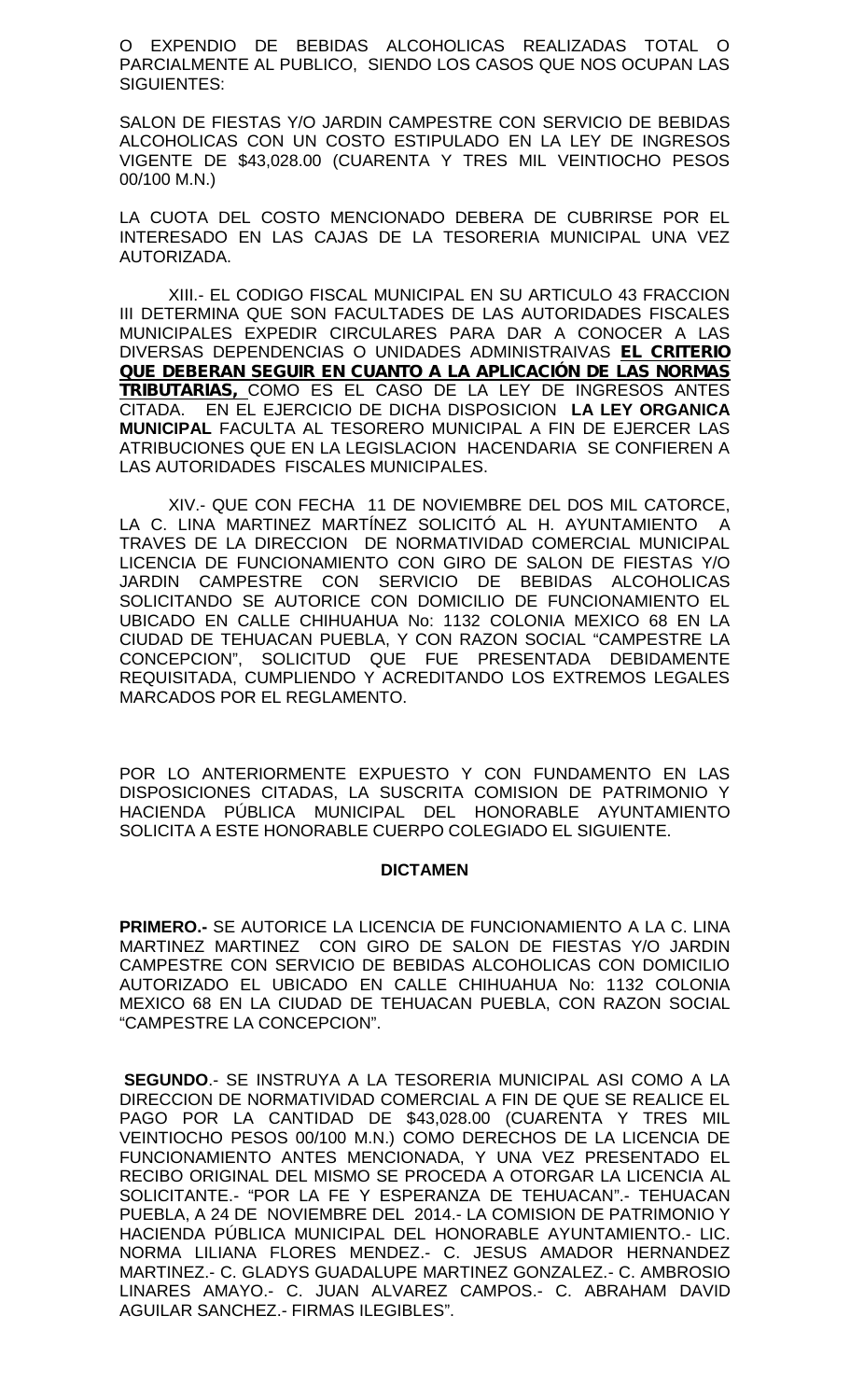O EXPENDIO DE BEBIDAS ALCOHOLICAS REALIZADAS TOTAL O PARCIALMENTE AL PUBLICO, SIENDO LOS CASOS QUE NOS OCUPAN LAS SIGUIENTES:

SALON DE FIESTAS Y/O JARDIN CAMPESTRE CON SERVICIO DE BEBIDAS ALCOHOLICAS CON UN COSTO ESTIPULADO EN LA LEY DE INGRESOS VIGENTE DE $43,028.00 (CUARENTA Y TRES MIL VEINTIOCHO PESOS 00/100 M.N.)

LA CUOTA DEL COSTO MENCIONADO DEBERA DE CUBRIRSE POR EL INTERESADO EN LAS CAJAS DE LA TESORERIA MUNICIPAL UNA VEZ AUTORIZADA.

XIII.- EL CODIGO FISCAL MUNICIPAL EN SU ARTICULO 43 FRACCION III DETERMINA QUE SON FACULTADES DE LAS AUTORIDADES FISCALES MUNICIPALES EXPEDIR CIRCULARES PARA DAR A CONOCER A LAS DIVERSAS DEPENDENCIAS O UNIDADES ADMINISTRAIVAS **EL CRITERIO QUE DEBERAN SEGUIR EN CUANTO A LA APLICACIÓN DE LAS NORMAS TRIBUTARIAS,** COMO ES EL CASO DE LA LEY DE INGRESOS ANTES CITADA. EN EL EJERCICIO DE DICHA DISPOSICION **LA LEY ORGANICA MUNICIPAL** FACULTA AL TESORERO MUNICIPAL A FIN DE EJERCER LAS ATRIBUCIONES QUE EN LA LEGISLACION HACENDARIA SE CONFIEREN A LAS AUTORIDADES FISCALES MUNICIPALES.

XIV.- QUE CON FECHA 11 DE NOVIEMBRE DEL DOS MIL CATORCE, LA C. LINA MARTINEZ MARTÍNEZ SOLICITÓ AL H. AYUNTAMIENTO A TRAVES DE LA DIRECCION DE NORMATIVIDAD COMERCIAL MUNICIPAL LICENCIA DE FUNCIONAMIENTO CON GIRO DE SALON DE FIESTAS Y/O JARDIN CAMPESTRE CON SERVICIO DE BEBIDAS ALCOHOLICAS SOLICITANDO SE AUTORICE CON DOMICILIO DE FUNCIONAMIENTO EL UBICADO EN CALLE CHIHUAHUA No: 1132 COLONIA MEXICO 68 EN LA CIUDAD DE TEHUACAN PUEBLA, Y CON RAZON SOCIAL "CAMPESTRE LA CONCEPCION", SOLICITUD QUE FUE PRESENTADA DEBIDAMENTE REQUISITADA, CUMPLIENDO Y ACREDITANDO LOS EXTREMOS LEGALES MARCADOS POR EL REGLAMENTO.

POR LO ANTERIORMENTE EXPUESTO Y CON FUNDAMENTO EN LAS DISPOSICIONES CITADAS, LA SUSCRITA COMISION DE PATRIMONIO Y HACIENDA PÚBLICA MUNICIPAL DEL HONORABLE AYUNTAMIENTO SOLICITA A ESTE HONORABLE CUERPO COLEGIADO EL SIGUIENTE.

**DICTAMEN**

**PRIMERO.-** SE AUTORICE LA LICENCIA DE FUNCIONAMIENTO A LA C. LINA MARTINEZ MARTINEZ CON GIRO DE SALON DE FIESTAS Y/O JARDIN CAMPESTRE CON SERVICIO DE BEBIDAS ALCOHOLICAS CON DOMICILIO AUTORIZADO EL UBICADO EN CALLE CHIHUAHUA No: 1132 COLONIA MEXICO 68 EN LA CIUDAD DE TEHUACAN PUEBLA, CON RAZON SOCIAL "CAMPESTRE LA CONCEPCION".

**SEGUNDO**.- SE INSTRUYA A LA TESORERIA MUNICIPAL ASI COMO A LA DIRECCION DE NORMATIVIDAD COMERCIAL A FIN DE QUE SE REALICE EL PAGO POR LA CANTIDAD DE $43,028.00 (CUARENTA Y TRES MIL VEINTIOCHO PESOS 00/100 M.N.) COMO DERECHOS DE LA LICENCIA DE FUNCIONAMIENTO ANTES MENCIONADA, Y UNA VEZ PRESENTADO EL RECIBO ORIGINAL DEL MISMO SE PROCEDA A OTORGAR LA LICENCIA AL SOLICITANTE.- "POR LA FE Y ESPERANZA DE TEHUACAN".- TEHUACAN PUEBLA, A 24 DE NOVIEMBRE DEL 2014.- LA COMISION DE PATRIMONIO Y HACIENDA PÚBLICA MUNICIPAL DEL HONORABLE AYUNTAMIENTO.- LIC. NORMA LILIANA FLORES MENDEZ.- C. JESUS AMADOR HERNANDEZ MARTINEZ.- C. GLADYS GUADALUPE MARTINEZ GONZALEZ.- C. AMBROSIO LINARES AMAYO.- C. JUAN ALVAREZ CAMPOS.- C. ABRAHAM DAVID AGUILAR SANCHEZ.- FIRMAS ILEGIBLES".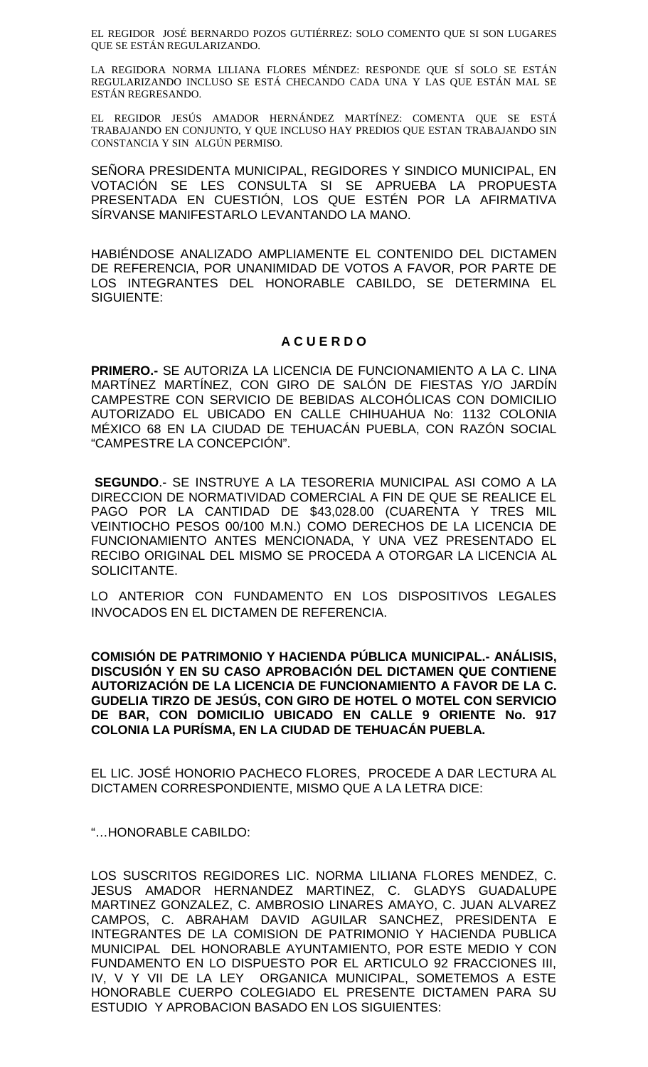EL REGIDOR JOSÉ BERNARDO POZOS GUTIÉRREZ: SOLO COMENTO QUE SI SON LUGARES QUE SE ESTÁN REGULARIZANDO.

LA REGIDORA NORMA LILIANA FLORES MÉNDEZ: RESPONDE QUE SÍ SOLO SE ESTÁN REGULARIZANDO INCLUSO SE ESTÁ CHECANDO CADA UNA Y LAS QUE ESTÁN MAL SE ESTÁN REGRESANDO.

EL REGIDOR JESÚS AMADOR HERNÁNDEZ MARTÍNEZ: COMENTA QUE SE ESTÁ TRABAJANDO EN CONJUNTO, Y QUE INCLUSO HAY PREDIOS QUE ESTAN TRABAJANDO SIN CONSTANCIA Y SIN ALGÚN PERMISO.

SEÑORA PRESIDENTA MUNICIPAL, REGIDORES Y SINDICO MUNICIPAL, EN VOTACIÓN SE LES CONSULTA SI SE APRUEBA LA PROPUESTA PRESENTADA EN CUESTIÓN, LOS QUE ESTÉN POR LA AFIRMATIVA SÍRVANSE MANIFESTARLO LEVANTANDO LA MANO.

HABIÉNDOSE ANALIZADO AMPLIAMENTE EL CONTENIDO DEL DICTAMEN DE REFERENCIA, POR UNANIMIDAD DE VOTOS A FAVOR, POR PARTE DE LOS INTEGRANTES DEL HONORABLE CABILDO, SE DETERMINA EL SIGUIENTE:

**A C U E R D O**

**PRIMERO.-** SE AUTORIZA LA LICENCIA DE FUNCIONAMIENTO A LA C. LINA MARTÍNEZ MARTÍNEZ, CON GIRO DE SALÓN DE FIESTAS Y/O JARDÍN CAMPESTRE CON SERVICIO DE BEBIDAS ALCOHÓLICAS CON DOMICILIO AUTORIZADO EL UBICADO EN CALLE CHIHUAHUA No: 1132 COLONIA MÉXICO 68 EN LA CIUDAD DE TEHUACÁN PUEBLA, CON RAZÓN SOCIAL "CAMPESTRE LA CONCEPCIÓN".

**SEGUNDO**.- SE INSTRUYE A LA TESORERIA MUNICIPAL ASI COMO A LA DIRECCION DE NORMATIVIDAD COMERCIAL A FIN DE QUE SE REALICE EL PAGO POR LA CANTIDAD DE $43,028.00 (CUARENTA Y TRES MIL VEINTIOCHO PESOS 00/100 M.N.) COMO DERECHOS DE LA LICENCIA DE FUNCIONAMIENTO ANTES MENCIONADA, Y UNA VEZ PRESENTADO EL RECIBO ORIGINAL DEL MISMO SE PROCEDA A OTORGAR LA LICENCIA AL SOLICITANTE.

LO ANTERIOR CON FUNDAMENTO EN LOS DISPOSITIVOS LEGALES INVOCADOS EN EL DICTAMEN DE REFERENCIA.

**COMISIÓN DE PATRIMONIO Y HACIENDA PÚBLICA MUNICIPAL.- ANÁLISIS, DISCUSIÓN Y EN SU CASO APROBACIÓN DEL DICTAMEN QUE CONTIENE AUTORIZACIÓN DE LA LICENCIA DE FUNCIONAMIENTO A FAVOR DE LA C. GUDELIA TIRZO DE JESÚS, CON GIRO DE HOTEL O MOTEL CON SERVICIO DE BAR, CON DOMICILIO UBICADO EN CALLE 9 ORIENTE No. 917 COLONIA LA PURÍSMA, EN LA CIUDAD DE TEHUACÁN PUEBLA.**

EL LIC. JOSÉ HONORIO PACHECO FLORES, PROCEDE A DAR LECTURA AL DICTAMEN CORRESPONDIENTE, MISMO QUE A LA LETRA DICE:

"…HONORABLE CABILDO:

LOS SUSCRITOS REGIDORES LIC. NORMA LILIANA FLORES MENDEZ, C. JESUS AMADOR HERNANDEZ MARTINEZ, C. GLADYS GUADALUPE MARTINEZ GONZALEZ, C. AMBROSIO LINARES AMAYO, C. JUAN ALVAREZ CAMPOS, C. ABRAHAM DAVID AGUILAR SANCHEZ, PRESIDENTA E INTEGRANTES DE LA COMISION DE PATRIMONIO Y HACIENDA PUBLICA MUNICIPAL DEL HONORABLE AYUNTAMIENTO, POR ESTE MEDIO Y CON FUNDAMENTO EN LO DISPUESTO POR EL ARTICULO 92 FRACCIONES III, IV, V Y VII DE LA LEY ORGANICA MUNICIPAL, SOMETEMOS A ESTE HONORABLE CUERPO COLEGIADO EL PRESENTE DICTAMEN PARA SU ESTUDIO Y APROBACION BASADO EN LOS SIGUIENTES: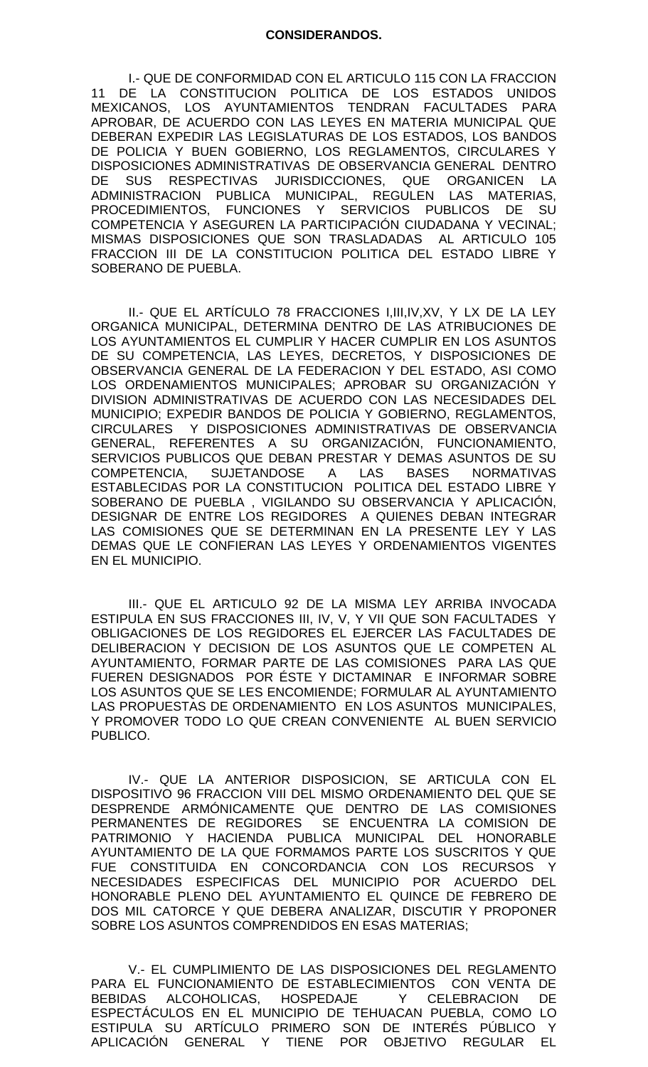**CONSIDERANDOS.**

I.- QUE DE CONFORMIDAD CON EL ARTICULO 115 CON LA FRACCION 11 DE LA CONSTITUCION POLITICA DE LOS ESTADOS UNIDOS MEXICANOS, LOS AYUNTAMIENTOS TENDRAN FACULTADES PARA APROBAR, DE ACUERDO CON LAS LEYES EN MATERIA MUNICIPAL QUE DEBERAN EXPEDIR LAS LEGISLATURAS DE LOS ESTADOS, LOS BANDOS DE POLICIA Y BUEN GOBIERNO, LOS REGLAMENTOS, CIRCULARES Y DISPOSICIONES ADMINISTRATIVAS DE OBSERVANCIA GENERAL DENTRO DE SUS RESPECTIVAS JURISDICCIONES, QUE ORGANICEN LA ADMINISTRACION PUBLICA MUNICIPAL, REGULEN LAS MATERIAS, PROCEDIMIENTOS, FUNCIONES Y SERVICIOS PUBLICOS DE SU COMPETENCIA Y ASEGUREN LA PARTICIPACIÓN CIUDADANA Y VECINAL; MISMAS DISPOSICIONES QUE SON TRASLADADAS AL ARTICULO 105 FRACCION III DE LA CONSTITUCION POLITICA DEL ESTADO LIBRE Y SOBERANO DE PUEBLA.

II.- QUE EL ARTÍCULO 78 FRACCIONES I,III,IV,XV, Y LX DE LA LEY ORGANICA MUNICIPAL, DETERMINA DENTRO DE LAS ATRIBUCIONES DE LOS AYUNTAMIENTOS EL CUMPLIR Y HACER CUMPLIR EN LOS ASUNTOS DE SU COMPETENCIA, LAS LEYES, DECRETOS, Y DISPOSICIONES DE OBSERVANCIA GENERAL DE LA FEDERACION Y DEL ESTADO, ASI COMO LOS ORDENAMIENTOS MUNICIPALES; APROBAR SU ORGANIZACIÓN Y DIVISION ADMINISTRATIVAS DE ACUERDO CON LAS NECESIDADES DEL MUNICIPIO; EXPEDIR BANDOS DE POLICIA Y GOBIERNO, REGLAMENTOS, CIRCULARES Y DISPOSICIONES ADMINISTRATIVAS DE OBSERVANCIA GENERAL, REFERENTES A SU ORGANIZACIÓN, FUNCIONAMIENTO, SERVICIOS PUBLICOS QUE DEBAN PRESTAR Y DEMAS ASUNTOS DE SU COMPETENCIA, SUJETANDOSE A LAS BASES NORMATIVAS ESTABLECIDAS POR LA CONSTITUCION POLITICA DEL ESTADO LIBRE Y SOBERANO DE PUEBLA , VIGILANDO SU OBSERVANCIA Y APLICACIÓN, DESIGNAR DE ENTRE LOS REGIDORES A QUIENES DEBAN INTEGRAR LAS COMISIONES QUE SE DETERMINAN EN LA PRESENTE LEY Y LAS DEMAS QUE LE CONFIERAN LAS LEYES Y ORDENAMIENTOS VIGENTES EN EL MUNICIPIO.

III.- QUE EL ARTICULO 92 DE LA MISMA LEY ARRIBA INVOCADA ESTIPULA EN SUS FRACCIONES III, IV, V, Y VII QUE SON FACULTADES Y OBLIGACIONES DE LOS REGIDORES EL EJERCER LAS FACULTADES DE DELIBERACION Y DECISION DE LOS ASUNTOS QUE LE COMPETEN AL AYUNTAMIENTO, FORMAR PARTE DE LAS COMISIONES PARA LAS QUE FUEREN DESIGNADOS POR ÉSTE Y DICTAMINAR E INFORMAR SOBRE LOS ASUNTOS QUE SE LES ENCOMIENDE; FORMULAR AL AYUNTAMIENTO LAS PROPUESTAS DE ORDENAMIENTO EN LOS ASUNTOS MUNICIPALES, Y PROMOVER TODO LO QUE CREAN CONVENIENTE AL BUEN SERVICIO PUBLICO.

IV.- QUE LA ANTERIOR DISPOSICION, SE ARTICULA CON EL DISPOSITIVO 96 FRACCION VIII DEL MISMO ORDENAMIENTO DEL QUE SE DESPRENDE ARMÓNICAMENTE QUE DENTRO DE LAS COMISIONES PERMANENTES DE REGIDORES SE ENCUENTRA LA COMISION DE PATRIMONIO Y HACIENDA PUBLICA MUNICIPAL DEL HONORABLE AYUNTAMIENTO DE LA QUE FORMAMOS PARTE LOS SUSCRITOS Y QUE FUE CONSTITUIDA EN CONCORDANCIA CON LOS RECURSOS Y NECESIDADES ESPECIFICAS DEL MUNICIPIO POR ACUERDO DEL HONORABLE PLENO DEL AYUNTAMIENTO EL QUINCE DE FEBRERO DE DOS MIL CATORCE Y QUE DEBERA ANALIZAR, DISCUTIR Y PROPONER SOBRE LOS ASUNTOS COMPRENDIDOS EN ESAS MATERIAS;

V.- EL CUMPLIMIENTO DE LAS DISPOSICIONES DEL REGLAMENTO PARA EL FUNCIONAMIENTO DE ESTABLECIMIENTOS CON VENTA DE BEBIDAS ALCOHOLICAS, HOSPEDAJE Y CELEBRACION DE ESPECTÁCULOS EN EL MUNICIPIO DE TEHUACAN PUEBLA, COMO LO ESTIPULA SU ARTÍCULO PRIMERO SON DE INTERÉS PÚBLICO Y APLICACIÓN GENERAL Y TIENE POR OBJETIVO REGULAR EL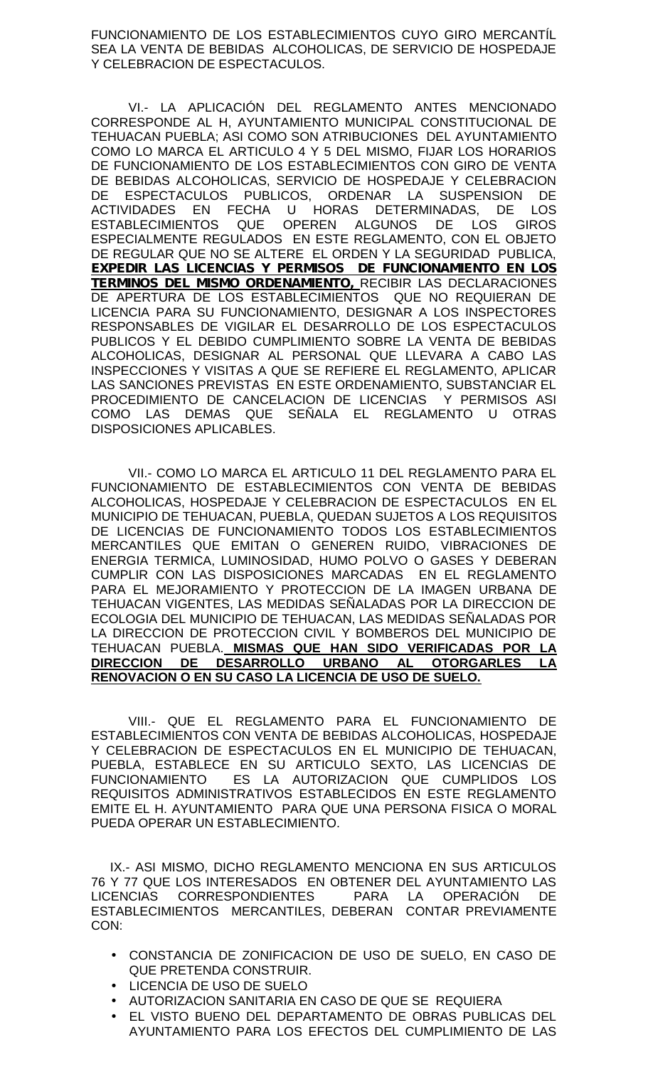FUNCIONAMIENTO DE LOS ESTABLECIMIENTOS CUYO GIRO MERCANTÍL SEA LA VENTA DE BEBIDAS ALCOHOLICAS, DE SERVICIO DE HOSPEDAJE Y CELEBRACION DE ESPECTACULOS.

VI.- LA APLICACIÓN DEL REGLAMENTO ANTES MENCIONADO CORRESPONDE AL H, AYUNTAMIENTO MUNICIPAL CONSTITUCIONAL DE TEHUACAN PUEBLA; ASI COMO SON ATRIBUCIONES DEL AYUNTAMIENTO COMO LO MARCA EL ARTICULO 4 Y 5 DEL MISMO, FIJAR LOS HORARIOS DE FUNCIONAMIENTO DE LOS ESTABLECIMIENTOS CON GIRO DE VENTA DE BEBIDAS ALCOHOLICAS, SERVICIO DE HOSPEDAJE Y CELEBRACION DE ESPECTACULOS PUBLICOS, ORDENAR LA SUSPENSION DE ACTIVIDADES EN FECHA U HORAS DETERMINADAS, DE LOS ESTABLECIMIENTOS QUE OPEREN ALGUNOS DE LOS GIROS ESPECIALMENTE REGULADOS EN ESTE REGLAMENTO, CON EL OBJETO DE REGULAR QUE NO SE ALTERE EL ORDEN Y LA SEGURIDAD PUBLICA, **EXPEDIR LAS LICENCIAS Y PERMISOS DE FUNCIONAMIENTO EN LOS TERMINOS DEL MISMO ORDENAMIENTO,** RECIBIR LAS DECLARACIONES DE APERTURA DE LOS ESTABLECIMIENTOS QUE NO REQUIERAN DE LICENCIA PARA SU FUNCIONAMIENTO, DESIGNAR A LOS INSPECTORES RESPONSABLES DE VIGILAR EL DESARROLLO DE LOS ESPECTACULOS PUBLICOS Y EL DEBIDO CUMPLIMIENTO SOBRE LA VENTA DE BEBIDAS ALCOHOLICAS, DESIGNAR AL PERSONAL QUE LLEVARA A CABO LAS INSPECCIONES Y VISITAS A QUE SE REFIERE EL REGLAMENTO, APLICAR LAS SANCIONES PREVISTAS EN ESTE ORDENAMIENTO, SUBSTANCIAR EL PROCEDIMIENTO DE CANCELACION DE LICENCIAS Y PERMISOS ASI COMO LAS DEMAS QUE SEÑALA EL REGLAMENTO U OTRAS DISPOSICIONES APLICABLES.

VII.- COMO LO MARCA EL ARTICULO 11 DEL REGLAMENTO PARA EL FUNCIONAMIENTO DE ESTABLECIMIENTOS CON VENTA DE BEBIDAS ALCOHOLICAS, HOSPEDAJE Y CELEBRACION DE ESPECTACULOS EN EL MUNICIPIO DE TEHUACAN, PUEBLA, QUEDAN SUJETOS A LOS REQUISITOS DE LICENCIAS DE FUNCIONAMIENTO TODOS LOS ESTABLECIMIENTOS MERCANTILES QUE EMITAN O GENEREN RUIDO, VIBRACIONES DE ENERGIA TERMICA, LUMINOSIDAD, HUMO POLVO O GASES Y DEBERAN CUMPLIR CON LAS DISPOSICIONES MARCADAS EN EL REGLAMENTO PARA EL MEJORAMIENTO Y PROTECCION DE LA IMAGEN URBANA DE TEHUACAN VIGENTES, LAS MEDIDAS SEÑALADAS POR LA DIRECCION DE ECOLOGIA DEL MUNICIPIO DE TEHUACAN, LAS MEDIDAS SEÑALADAS POR LA DIRECCION DE PROTECCION CIVIL Y BOMBEROS DEL MUNICIPIO DE TEHUACAN PUEBLA. **MISMAS QUE HAN SIDO VERIFICADAS POR LA DIRECCION DE DESARROLLO URBANO AL OTORGARLES LA RENOVACION O EN SU CASO LA LICENCIA DE USO DE SUELO.**

VIII.- QUE EL REGLAMENTO PARA EL FUNCIONAMIENTO DE ESTABLECIMIENTOS CON VENTA DE BEBIDAS ALCOHOLICAS, HOSPEDAJE Y CELEBRACION DE ESPECTACULOS EN EL MUNICIPIO DE TEHUACAN, PUEBLA, ESTABLECE EN SU ARTICULO SEXTO, LAS LICENCIAS DE FUNCIONAMIENTO ES LA AUTORIZACION QUE CUMPLIDOS LOS REQUISITOS ADMINISTRATIVOS ESTABLECIDOS EN ESTE REGLAMENTO EMITE EL H. AYUNTAMIENTO PARA QUE UNA PERSONA FISICA O MORAL PUEDA OPERAR UN ESTABLECIMIENTO.

IX.- ASI MISMO, DICHO REGLAMENTO MENCIONA EN SUS ARTICULOS 76 Y 77 QUE LOS INTERESADOS EN OBTENER DEL AYUNTAMIENTO LAS LICENCIAS CORRESPONDIENTES PARA LA OPERACIÓN DE ESTABLECIMIENTOS MERCANTILES, DEBERAN CONTAR PREVIAMENTE CON:

- CONSTANCIA DE ZONIFICACION DE USO DE SUELO, EN CASO DE QUE PRETENDA CONSTRUIR.
- LICENCIA DE USO DE SUELO
- AUTORIZACION SANITARIA EN CASO DE QUE SE REQUIERA
- EL VISTO BUENO DEL DEPARTAMENTO DE OBRAS PUBLICAS DEL AYUNTAMIENTO PARA LOS EFECTOS DEL CUMPLIMIENTO DE LAS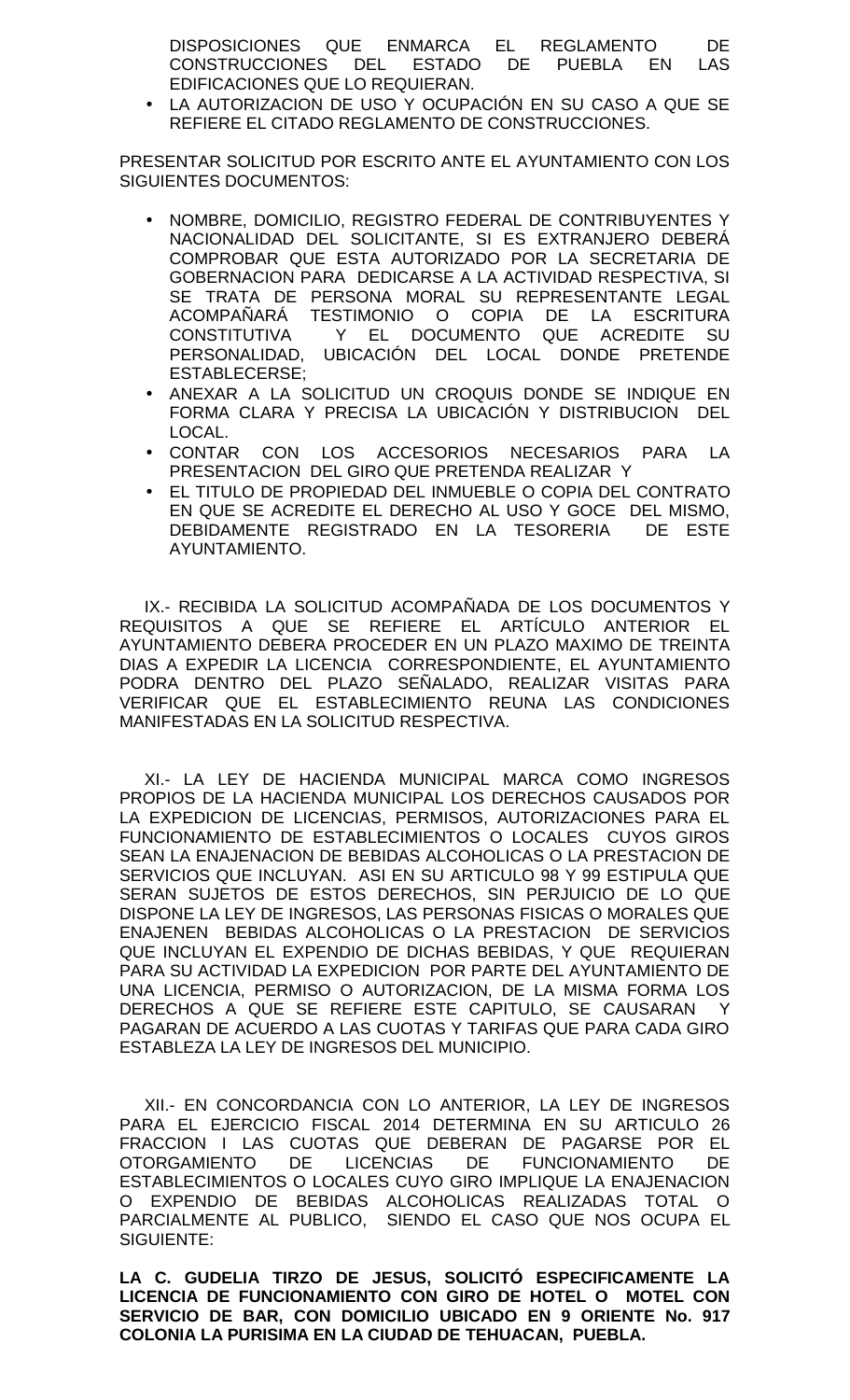DISPOSICIONES QUE ENMARCA EL REGLAMENTO DE CONSTRUCCIONES DEL ESTADO DE PUEBLA EN LAS EDIFICACIONES QUE LO REQUIERAN.

- LA AUTORIZACION DE USO Y OCUPACIÓN EN SU CASO A QUE SE REFIERE EL CITADO REGLAMENTO DE CONSTRUCCIONES.

PRESENTAR SOLICITUD POR ESCRITO ANTE EL AYUNTAMIENTO CON LOS SIGUIENTES DOCUMENTOS:

- NOMBRE, DOMICILIO, REGISTRO FEDERAL DE CONTRIBUYENTES Y NACIONALIDAD DEL SOLICITANTE, SI ES EXTRANJERO DEBERÁ COMPROBAR QUE ESTA AUTORIZADO POR LA SECRETARIA DE GOBERNACION PARA DEDICARSE A LA ACTIVIDAD RESPECTIVA, SI SE TRATA DE PERSONA MORAL SU REPRESENTANTE LEGAL ACOMPAÑARÁ TESTIMONIO O COPIA DE LA ESCRITURA CONSTITUTIVA Y EL DOCUMENTO QUE ACREDITE SU PERSONALIDAD, UBICACIÓN DEL LOCAL DONDE PRETENDE ESTABLECERSE;
- ANEXAR A LA SOLICITUD UN CROQUIS DONDE SE INDIQUE EN FORMA CLARA Y PRECISA LA UBICACIÓN Y DISTRIBUCION DEL LOCAL.
- CONTAR CON LOS ACCESORIOS NECESARIOS PARA LA PRESENTACION DEL GIRO QUE PRETENDA REALIZAR Y
- EL TITULO DE PROPIEDAD DEL INMUEBLE O COPIA DEL CONTRATO EN QUE SE ACREDITE EL DERECHO AL USO Y GOCE DEL MISMO, DEBIDAMENTE REGISTRADO EN LA TESORERIA DE ESTE AYUNTAMIENTO.

IX.- RECIBIDA LA SOLICITUD ACOMPAÑADA DE LOS DOCUMENTOS Y REQUISITOS A QUE SE REFIERE EL ARTÍCULO ANTERIOR EL AYUNTAMIENTO DEBERA PROCEDER EN UN PLAZO MAXIMO DE TREINTA DIAS A EXPEDIR LA LICENCIA CORRESPONDIENTE, EL AYUNTAMIENTO PODRA DENTRO DEL PLAZO SEÑALADO, REALIZAR VISITAS PARA VERIFICAR QUE EL ESTABLECIMIENTO REUNA LAS CONDICIONES MANIFESTADAS EN LA SOLICITUD RESPECTIVA.

XI.- LA LEY DE HACIENDA MUNICIPAL MARCA COMO INGRESOS PROPIOS DE LA HACIENDA MUNICIPAL LOS DERECHOS CAUSADOS POR LA EXPEDICION DE LICENCIAS, PERMISOS, AUTORIZACIONES PARA EL FUNCIONAMIENTO DE ESTABLECIMIENTOS O LOCALES CUYOS GIROS SEAN LA ENAJENACION DE BEBIDAS ALCOHOLICAS O LA PRESTACION DE SERVICIOS QUE INCLUYAN. ASI EN SU ARTICULO 98 Y 99 ESTIPULA QUE SERAN SUJETOS DE ESTOS DERECHOS, SIN PERJUICIO DE LO QUE DISPONE LA LEY DE INGRESOS, LAS PERSONAS FISICAS O MORALES QUE ENAJENEN BEBIDAS ALCOHOLICAS O LA PRESTACION DE SERVICIOS QUE INCLUYAN EL EXPENDIO DE DICHAS BEBIDAS, Y QUE REQUIERAN PARA SU ACTIVIDAD LA EXPEDICION POR PARTE DEL AYUNTAMIENTO DE UNA LICENCIA, PERMISO O AUTORIZACION, DE LA MISMA FORMA LOS DERECHOS A QUE SE REFIERE ESTE CAPITULO, SE CAUSARAN Y PAGARAN DE ACUERDO A LAS CUOTAS Y TARIFAS QUE PARA CADA GIRO ESTABLEZA LA LEY DE INGRESOS DEL MUNICIPIO.

XII.- EN CONCORDANCIA CON LO ANTERIOR, LA LEY DE INGRESOS PARA EL EJERCICIO FISCAL 2014 DETERMINA EN SU ARTICULO 26 FRACCION I LAS CUOTAS QUE DEBERAN DE PAGARSE POR EL OTORGAMIENTO DE LICENCIAS DE FUNCIONAMIENTO DE ESTABLECIMIENTOS O LOCALES CUYO GIRO IMPLIQUE LA ENAJENACION O EXPENDIO DE BEBIDAS ALCOHOLICAS REALIZADAS TOTAL O PARCIALMENTE AL PUBLICO, SIENDO EL CASO QUE NOS OCUPA EL SIGUIENTE:

**LA C. GUDELIA TIRZO DE JESUS, SOLICITÓ ESPECIFICAMENTE LA LICENCIA DE FUNCIONAMIENTO CON GIRO DE HOTEL O MOTEL CON SERVICIO DE BAR, CON DOMICILIO UBICADO EN 9 ORIENTE No. 917 COLONIA LA PURISIMA EN LA CIUDAD DE TEHUACAN, PUEBLA.**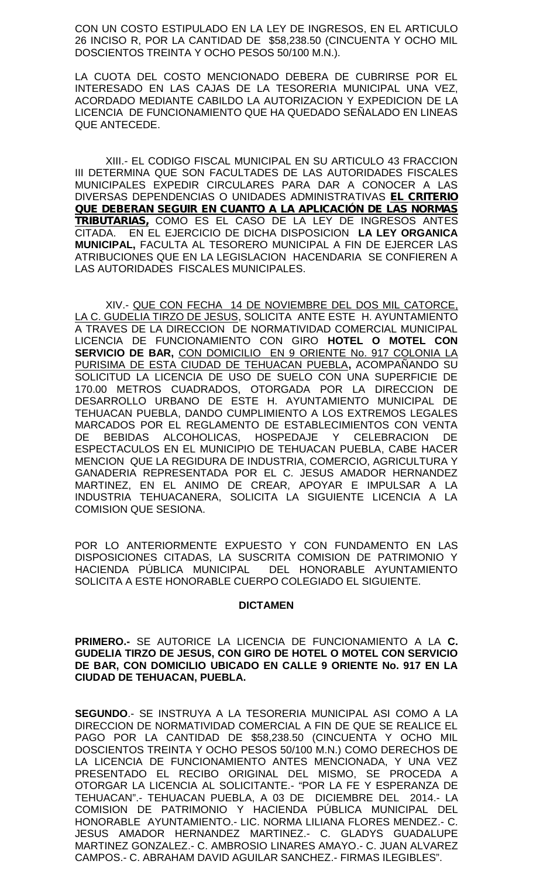CON UN COSTO ESTIPULADO EN LA LEY DE INGRESOS, EN EL ARTICULO 26 INCISO R, POR LA CANTIDAD DE $58,238.50 (CINCUENTA Y OCHO MIL DOSCIENTOS TREINTA Y OCHO PESOS 50/100 M.N.).

LA CUOTA DEL COSTO MENCIONADO DEBERA DE CUBRIRSE POR EL INTERESADO EN LAS CAJAS DE LA TESORERIA MUNICIPAL UNA VEZ, ACORDADO MEDIANTE CABILDO LA AUTORIZACION Y EXPEDICION DE LA LICENCIA DE FUNCIONAMIENTO QUE HA QUEDADO SEÑALADO EN LINEAS QUE ANTECEDE.

XIII.- EL CODIGO FISCAL MUNICIPAL EN SU ARTICULO 43 FRACCION III DETERMINA QUE SON FACULTADES DE LAS AUTORIDADES FISCALES MUNICIPALES EXPEDIR CIRCULARES PARA DAR A CONOCER A LAS DIVERSAS DEPENDENCIAS O UNIDADES ADMINISTRATIVAS **EL CRITERIO QUE DEBERAN SEGUIR EN CUANTO A LA APLICACIÓN DE LAS NORMAS TRIBUTARIAS,** COMO ES EL CASO DE LA LEY DE INGRESOS ANTES CITADA. EN EL EJERCICIO DE DICHA DISPOSICION **LA LEY ORGANICA MUNICIPAL,** FACULTA AL TESORERO MUNICIPAL A FIN DE EJERCER LAS ATRIBUCIONES QUE EN LA LEGISLACION HACENDARIA SE CONFIEREN A LAS AUTORIDADES FISCALES MUNICIPALES.

XIV.- QUE CON FECHA 14 DE NOVIEMBRE DEL DOS MIL CATORCE, LA C. GUDELIA TIRZO DE JESUS, SOLICITA ANTE ESTE H. AYUNTAMIENTO A TRAVES DE LA DIRECCION DE NORMATIVIDAD COMERCIAL MUNICIPAL LICENCIA DE FUNCIONAMIENTO CON GIRO **HOTEL O MOTEL CON SERVICIO DE BAR,** CON DOMICILIO EN 9 ORIENTE No. 917 COLONIA LA PURISIMA DE ESTA CIUDAD DE TEHUACAN PUEBLA**,** ACOMPAÑANDO SU SOLICITUD LA LICENCIA DE USO DE SUELO CON UNA SUPERFICIE DE 170.00 METROS CUADRADOS, OTORGADA POR LA DIRECCION DE DESARROLLO URBANO DE ESTE H. AYUNTAMIENTO MUNICIPAL DE TEHUACAN PUEBLA, DANDO CUMPLIMIENTO A LOS EXTREMOS LEGALES MARCADOS POR EL REGLAMENTO DE ESTABLECIMIENTOS CON VENTA DE BEBIDAS ALCOHOLICAS, HOSPEDAJE Y CELEBRACION DE ESPECTACULOS EN EL MUNICIPIO DE TEHUACAN PUEBLA, CABE HACER MENCION QUE LA REGIDURA DE INDUSTRIA, COMERCIO, AGRICULTURA Y GANADERIA REPRESENTADA POR EL C. JESUS AMADOR HERNANDEZ MARTINEZ, EN EL ANIMO DE CREAR, APOYAR E IMPULSAR A LA INDUSTRIA TEHUACANERA, SOLICITA LA SIGUIENTE LICENCIA A LA COMISION QUE SESIONA.

POR LO ANTERIORMENTE EXPUESTO Y CON FUNDAMENTO EN LAS DISPOSICIONES CITADAS, LA SUSCRITA COMISION DE PATRIMONIO Y HACIENDA PÚBLICA MUNICIPAL DEL HONORABLE AYUNTAMIENTO SOLICITA A ESTE HONORABLE CUERPO COLEGIADO EL SIGUIENTE.

**DICTAMEN**

**PRIMERO.-** SE AUTORICE LA LICENCIA DE FUNCIONAMIENTO A LA **C. GUDELIA TIRZO DE JESUS, CON GIRO DE HOTEL O MOTEL CON SERVICIO DE BAR, CON DOMICILIO UBICADO EN CALLE 9 ORIENTE No. 917 EN LA CIUDAD DE TEHUACAN, PUEBLA.**

**SEGUNDO**.- SE INSTRUYA A LA TESORERIA MUNICIPAL ASI COMO A LA DIRECCION DE NORMATIVIDAD COMERCIAL A FIN DE QUE SE REALICE EL PAGO POR LA CANTIDAD DE $58,238.50 (CINCUENTA Y OCHO MIL DOSCIENTOS TREINTA Y OCHO PESOS 50/100 M.N.) COMO DERECHOS DE LA LICENCIA DE FUNCIONAMIENTO ANTES MENCIONADA, Y UNA VEZ PRESENTADO EL RECIBO ORIGINAL DEL MISMO, SE PROCEDA A OTORGAR LA LICENCIA AL SOLICITANTE.- "POR LA FE Y ESPERANZA DE TEHUACAN".- TEHUACAN PUEBLA, A 03 DE DICIEMBRE DEL 2014.- LA COMISION DE PATRIMONIO Y HACIENDA PÚBLICA MUNICIPAL DEL HONORABLE AYUNTAMIENTO.- LIC. NORMA LILIANA FLORES MENDEZ.- C. JESUS AMADOR HERNANDEZ MARTINEZ.- C. GLADYS GUADALUPE MARTINEZ GONZALEZ.- C. AMBROSIO LINARES AMAYO.- C. JUAN ALVAREZ CAMPOS.- C. ABRAHAM DAVID AGUILAR SANCHEZ.- FIRMAS ILEGIBLES".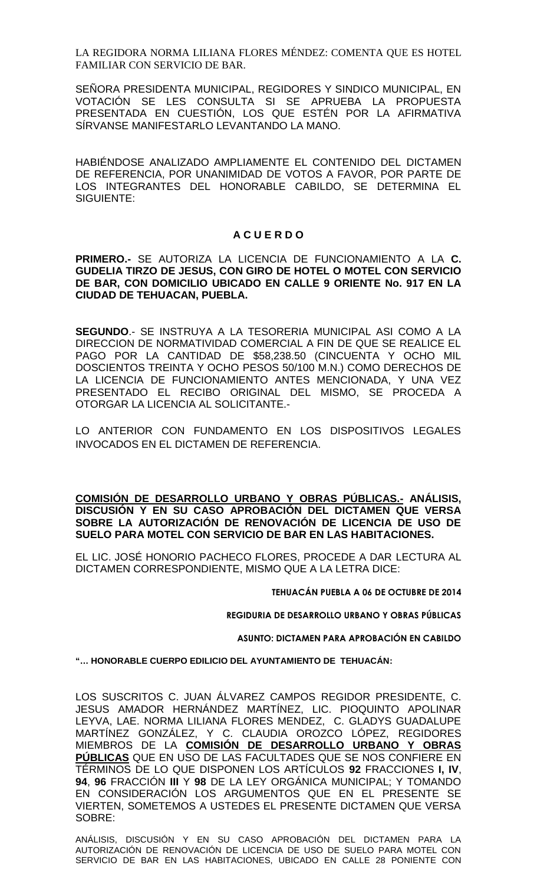LA REGIDORA NORMA LILIANA FLORES MÉNDEZ: COMENTA QUE ES HOTEL FAMILIAR CON SERVICIO DE BAR.

SEÑORA PRESIDENTA MUNICIPAL, REGIDORES Y SINDICO MUNICIPAL, EN VOTACIÓN SE LES CONSULTA SI SE APRUEBA LA PROPUESTA PRESENTADA EN CUESTIÓN, LOS QUE ESTÉN POR LA AFIRMATIVA SÍRVANSE MANIFESTARLO LEVANTANDO LA MANO.

HABIÉNDOSE ANALIZADO AMPLIAMENTE EL CONTENIDO DEL DICTAMEN DE REFERENCIA, POR UNANIMIDAD DE VOTOS A FAVOR, POR PARTE DE LOS INTEGRANTES DEL HONORABLE CABILDO, SE DETERMINA EL SIGUIENTE:

**A C U E R D O**

**PRIMERO.-** SE AUTORIZA LA LICENCIA DE FUNCIONAMIENTO A LA **C. GUDELIA TIRZO DE JESUS, CON GIRO DE HOTEL O MOTEL CON SERVICIO DE BAR, CON DOMICILIO UBICADO EN CALLE 9 ORIENTE No. 917 EN LA CIUDAD DE TEHUACAN, PUEBLA.**

**SEGUNDO**.- SE INSTRUYA A LA TESORERIA MUNICIPAL ASI COMO A LA DIRECCION DE NORMATIVIDAD COMERCIAL A FIN DE QUE SE REALICE EL PAGO POR LA CANTIDAD DE $58,238.50 (CINCUENTA Y OCHO MIL DOSCIENTOS TREINTA Y OCHO PESOS 50/100 M.N.) COMO DERECHOS DE LA LICENCIA DE FUNCIONAMIENTO ANTES MENCIONADA, Y UNA VEZ PRESENTADO EL RECIBO ORIGINAL DEL MISMO, SE PROCEDA A OTORGAR LA LICENCIA AL SOLICITANTE.-

LO ANTERIOR CON FUNDAMENTO EN LOS DISPOSITIVOS LEGALES INVOCADOS EN EL DICTAMEN DE REFERENCIA.

**COMISIÓN DE DESARROLLO URBANO Y OBRAS PÚBLICAS.- ANÁLISIS, DISCUSIÓN Y EN SU CASO APROBACIÓN DEL DICTAMEN QUE VERSA SOBRE LA AUTORIZACIÓN DE RENOVACIÓN DE LICENCIA DE USO DE SUELO PARA MOTEL CON SERVICIO DE BAR EN LAS HABITACIONES.**

EL LIC. JOSÉ HONORIO PACHECO FLORES, PROCEDE A DAR LECTURA AL DICTAMEN CORRESPONDIENTE, MISMO QUE A LA LETRA DICE:

**TEHUACÁN PUEBLA A 06 DE OCTUBRE DE 2014**

**REGIDURIA DE DESARROLLO URBANO Y OBRAS PÚBLICAS**

**ASUNTO: DICTAMEN PARA APROBACIÓN EN CABILDO**

**"… HONORABLE CUERPO EDILICIO DEL AYUNTAMIENTO DE TEHUACÁN:**

LOS SUSCRITOS C. JUAN ÁLVAREZ CAMPOS REGIDOR PRESIDENTE, C. JESUS AMADOR HERNÁNDEZ MARTÍNEZ, LIC. PIOQUINTO APOLINAR LEYVA, LAE. NORMA LILIANA FLORES MENDEZ, C. GLADYS GUADALUPE MARTÍNEZ GONZÁLEZ, Y C. CLAUDIA OROZCO LÓPEZ, REGIDORES MIEMBROS DE LA **COMISIÓN DE DESARROLLO URBANO Y OBRAS PÚBLICAS** QUE EN USO DE LAS FACULTADES QUE SE NOS CONFIERE EN TÉRMINOS DE LO QUE DISPONEN LOS ARTÍCULOS **92** FRACCIONES **I, IV**, **94**, **96** FRACCIÓN **III** Y **98** DE LA LEY ORGÁNICA MUNICIPAL; Y TOMANDO EN CONSIDERACIÓN LOS ARGUMENTOS QUE EN EL PRESENTE SE VIERTEN, SOMETEMOS A USTEDES EL PRESENTE DICTAMEN QUE VERSA SOBRE:

ANÁLISIS, DISCUSIÓN Y EN SU CASO APROBACIÓN DEL DICTAMEN PARA LA AUTORIZACIÓN DE RENOVACIÓN DE LICENCIA DE USO DE SUELO PARA MOTEL CON SERVICIO DE BAR EN LAS HABITACIONES, UBICADO EN CALLE 28 PONIENTE CON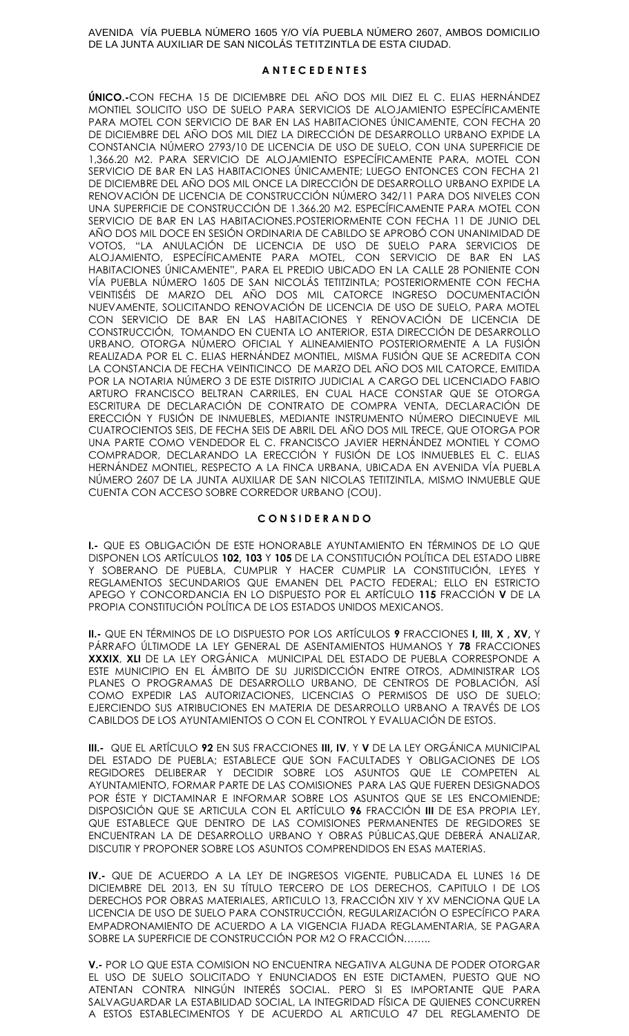AVENIDA VÍA PUEBLA NÚMERO 1605 Y/O VÍA PUEBLA NÚMERO 2607, AMBOS DOMICILIO DE LA JUNTA AUXILIAR DE SAN NICOLÁS TETITZINTLA DE ESTA CIUDAD.

## A N T E C E D E N T E S

**ÚNICO.-**CON FECHA 15 DE DICIEMBRE DEL AÑO DOS MIL DIEZ EL C. ELIAS HERNÁNDEZ MONTIEL SOLICITO USO DE SUELO PARA SERVICIOS DE ALOJAMIENTO ESPECÍFICAMENTE PARA MOTEL CON SERVICIO DE BAR EN LAS HABITACIONES ÚNICAMENTE, CON FECHA 20 DE DICIEMBRE DEL AÑO DOS MIL DIEZ LA DIRECCIÓN DE DESARROLLO URBANO EXPIDE LA CONSTANCIA NÚMERO 2793/10 DE LICENCIA DE USO DE SUELO, CON UNA SUPERFICIE DE 1,366.20 M2. PARA SERVICIO DE ALOJAMIENTO ESPECÍFICAMENTE PARA, MOTEL CON SERVICIO DE BAR EN LAS HABITACIONES ÚNICAMENTE; LUEGO ENTONCES CON FECHA 21 DE DICIEMBRE DEL AÑO DOS MIL ONCE LA DIRECCIÓN DE DESARROLLO URBANO EXPIDE LA RENOVACIÓN DE LICENCIA DE CONSTRUCCIÓN NÚMERO 342/11 PARA DOS NIVELES CON UNA SUPERFICIE DE CONSTRUCCIÓN DE 1.366.20 M2. ESPECÍFICAMENTE PARA MOTEL CON SERVICIO DE BAR EN LAS HABITACIONES.POSTERIORMENTE CON FECHA 11 DE JUNIO DEL AÑO DOS MIL DOCE EN SESIÓN ORDINARIA DE CABILDO SE APROBÓ CON UNANIMIDAD DE VOTOS, "LA ANULACIÓN DE LICENCIA DE USO DE SUELO PARA SERVICIOS DE ALOJAMIENTO, ESPECÍFICAMENTE PARA MOTEL, CON SERVICIO DE BAR EN LAS HABITACIONES ÚNICAMENTE", PARA EL PREDIO UBICADO EN LA CALLE 28 PONIENTE CON VÍA PUEBLA NÚMERO 1605 DE SAN NICOLÁS TETITZINTLA; POSTERIORMENTE CON FECHA VEINTISÉIS DE MARZO DEL AÑO DOS MIL CATORCE INGRESO DOCUMENTACIÓN NUEVAMENTE, SOLICITANDO RENOVACIÓN DE LICENCIA DE USO DE SUELO, PARA MOTEL CON SERVICIO DE BAR EN LAS HABITACIONES Y RENOVACIÓN DE LICENCIA DE CONSTRUCCIÓN, TOMANDO EN CUENTA LO ANTERIOR, ESTA DIRECCIÓN DE DESARROLLO URBANO, OTORGA NÚMERO OFICIAL Y ALINEAMIENTO POSTERIORMENTE A LA FUSIÓN REALIZADA POR EL C. ELIAS HERNÁNDEZ MONTIEL, MISMA FUSIÓN QUE SE ACREDITA CON LA CONSTANCIA DE FECHA VEINTICINCO DE MARZO DEL AÑO DOS MIL CATORCE, EMITIDA POR LA NOTARIA NÚMERO 3 DE ESTE DISTRITO JUDICIAL A CARGO DEL LICENCIADO FABIO ARTURO FRANCISCO BELTRAN CARRILES, EN CUAL HACE CONSTAR QUE SE OTORGA ESCRITURA DE DECLARACIÓN DE CONTRATO DE COMPRA VENTA, DECLARACIÓN DE ERECCIÓN Y FUSIÓN DE INMUEBLES, MEDIANTE INSTRUMENTO NÚMERO DIECINUEVE MIL CUATROCIENTOS SEIS, DE FECHA SEIS DE ABRIL DEL AÑO DOS MIL TRECE, QUE OTORGA POR UNA PARTE COMO VENDEDOR EL C. FRANCISCO JAVIER HERNÁNDEZ MONTIEL Y COMO COMPRADOR, DECLARANDO LA ERECCIÓN Y FUSIÓN DE LOS INMUEBLES EL C. ELIAS HERNÁNDEZ MONTIEL, RESPECTO A LA FINCA URBANA, UBICADA EN AVENIDA VÍA PUEBLA NÚMERO 2607 DE LA JUNTA AUXILIAR DE SAN NICOLAS TETITZINTLA, MISMO INMUEBLE QUE CUENTA CON ACCESO SOBRE CORREDOR URBANO (COU).

## C O N S I D E R A N D O

**I.-** QUE ES OBLIGACIÓN DE ESTE HONORABLE AYUNTAMIENTO EN TÉRMINOS DE LO QUE DISPONEN LOS ARTÍCULOS **102, 103** Y **105** DE LA CONSTITUCIÓN POLÍTICA DEL ESTADO LIBRE Y SOBERANO DE PUEBLA, CUMPLIR Y HACER CUMPLIR LA CONSTITUCIÓN, LEYES Y REGLAMENTOS SECUNDARIOS QUE EMANEN DEL PACTO FEDERAL; ELLO EN ESTRICTO APEGO Y CONCORDANCIA EN LO DISPUESTO POR EL ARTÍCULO **115** FRACCIÓN **V** DE LA PROPIA CONSTITUCIÓN POLÍTICA DE LOS ESTADOS UNIDOS MEXICANOS.

**II.-** QUE EN TÉRMINOS DE LO DISPUESTO POR LOS ARTÍCULOS **9** FRACCIONES **I, III, X , XV,** Y PÁRRAFO ÚLTIMODE LA LEY GENERAL DE ASENTAMIENTOS HUMANOS Y **78** FRACCIONES **XXXIX**, **XLI** DE LA LEY ORGÁNICA MUNICIPAL DEL ESTADO DE PUEBLA CORRESPONDE A ESTE MUNICIPIO EN EL ÁMBITO DE SU JURISDICCIÓN ENTRE OTROS, ADMINISTRAR LOS PLANES O PROGRAMAS DE DESARROLLO URBANO, DE CENTROS DE POBLACIÓN, ASÍ COMO EXPEDIR LAS AUTORIZACIONES, LICENCIAS O PERMISOS DE USO DE SUELO; EJERCIENDO SUS ATRIBUCIONES EN MATERIA DE DESARROLLO URBANO A TRAVÉS DE LOS CABILDOS DE LOS AYUNTAMIENTOS O CON EL CONTROL Y EVALUACIÓN DE ESTOS.

**III.-** QUE EL ARTÍCULO **92** EN SUS FRACCIONES **III, IV**, Y **V** DE LA LEY ORGÁNICA MUNICIPAL DEL ESTADO DE PUEBLA; ESTABLECE QUE SON FACULTADES Y OBLIGACIONES DE LOS REGIDORES DELIBERAR Y DECIDIR SOBRE LOS ASUNTOS QUE LE COMPETEN AL AYUNTAMIENTO, FORMAR PARTE DE LAS COMISIONES PARA LAS QUE FUEREN DESIGNADOS POR ÉSTE Y DICTAMINAR E INFORMAR SOBRE LOS ASUNTOS QUE SE LES ENCOMIENDE; DISPOSICIÓN QUE SE ARTICULA CON EL ARTÍCULO **96** FRACCIÓN **III** DE ESA PROPIA LEY, QUE ESTABLECE QUE DENTRO DE LAS COMISIONES PERMANENTES DE REGIDORES SE ENCUENTRAN LA DE DESARROLLO URBANO Y OBRAS PÚBLICAS,QUE DEBERÁ ANALIZAR, DISCUTIR Y PROPONER SOBRE LOS ASUNTOS COMPRENDIDOS EN ESAS MATERIAS.

**IV.-** QUE DE ACUERDO A LA LEY DE INGRESOS VIGENTE, PUBLICADA EL LUNES 16 DE DICIEMBRE DEL 2013, EN SU TÍTULO TERCERO DE LOS DERECHOS, CAPITULO I DE LOS DERECHOS POR OBRAS MATERIALES, ARTICULO 13, FRACCIÓN XIV Y XV MENCIONA QUE LA LICENCIA DE USO DE SUELO PARA CONSTRUCCIÓN, REGULARIZACIÓN O ESPECÍFICO PARA EMPADRONAMIENTO DE ACUERDO A LA VIGENCIA FIJADA REGLAMENTARIA, SE PAGARA SOBRE LA SUPERFICIE DE CONSTRUCCIÓN POR M2 O FRACCIÓN……..

**V.-** POR LO QUE ESTA COMISION NO ENCUENTRA NEGATIVA ALGUNA DE PODER OTORGAR EL USO DE SUELO SOLICITADO Y ENUNCIADOS EN ESTE DICTAMEN, PUESTO QUE NO ATENTAN CONTRA NINGÚN INTERÉS SOCIAL. PERO SI ES IMPORTANTE QUE PARA SALVAGUARDAR LA ESTABILIDAD SOCIAL, LA INTEGRIDAD FÍSICA DE QUIENES CONCURREN A ESTOS ESTABLECIMIENTOS Y DE ACUERDO AL ARTICULO 47 DEL REGLAMENTO DE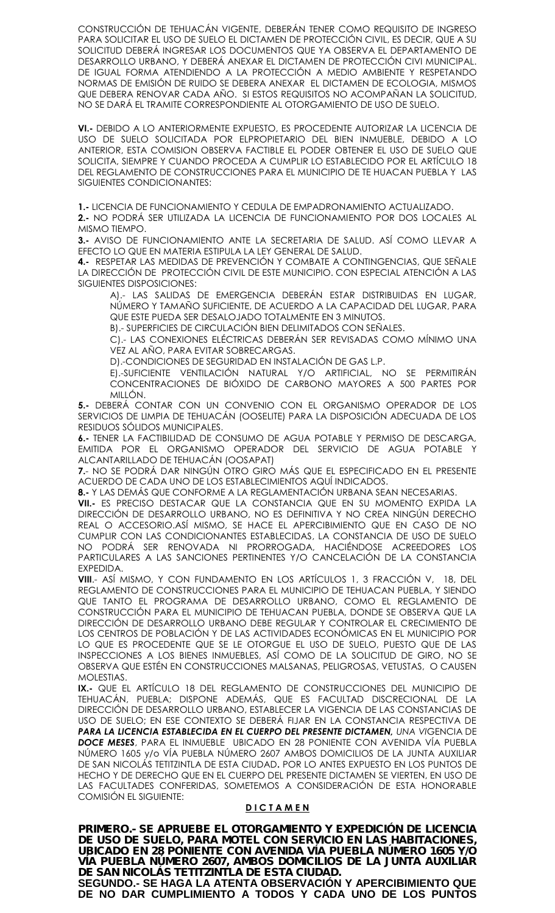CONSTRUCCIÓN DE TEHUACÁN VIGENTE, DEBERÁN TENER COMO REQUISITO DE INGRESO PARA SOLICITAR EL USO DE SUELO EL DICTAMEN DE PROTECCIÓN CIVIL, ES DECIR, QUE A SU SOLICITUD DEBERÁ INGRESAR LOS DOCUMENTOS QUE YA OBSERVA EL DEPARTAMENTO DE DESARROLLO URBANO, Y DEBERÁ ANEXAR EL DICTAMEN DE PROTECCIÓN CIVI MUNICIPAL. DE IGUAL FORMA ATENDIENDO A LA PROTECCIÓN A MEDIO AMBIENTE Y RESPETANDO NORMAS DE EMISIÓN DE RUIDO SE DEBERA ANEXAR EL DICTAMEN DE ECOLOGIA, MISMOS QUE DEBERA RENOVAR CADA AÑO. SI ESTOS REQUISITOS NO ACOMPAÑAN LA SOLICITUD, NO SE DARÁ EL TRAMITE CORRESPONDIENTE AL OTORGAMIENTO DE USO DE SUELO.

**VI.-** DEBIDO A LO ANTERIORMENTE EXPUESTO, ES PROCEDENTE AUTORIZAR LA LICENCIA DE USO DE SUELO SOLICITADA POR ELPROPIETARIO DEL BIEN INMUEBLE, DEBIDO A LO ANTERIOR, ESTA COMISION OBSERVA FACTIBLE EL PODER OBTENER EL USO DE SUELO QUE SOLICITA, SIEMPRE Y CUANDO PROCEDA A CUMPLIR LO ESTABLECIDO POR EL ARTÍCULO 18 DEL REGLAMENTO DE CONSTRUCCIONES PARA EL MUNICIPIO DE TE HUACAN PUEBLA Y LAS SIGUIENTES CONDICIONANTES:

**1.-** LICENCIA DE FUNCIONAMIENTO Y CEDULA DE EMPADRONAMIENTO ACTUALIZADO.
**2.-** NO PODRÁ SER UTILIZADA LA LICENCIA DE FUNCIONAMIENTO POR DOS LOCALES AL MISMO TIEMPO.
**3.-** AVISO DE FUNCIONAMIENTO ANTE LA SECRETARIA DE SALUD. ASÍ COMO LLEVAR A EFECTO LO QUE EN MATERIA ESTIPULA LA LEY GENERAL DE SALUD.
**4.-** RESPETAR LAS MEDIDAS DE PREVENCIÓN Y COMBATE A CONTINGENCIAS, QUE SEÑALE LA DIRECCIÓN DE PROTECCIÓN CIVIL DE ESTE MUNICIPIO. CON ESPECIAL ATENCIÓN A LAS SIGUIENTES DISPOSICIONES:

A).- LAS SALIDAS DE EMERGENCIA DEBERÁN ESTAR DISTRIBUIDAS EN LUGAR, NÚMERO Y TAMAÑO SUFICIENTE, DE ACUERDO A LA CAPACIDAD DEL LUGAR, PARA QUE ESTE PUEDA SER DESALOJADO TOTALMENTE EN 3 MINUTOS.
B).- SUPERFICIES DE CIRCULACIÓN BIEN DELIMITADOS CON SEÑALES.
C).- LAS CONEXIONES ELÉCTRICAS DEBERÁN SER REVISADAS COMO MÍNIMO UNA VEZ AL AÑO, PARA EVITAR SOBRECARGAS.
D).-CONDICIONES DE SEGURIDAD EN INSTALACIÓN DE GAS L.P.
E).-SUFICIENTE VENTILACIÓN NATURAL Y/O ARTIFICIAL, NO SE PERMITIRÁN CONCENTRACIONES DE BIÓXIDO DE CARBONO MAYORES A 500 PARTES POR MILLÓN.

**5.-** DEBERÁ CONTAR CON UN CONVENIO CON EL ORGANISMO OPERADOR DE LOS SERVICIOS DE LIMPIA DE TEHUACÁN (OOSELITE) PARA LA DISPOSICIÓN ADECUADA DE LOS RESIDUOS SÓLIDOS MUNICIPALES.
**6.-** TENER LA FACTIBILIDAD DE CONSUMO DE AGUA POTABLE Y PERMISO DE DESCARGA, EMITIDA POR EL ORGANISMO OPERADOR DEL SERVICIO DE AGUA POTABLE Y ALCANTARILLADO DE TEHUACÁN (OOSAPAT)
**7.**- NO SE PODRÁ DAR NINGÚN OTRO GIRO MÁS QUE EL ESPECIFICADO EN EL PRESENTE ACUERDO DE CADA UNO DE LOS ESTABLECIMIENTOS AQUÍ INDICADOS.
**8.-** Y LAS DEMÁS QUE CONFORME A LA REGLAMENTACIÓN URBANA SEAN NECESARIAS.

**VII.-** ES PRECISO DESTACAR QUE LA CONSTANCIA QUE EN SU MOMENTO EXPIDA LA DIRECCIÓN DE DESARROLLO URBANO, NO ES DEFINITIVA Y NO CREA NINGÚN DERECHO REAL O ACCESORIO.ASÍ MISMO, SE HACE EL APERCIBIMIENTO QUE EN CASO DE NO CUMPLIR CON LAS CONDICIONANTES ESTABLECIDAS, LA CONSTANCIA DE USO DE SUELO NO PODRÁ SER RENOVADA NI PRORROGADA, HACIÉNDOSE ACREEDORES LOS PARTICULARES A LAS SANCIONES PERTINENTES Y/O CANCELACIÓN DE LA CONSTANCIA EXPEDIDA.

**VIII**.- ASÍ MISMO, Y CON FUNDAMENTO EN LOS ARTÍCULOS 1, 3 FRACCIÓN V, 18, DEL REGLAMENTO DE CONSTRUCCIONES PARA EL MUNICIPIO DE TEHUACAN PUEBLA, Y SIENDO QUE TANTO EL PROGRAMA DE DESARROLLO URBANO, COMO EL REGLAMENTO DE CONSTRUCCIÓN PARA EL MUNICIPIO DE TEHUACAN PUEBLA, DONDE SE OBSERVA QUE LA DIRECCIÓN DE DESARROLLO URBANO DEBE REGULAR Y CONTROLAR EL CRECIMIENTO DE LOS CENTROS DE POBLACIÓN Y DE LAS ACTIVIDADES ECONÓMICAS EN EL MUNICIPIO POR LO QUE ES PROCEDENTE QUE SE LE OTORGUE EL USO DE SUELO, PUESTO QUE DE LAS INSPECCIONES A LOS BIENES INMUEBLES, ASÍ COMO DE LA SOLICITUD DE GIRO, NO SE OBSERVA QUE ESTÉN EN CONSTRUCCIONES MALSANAS, PELIGROSAS, VETUSTAS, O CAUSEN MOLESTIAS.

**IX.-** QUE EL ARTÍCULO 18 DEL REGLAMENTO DE CONSTRUCCIONES DEL MUNICIPIO DE TEHUACÁN, PUEBLA; DISPONE ADEMÁS, QUE ES FACULTAD DISCRECIONAL DE LA DIRECCIÓN DE DESARROLLO URBANO, ESTABLECER LA VIGENCIA DE LAS CONSTANCIAS DE USO DE SUELO; EN ESE CONTEXTO SE DEBERÁ FIJAR EN LA CONSTANCIA RESPECTIVA DE ***PARA LA LICENCIA ESTABLECIDA EN EL CUERPO DEL PRESENTE DICTAMEN,*** *UNA VIG*ENCIA DE ***DOCE MESES***, PARA EL INMUEBLE UBICADO EN 28 PONIENTE CON AVENIDA VÍA PUEBLA NÚMERO 1605 y/o VÍA PUEBLA NÚMERO 2607 AMBOS DOMICILIOS DE LA JUNTA AUXILIAR DE SAN NICOLÁS TETITZINTLA DE ESTA CIUDAD**.** POR LO ANTES EXPUESTO EN LOS PUNTOS DE HECHO Y DE DERECHO QUE EN EL CUERPO DEL PRESENTE DICTAMEN SE VIERTEN, EN USO DE LAS FACULTADES CONFERIDAS, SOMETEMOS A CONSIDERACIÓN DE ESTA HONORABLE COMISIÓN EL SIGUIENTE:

**D I C T A M E N**

**PRIMERO.- SE APRUEBE EL OTORGAMIENTO Y EXPEDICIÓN DE LICENCIA DE USO DE SUELO, PARA MOTEL CON SERVICIO EN LAS HABITACIONES, UBICADO EN 28 PONIENTE CON AVENIDA VÍA PUEBLA NÚMERO 1605 Y/O VÍA PUEBLA NÚMERO 2607, AMBOS DOMICILIOS DE LA JUNTA AUXILIAR DE SAN NICOLÁS TETITZINTLA DE ESTA CIUDAD.**
**SEGUNDO.- SE HAGA LA ATENTA OBSERVACIÓN Y APERCIBIMIENTO QUE DE NO DAR CUMPLIMIENTO A TODOS Y CADA UNO DE LOS PUNTOS**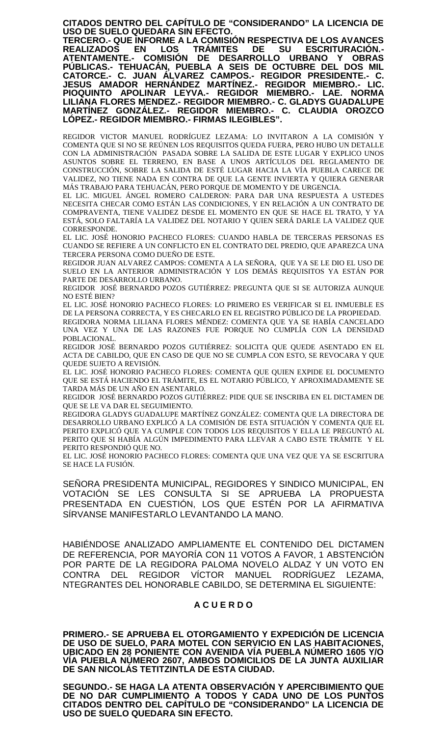**CITADOS DENTRO DEL CAPÍTULO DE "CONSIDERANDO" LA LICENCIA DE USO DE SUELO QUEDARA SIN EFECTO.**
**TERCERO.- QUE INFORME A LA COMISIÓN RESPECTIVA DE LOS AVANCES REALIZADOS EN LOS TRÁMITES DE SU ESCRITURACIÓN.- ATENTAMENTE.- COMISIÓN DE DESARROLLO URBANO Y OBRAS PÚBLICAS.- TEHUACÁN, PUEBLA A SEIS DE OCTUBRE DEL DOS MIL CATORCE.- C. JUAN ÁLVAREZ CAMPOS.- REGIDOR PRESIDENTE.- C. JESUS AMADOR HERNÁNDEZ MARTÍNEZ.- REGIDOR MIEMBRO.- LIC. PIOQUINTO APOLINAR LEYVA.- REGIDOR MIEMBRO.- LAE. NORMA LILIANA FLORES MENDEZ.- REGIDOR MIEMBRO.- C. GLADYS GUADALUPE MARTÍNEZ GONZÁLEZ.- REGIDOR MIEMBRO.- C. CLAUDIA OROZCO LÓPEZ.- REGIDOR MIEMBRO.- FIRMAS ILEGIBLES".**

REGIDOR VICTOR MANUEL RODRÍGUEZ LEZAMA: LO INVITARON A LA COMISIÓN Y COMENTA QUE SI NO SE REÚNEN LOS REQUISITOS QUEDA FUERA, PERO HUBO UN DETALLE CON LA ADMINISTRACIÓN PASADA SOBRE LA SALIDA DE ESTE LUGAR Y EXPLICO UNOS ASUNTOS SOBRE EL TERRENO, EN BASE A UNOS ARTÍCULOS DEL REGLAMENTO DE CONSTRUCCIÓN, SOBRE LA SALIDA DE ESTÉ LUGAR HACIA LA VÍA PUEBLA CARECE DE VALIDEZ, NO TIENE NADA EN CONTRA DE QUE LA GENTE INVIERTA Y QUIERA GENERAR MÁS TRABAJO PARA TEHUACÁN, PERO PORQUE DE MOMENTO Y DE URGENCIA.

EL LIC. MIGUEL ÁNGEL ROMERO CALDERON: PARA DAR UNA RESPUESTA A USTEDES NECESITA CHECAR COMO ESTÁN LAS CONDICIONES, Y EN RELACIÓN A UN CONTRATO DE COMPRAVENTA, TIENE VALIDEZ DESDE EL MOMENTO EN QUE SE HACE EL TRATO, Y YA ESTÁ, SOLO FALTARÍA LA VALIDEZ DEL NOTARIO Y QUIEN SERÁ DARLE LA VALIDEZ QUE CORRESPONDE.

EL LIC. JOSÉ HONORIO PACHECO FLORES: CUANDO HABLA DE TERCERAS PERSONAS ES CUANDO SE REFIERE A UN CONFLICTO EN EL CONTRATO DEL PREDIO, QUE APAREZCA UNA TERCERA PERSONA COMO DUEÑO DE ESTE.

REGIDOR JUAN ALVAREZ CAMPOS: COMENTA A LA SEÑORA, QUE YA SE LE DIO EL USO DE SUELO EN LA ANTERIOR ADMINISTRACIÓN Y LOS DEMÁS REQUISITOS YA ESTÁN POR PARTE DE DESARROLLO URBANO.

REGIDOR JOSÉ BERNARDO POZOS GUTIÉRREZ: PREGUNTA QUE SI SE AUTORIZA AUNQUE NO ESTÉ BIEN?

EL LIC. JOSÉ HONORIO PACHECO FLORES: LO PRIMERO ES VERIFICAR SI EL INMUEBLE ES DE LA PERSONA CORRECTA, Y ES CHECARLO EN EL REGISTRO PÚBLICO DE LA PROPIEDAD.

REGIDORA NORMA LILIANA FLORES MÉNDEZ: COMENTA QUE YA SE HABÍA CANCELADO UNA VEZ Y UNA DE LAS RAZONES FUE PORQUE NO CUMPLÍA CON LA DENSIDAD POBLACIONAL.

REGIDOR JOSÉ BERNARDO POZOS GUTIÉRREZ: SOLICITA QUE QUEDE ASENTADO EN EL ACTA DE CABILDO, QUE EN CASO DE QUE NO SE CUMPLA CON ESTO, SE REVOCARA Y QUE QUEDE SUJETO A REVISIÓN.

EL LIC. JOSÉ HONORIO PACHECO FLORES: COMENTA QUE QUIEN EXPIDE EL DOCUMENTO QUE SE ESTÁ HACIENDO EL TRÁMITE, ES EL NOTARIO PÚBLICO, Y APROXIMADAMENTE SE TARDA MÁS DE UN AÑO EN ASENTARLO.

REGIDOR JOSÉ BERNARDO POZOS GUTIÉRREZ: PIDE QUE SE INSCRIBA EN EL DICTAMEN DE QUE SE LE VA DAR EL SEGUIMIENTO.

REGIDORA GLADYS GUADALUPE MARTÍNEZ GONZÁLEZ: COMENTA QUE LA DIRECTORA DE DESARROLLO URBANO EXPLICÓ A LA COMISIÓN DE ESTA SITUACIÓN Y COMENTA QUE EL PERITO EXPLICÓ QUE YA CUMPLE CON TODOS LOS REQUISITOS Y ELLA LE PREGUNTÓ AL PERITO QUE SI HABÍA ALGÚN IMPEDIMENTO PARA LLEVAR A CABO ESTE TRÁMITE Y EL PERITO RESPONDIÓ QUE NO.

EL LIC. JOSÉ HONORIO PACHECO FLORES: COMENTA QUE UNA VEZ QUE YA SE ESCRITURA SE HACE LA FUSIÓN.

SEÑORA PRESIDENTA MUNICIPAL, REGIDORES Y SINDICO MUNICIPAL, EN VOTACIÓN SE LES CONSULTA SI SE APRUEBA LA PROPUESTA PRESENTADA EN CUESTIÓN, LOS QUE ESTÉN POR LA AFIRMATIVA SÍRVANSE MANIFESTARLO LEVANTANDO LA MANO.

HABIÉNDOSE ANALIZADO AMPLIAMENTE EL CONTENIDO DEL DICTAMEN DE REFERENCIA, POR MAYORÍA CON 11 VOTOS A FAVOR, 1 ABSTENCIÓN POR PARTE DE LA REGIDORA PALOMA NOVELO ALDAZ Y UN VOTO EN CONTRA DEL REGIDOR VÍCTOR MANUEL RODRÍGUEZ LEZAMA, NTEGRANTES DEL HONORABLE CABILDO, SE DETERMINA EL SIGUIENTE:

**A C U E R D O**

**PRIMERO.- SE APRUEBA EL OTORGAMIENTO Y EXPEDICIÓN DE LICENCIA DE USO DE SUELO, PARA MOTEL CON SERVICIO EN LAS HABITACIONES, UBICADO EN 28 PONIENTE CON AVENIDA VÍA PUEBLA NÚMERO 1605 Y/O VÍA PUEBLA NÚMERO 2607, AMBOS DOMICILIOS DE LA JUNTA AUXILIAR DE SAN NICOLÁS TETITZINTLA DE ESTA CIUDAD.**

**SEGUNDO.- SE HAGA LA ATENTA OBSERVACIÓN Y APERCIBIMIENTO QUE DE NO DAR CUMPLIMIENTO A TODOS Y CADA UNO DE LOS PUNTOS CITADOS DENTRO DEL CAPÍTULO DE "CONSIDERANDO" LA LICENCIA DE USO DE SUELO QUEDARA SIN EFECTO.**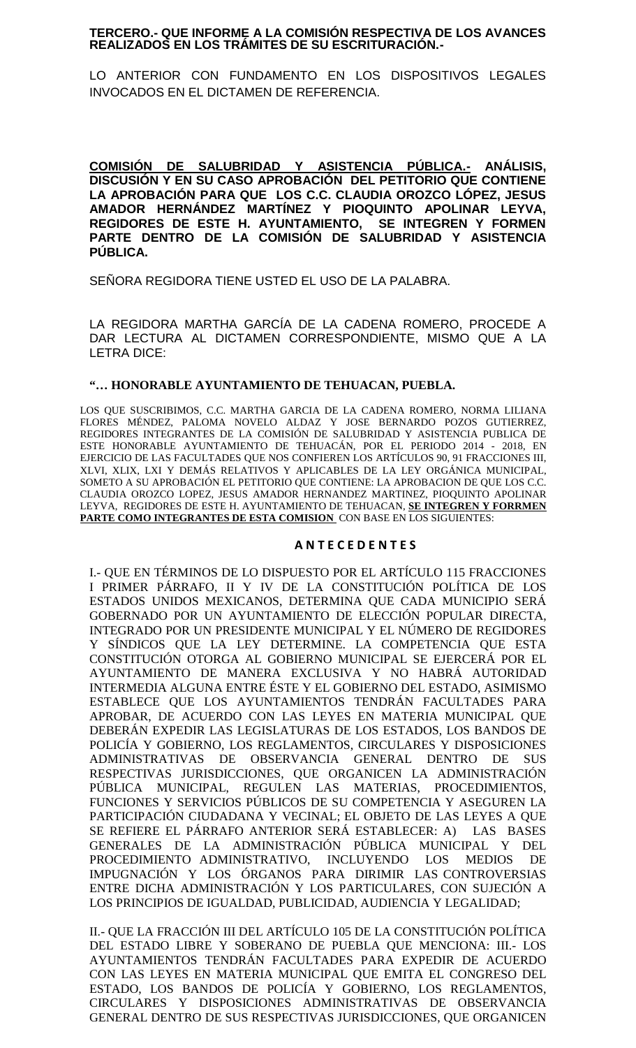**TERCERO.- QUE INFORME A LA COMISIÓN RESPECTIVA DE LOS AVANCES REALIZADOS EN LOS TRÁMITES DE SU ESCRITURACIÓN.-**

LO ANTERIOR CON FUNDAMENTO EN LOS DISPOSITIVOS LEGALES INVOCADOS EN EL DICTAMEN DE REFERENCIA.

**<u>COMISIÓN DE SALUBRIDAD Y ASISTENCIA PÚBLICA.-</u> ANÁLISIS, DISCUSIÓN Y EN SU CASO APROBACIÓN DEL PETITORIO QUE CONTIENE LA APROBACIÓN PARA QUE LOS C.C. CLAUDIA OROZCO LÓPEZ, JESUS AMADOR HERNÁNDEZ MARTÍNEZ Y PIOQUINTO APOLINAR LEYVA, REGIDORES DE ESTE H. AYUNTAMIENTO, SE INTEGREN Y FORMEN PARTE DENTRO DE LA COMISIÓN DE SALUBRIDAD Y ASISTENCIA PÚBLICA.**

SEÑORA REGIDORA TIENE USTED EL USO DE LA PALABRA.

LA REGIDORA MARTHA GARCÍA DE LA CADENA ROMERO, PROCEDE A DAR LECTURA AL DICTAMEN CORRESPONDIENTE, MISMO QUE A LA LETRA DICE:

**"… HONORABLE AYUNTAMIENTO DE TEHUACAN, PUEBLA.**

LOS QUE SUSCRIBIMOS, C.C. MARTHA GARCIA DE LA CADENA ROMERO, NORMA LILIANA FLORES MÉNDEZ, PALOMA NOVELO ALDAZ Y JOSE BERNARDO POZOS GUTIERREZ, REGIDORES INTEGRANTES DE LA COMISIÓN DE SALUBRIDAD Y ASISTENCIA PUBLICA DE ESTE HONORABLE AYUNTAMIENTO DE TEHUACÁN, POR EL PERIODO 2014 - 2018, EN EJERCICIO DE LAS FACULTADES QUE NOS CONFIEREN LOS ARTÍCULOS 90, 91 FRACCIONES III, XLVI, XLIX, LXI Y DEMÁS RELATIVOS Y APLICABLES DE LA LEY ORGÁNICA MUNICIPAL, SOMETO A SU APROBACIÓN EL PETITORIO QUE CONTIENE: LA APROBACION DE QUE LOS C.C. CLAUDIA OROZCO LOPEZ, JESUS AMADOR HERNANDEZ MARTINEZ, PIOQUINTO APOLINAR LEYVA, REGIDORES DE ESTE H. AYUNTAMIENTO DE TEHUACAN, **<u>SE INTEGREN Y FORRMEN PARTE COMO INTEGRANTES DE ESTA COMISION</u>** CON BASE EN LOS SIGUIENTES:

**A N T E C E D E N T E S**

I.- QUE EN TÉRMINOS DE LO DISPUESTO POR EL ARTÍCULO 115 FRACCIONES I PRIMER PÁRRAFO, II Y IV DE LA CONSTITUCIÓN POLÍTICA DE LOS ESTADOS UNIDOS MEXICANOS, DETERMINA QUE CADA MUNICIPIO SERÁ GOBERNADO POR UN AYUNTAMIENTO DE ELECCIÓN POPULAR DIRECTA, INTEGRADO POR UN PRESIDENTE MUNICIPAL Y EL NÚMERO DE REGIDORES Y SÍNDICOS QUE LA LEY DETERMINE. LA COMPETENCIA QUE ESTA CONSTITUCIÓN OTORGA AL GOBIERNO MUNICIPAL SE EJERCERÁ POR EL AYUNTAMIENTO DE MANERA EXCLUSIVA Y NO HABRÁ AUTORIDAD INTERMEDIA ALGUNA ENTRE ÉSTE Y EL GOBIERNO DEL ESTADO, ASIMISMO ESTABLECE QUE LOS AYUNTAMIENTOS TENDRÁN FACULTADES PARA APROBAR, DE ACUERDO CON LAS LEYES EN MATERIA MUNICIPAL QUE DEBERÁN EXPEDIR LAS LEGISLATURAS DE LOS ESTADOS, LOS BANDOS DE POLICÍA Y GOBIERNO, LOS REGLAMENTOS, CIRCULARES Y DISPOSICIONES ADMINISTRATIVAS DE OBSERVANCIA GENERAL DENTRO DE SUS RESPECTIVAS JURISDICCIONES, QUE ORGANICEN LA ADMINISTRACIÓN PÚBLICA MUNICIPAL, REGULEN LAS MATERIAS, PROCEDIMIENTOS, FUNCIONES Y SERVICIOS PÚBLICOS DE SU COMPETENCIA Y ASEGUREN LA PARTICIPACIÓN CIUDADANA Y VECINAL; EL OBJETO DE LAS LEYES A QUE SE REFIERE EL PÁRRAFO ANTERIOR SERÁ ESTABLECER: A) LAS BASES GENERALES DE LA ADMINISTRACIÓN PÚBLICA MUNICIPAL Y DEL PROCEDIMIENTO ADMINISTRATIVO, INCLUYENDO LOS MEDIOS DE IMPUGNACIÓN Y LOS ÓRGANOS PARA DIRIMIR LAS CONTROVERSIAS ENTRE DICHA ADMINISTRACIÓN Y LOS PARTICULARES, CON SUJECIÓN A LOS PRINCIPIOS DE IGUALDAD, PUBLICIDAD, AUDIENCIA Y LEGALIDAD;

II.- QUE LA FRACCIÓN III DEL ARTÍCULO 105 DE LA CONSTITUCIÓN POLÍTICA DEL ESTADO LIBRE Y SOBERANO DE PUEBLA QUE MENCIONA: III.- LOS AYUNTAMIENTOS TENDRÁN FACULTADES PARA EXPEDIR DE ACUERDO CON LAS LEYES EN MATERIA MUNICIPAL QUE EMITA EL CONGRESO DEL ESTADO, LOS BANDOS DE POLICÍA Y GOBIERNO, LOS REGLAMENTOS, CIRCULARES Y DISPOSICIONES ADMINISTRATIVAS DE OBSERVANCIA GENERAL DENTRO DE SUS RESPECTIVAS JURISDICCIONES, QUE ORGANICEN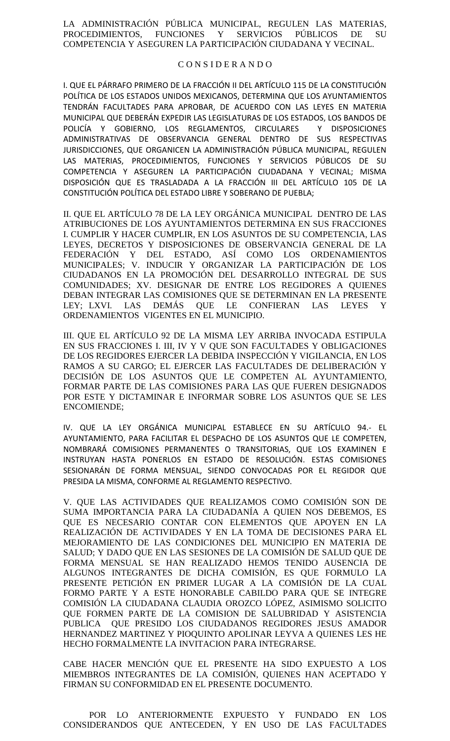LA ADMINISTRACIÓN PÚBLICA MUNICIPAL, REGULEN LAS MATERIAS, PROCEDIMIENTOS, FUNCIONES Y SERVICIOS PÚBLICOS DE SU COMPETENCIA Y ASEGUREN LA PARTICIPACIÓN CIUDADANA Y VECINAL.

## C O N S I D E R A N D O

I. QUE EL PÁRRAFO PRIMERO DE LA FRACCIÓN II DEL ARTÍCULO 115 DE LA CONSTITUCIÓN POLÍTICA DE LOS ESTADOS UNIDOS MEXICANOS, DETERMINA QUE LOS AYUNTAMIENTOS TENDRÁN FACULTADES PARA APROBAR, DE ACUERDO CON LAS LEYES EN MATERIA MUNICIPAL QUE DEBERÁN EXPEDIR LAS LEGISLATURAS DE LOS ESTADOS, LOS BANDOS DE POLICÍA Y GOBIERNO, LOS REGLAMENTOS, CIRCULARES Y DISPOSICIONES ADMINISTRATIVAS DE OBSERVANCIA GENERAL DENTRO DE SUS RESPECTIVAS JURISDICCIONES, QUE ORGANICEN LA ADMINISTRACIÓN PÚBLICA MUNICIPAL, REGULEN LAS MATERIAS, PROCEDIMIENTOS, FUNCIONES Y SERVICIOS PÚBLICOS DE SU COMPETENCIA Y ASEGUREN LA PARTICIPACIÓN CIUDADANA Y VECINAL; MISMA DISPOSICIÓN QUE ES TRASLADADA A LA FRACCIÓN III DEL ARTÍCULO 105 DE LA CONSTITUCIÓN POLÍTICA DEL ESTADO LIBRE Y SOBERANO DE PUEBLA;

II. QUE EL ARTÍCULO 78 DE LA LEY ORGÁNICA MUNICIPAL DENTRO DE LAS ATRIBUCIONES DE LOS AYUNTAMIENTOS DETERMINA EN SUS FRACCIONES I. CUMPLIR Y HACER CUMPLIR, EN LOS ASUNTOS DE SU COMPETENCIA, LAS LEYES, DECRETOS Y DISPOSICIONES DE OBSERVANCIA GENERAL DE LA FEDERACIÓN Y DEL ESTADO, ASÍ COMO LOS ORDENAMIENTOS MUNICIPALES; V. INDUCIR Y ORGANIZAR LA PARTICIPACIÓN DE LOS CIUDADANOS EN LA PROMOCIÓN DEL DESARROLLO INTEGRAL DE SUS COMUNIDADES; XV. DESIGNAR DE ENTRE LOS REGIDORES A QUIENES DEBAN INTEGRAR LAS COMISIONES QUE SE DETERMINAN EN LA PRESENTE LEY; LXVI. LAS DEMÁS QUE LE CONFIERAN LAS LEYES Y ORDENAMIENTOS VIGENTES EN EL MUNICIPIO.

III. QUE EL ARTÍCULO 92 DE LA MISMA LEY ARRIBA INVOCADA ESTIPULA EN SUS FRACCIONES I. III, IV Y V QUE SON FACULTADES Y OBLIGACIONES DE LOS REGIDORES EJERCER LA DEBIDA INSPECCIÓN Y VIGILANCIA, EN LOS RAMOS A SU CARGO; EL EJERCER LAS FACULTADES DE DELIBERACIÓN Y DECISIÓN DE LOS ASUNTOS QUE LE COMPETEN AL AYUNTAMIENTO, FORMAR PARTE DE LAS COMISIONES PARA LAS QUE FUEREN DESIGNADOS POR ESTE Y DICTAMINAR E INFORMAR SOBRE LOS ASUNTOS QUE SE LES ENCOMIENDE;

IV. QUE LA LEY ORGÁNICA MUNICIPAL ESTABLECE EN SU ARTÍCULO 94.- EL AYUNTAMIENTO, PARA FACILITAR EL DESPACHO DE LOS ASUNTOS QUE LE COMPETEN, NOMBRARÁ COMISIONES PERMANENTES O TRANSITORIAS, QUE LOS EXAMINEN E INSTRUYAN HASTA PONERLOS EN ESTADO DE RESOLUCIÓN. ESTAS COMISIONES SESIONARÁN DE FORMA MENSUAL, SIENDO CONVOCADAS POR EL REGIDOR QUE PRESIDA LA MISMA, CONFORME AL REGLAMENTO RESPECTIVO.

V. QUE LAS ACTIVIDADES QUE REALIZAMOS COMO COMISIÓN SON DE SUMA IMPORTANCIA PARA LA CIUDADANÍA A QUIEN NOS DEBEMOS, ES QUE ES NECESARIO CONTAR CON ELEMENTOS QUE APOYEN EN LA REALIZACIÓN DE ACTIVIDADES Y EN LA TOMA DE DECISIONES PARA EL MEJORAMIENTO DE LAS CONDICIONES DEL MUNICIPIO EN MATERIA DE SALUD; Y DADO QUE EN LAS SESIONES DE LA COMISIÓN DE SALUD QUE DE FORMA MENSUAL SE HAN REALIZADO HEMOS TENIDO AUSENCIA DE ALGUNOS INTEGRANTES DE DICHA COMISIÓN, ES QUE FORMULO LA PRESENTE PETICIÓN EN PRIMER LUGAR A LA COMISIÓN DE LA CUAL FORMO PARTE Y A ESTE HONORABLE CABILDO PARA QUE SE INTEGRE COMISIÓN LA CIUDADANA CLAUDIA OROZCO LÓPEZ, ASIMISMO SOLICITO QUE FORMEN PARTE DE LA COMISION DE SALUBRIDAD Y ASISTENCIA PUBLICA QUE PRESIDO LOS CIUDADANOS REGIDORES JESUS AMADOR HERNANDEZ MARTINEZ Y PIOQUINTO APOLINAR LEYVA A QUIENES LES HE HECHO FORMALMENTE LA INVITACION PARA INTEGRARSE.

CABE HACER MENCIÓN QUE EL PRESENTE HA SIDO EXPUESTO A LOS MIEMBROS INTEGRANTES DE LA COMISIÓN, QUIENES HAN ACEPTADO Y FIRMAN SU CONFORMIDAD EN EL PRESENTE DOCUMENTO.

POR LO ANTERIORMENTE EXPUESTO Y FUNDADO EN LOS CONSIDERANDOS QUE ANTECEDEN, Y EN USO DE LAS FACULTADES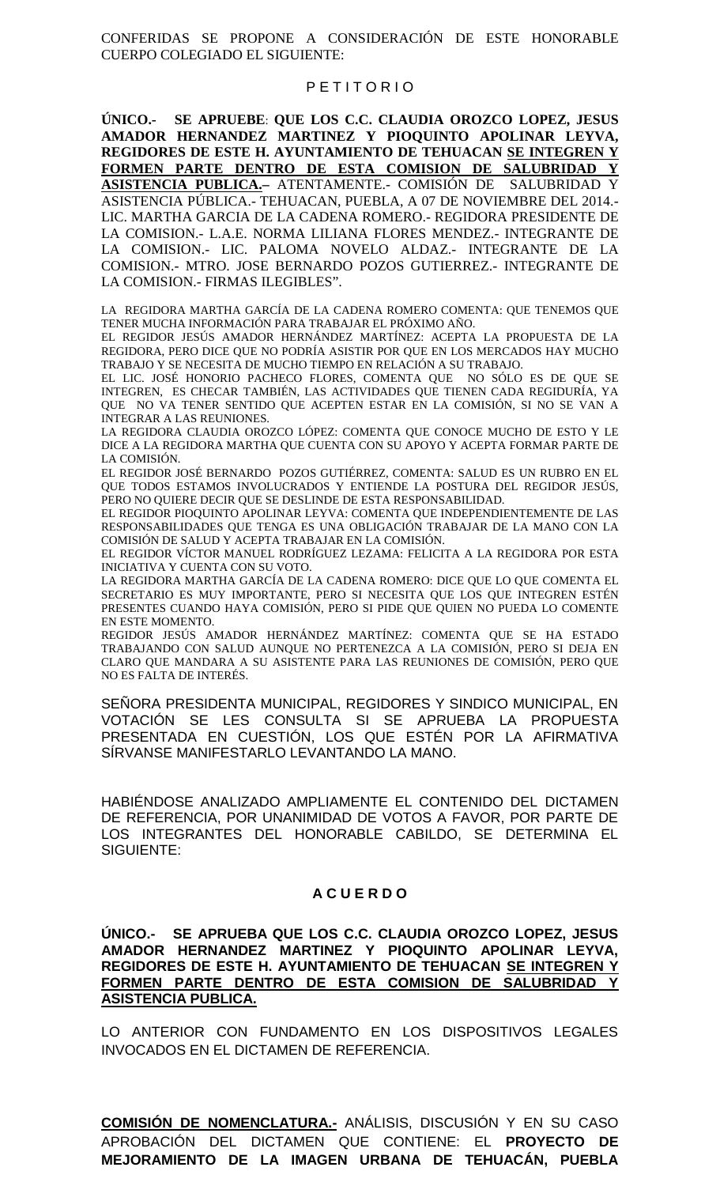CONFERIDAS SE PROPONE A CONSIDERACIÓN DE ESTE HONORABLE CUERPO COLEGIADO EL SIGUIENTE:

## P E T I T O R I O

**ÚNICO.- SE APRUEBE**: **QUE LOS C.C. CLAUDIA OROZCO LOPEZ, JESUS AMADOR HERNANDEZ MARTINEZ Y PIOQUINTO APOLINAR LEYVA, REGIDORES DE ESTE H. AYUNTAMIENTO DE TEHUACAN SE INTEGREN Y FORMEN PARTE DENTRO DE ESTA COMISION DE SALUBRIDAD Y ASISTENCIA PUBLICA.–** ATENTAMENTE.- COMISIÓN DE SALUBRIDAD Y ASISTENCIA PÚBLICA.- TEHUACAN, PUEBLA, A 07 DE NOVIEMBRE DEL 2014.- LIC. MARTHA GARCIA DE LA CADENA ROMERO.- REGIDORA PRESIDENTE DE LA COMISION.- L.A.E. NORMA LILIANA FLORES MENDEZ.- INTEGRANTE DE LA COMISION.- LIC. PALOMA NOVELO ALDAZ.- INTEGRANTE DE LA COMISION.- MTRO. JOSE BERNARDO POZOS GUTIERREZ.- INTEGRANTE DE LA COMISION.- FIRMAS ILEGIBLES".

LA REGIDORA MARTHA GARCÍA DE LA CADENA ROMERO COMENTA: QUE TENEMOS QUE TENER MUCHA INFORMACIÓN PARA TRABAJAR EL PRÓXIMO AÑO.
EL REGIDOR JESÚS AMADOR HERNÁNDEZ MARTÍNEZ: ACEPTA LA PROPUESTA DE LA REGIDORA, PERO DICE QUE NO PODRÍA ASISTIR POR QUE EN LOS MERCADOS HAY MUCHO TRABAJO Y SE NECESITA DE MUCHO TIEMPO EN RELACIÓN A SU TRABAJO.
EL LIC. JOSÉ HONORIO PACHECO FLORES, COMENTA QUE NO SÓLO ES DE QUE SE INTEGREN, ES CHECAR TAMBIÉN, LAS ACTIVIDADES QUE TIENEN CADA REGIDURÍA, YA QUE NO VA TENER SENTIDO QUE ACEPTEN ESTAR EN LA COMISIÓN, SI NO SE VAN A INTEGRAR A LAS REUNIONES.
LA REGIDORA CLAUDIA OROZCO LÓPEZ: COMENTA QUE CONOCE MUCHO DE ESTO Y LE DICE A LA REGIDORA MARTHA QUE CUENTA CON SU APOYO Y ACEPTA FORMAR PARTE DE LA COMISIÓN.
EL REGIDOR JOSÉ BERNARDO POZOS GUTIÉRREZ, COMENTA: SALUD ES UN RUBRO EN EL QUE TODOS ESTAMOS INVOLUCRADOS Y ENTIENDE LA POSTURA DEL REGIDOR JESÚS, PERO NO QUIERE DECIR QUE SE DESLINDE DE ESTA RESPONSABILIDAD.
EL REGIDOR PIOQUINTO APOLINAR LEYVA: COMENTA QUE INDEPENDIENTEMENTE DE LAS RESPONSABILIDADES QUE TENGA ES UNA OBLIGACIÓN TRABAJAR DE LA MANO CON LA COMISIÓN DE SALUD Y ACEPTA TRABAJAR EN LA COMISIÓN.
EL REGIDOR VÍCTOR MANUEL RODRÍGUEZ LEZAMA: FELICITA A LA REGIDORA POR ESTA INICIATIVA Y CUENTA CON SU VOTO.
LA REGIDORA MARTHA GARCÍA DE LA CADENA ROMERO: DICE QUE LO QUE COMENTA EL SECRETARIO ES MUY IMPORTANTE, PERO SI NECESITA QUE LOS QUE INTEGREN ESTÉN PRESENTES CUANDO HAYA COMISIÓN, PERO SI PIDE QUE QUIEN NO PUEDA LO COMENTE EN ESTE MOMENTO.
REGIDOR JESÚS AMADOR HERNÁNDEZ MARTÍNEZ: COMENTA QUE SE HA ESTADO TRABAJANDO CON SALUD AUNQUE NO PERTENEZCA A LA COMISIÓN, PERO SI DEJA EN CLARO QUE MANDARA A SU ASISTENTE PARA LAS REUNIONES DE COMISIÓN, PERO QUE NO ES FALTA DE INTERÉS.

SEÑORA PRESIDENTA MUNICIPAL, REGIDORES Y SINDICO MUNICIPAL, EN VOTACIÓN SE LES CONSULTA SI SE APRUEBA LA PROPUESTA PRESENTADA EN CUESTIÓN, LOS QUE ESTÉN POR LA AFIRMATIVA SÍRVANSE MANIFESTARLO LEVANTANDO LA MANO.

HABIÉNDOSE ANALIZADO AMPLIAMENTE EL CONTENIDO DEL DICTAMEN DE REFERENCIA, POR UNANIMIDAD DE VOTOS A FAVOR, POR PARTE DE LOS INTEGRANTES DEL HONORABLE CABILDO, SE DETERMINA EL SIGUIENTE:

## A C U E R D O

**ÚNICO.- SE APRUEBA QUE LOS C.C. CLAUDIA OROZCO LOPEZ, JESUS AMADOR HERNANDEZ MARTINEZ Y PIOQUINTO APOLINAR LEYVA, REGIDORES DE ESTE H. AYUNTAMIENTO DE TEHUACAN SE INTEGREN Y FORMEN PARTE DENTRO DE ESTA COMISION DE SALUBRIDAD Y ASISTENCIA PUBLICA.**

LO ANTERIOR CON FUNDAMENTO EN LOS DISPOSITIVOS LEGALES INVOCADOS EN EL DICTAMEN DE REFERENCIA.

**COMISIÓN DE NOMENCLATURA.-** ANÁLISIS, DISCUSIÓN Y EN SU CASO APROBACIÓN DEL DICTAMEN QUE CONTIENE: EL **PROYECTO DE MEJORAMIENTO DE LA IMAGEN URBANA DE TEHUACÁN, PUEBLA**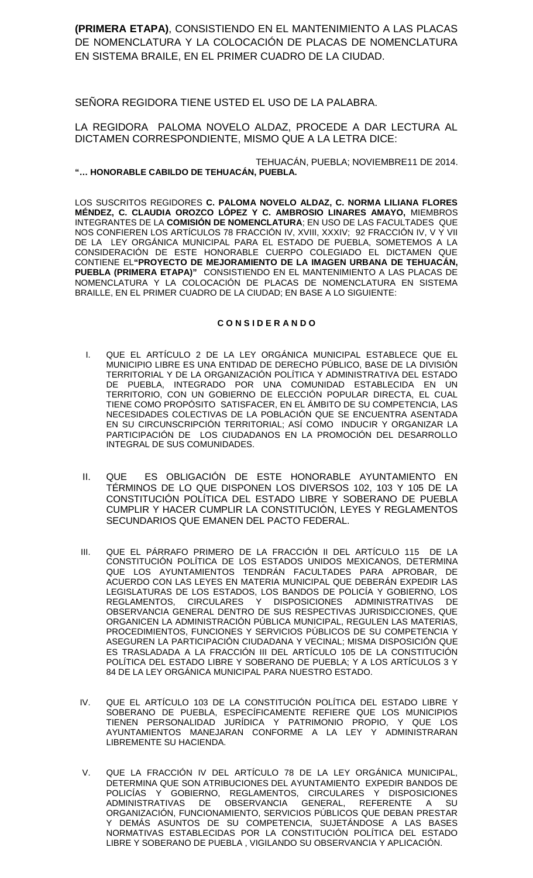**(PRIMERA ETAPA)**, CONSISTIENDO EN EL MANTENIMIENTO A LAS PLACAS DE NOMENCLATURA Y LA COLOCACIÓN DE PLACAS DE NOMENCLATURA EN SISTEMA BRAILE, EN EL PRIMER CUADRO DE LA CIUDAD.

SEÑORA REGIDORA TIENE USTED EL USO DE LA PALABRA.

LA REGIDORA PALOMA NOVELO ALDAZ, PROCEDE A DAR LECTURA AL DICTAMEN CORRESPONDIENTE, MISMO QUE A LA LETRA DICE:

TEHUACÁN, PUEBLA; NOVIEMBRE11 DE 2014.

**"… HONORABLE CABILDO DE TEHUACÁN, PUEBLA.**

LOS SUSCRITOS REGIDORES **C. PALOMA NOVELO ALDAZ, C. NORMA LILIANA FLORES MÉNDEZ, C. CLAUDIA OROZCO LÓPEZ Y C. AMBROSIO LINARES AMAYO,** MIEMBROS INTEGRANTES DE LA **COMISIÓN DE NOMENCLATURA**; EN USO DE LAS FACULTADES QUE NOS CONFIEREN LOS ARTÍCULOS 78 FRACCIÓN IV, XVIII, XXXIV; 92 FRACCIÓN IV, V Y VII DE LA LEY ORGÁNICA MUNICIPAL PARA EL ESTADO DE PUEBLA, SOMETEMOS A LA CONSIDERACIÓN DE ESTE HONORABLE CUERPO COLEGIADO EL DICTAMEN QUE CONTIENE EL**"PROYECTO DE MEJORAMIENTO DE LA IMAGEN URBANA DE TEHUACÁN, PUEBLA (PRIMERA ETAPA)"** CONSISTIENDO EN EL MANTENIMIENTO A LAS PLACAS DE NOMENCLATURA Y LA COLOCACIÓN DE PLACAS DE NOMENCLATURA EN SISTEMA BRAILLE, EN EL PRIMER CUADRO DE LA CIUDAD; EN BASE A LO SIGUIENTE:

**C O N S I D E R A N D O**

I. QUE EL ARTÍCULO 2 DE LA LEY ORGÁNICA MUNICIPAL ESTABLECE QUE EL MUNICIPIO LIBRE ES UNA ENTIDAD DE DERECHO PÚBLICO, BASE DE LA DIVISIÓN TERRITORIAL Y DE LA ORGANIZACIÓN POLÍTICA Y ADMINISTRATIVA DEL ESTADO DE PUEBLA, INTEGRADO POR UNA COMUNIDAD ESTABLECIDA EN UN TERRITORIO, CON UN GOBIERNO DE ELECCIÓN POPULAR DIRECTA, EL CUAL TIENE COMO PROPÓSITO SATISFACER, EN EL ÁMBITO DE SU COMPETENCIA, LAS NECESIDADES COLECTIVAS DE LA POBLACIÓN QUE SE ENCUENTRA ASENTADA EN SU CIRCUNSCRIPCIÓN TERRITORIAL; ASÍ COMO INDUCIR Y ORGANIZAR LA PARTICIPACIÓN DE LOS CIUDADANOS EN LA PROMOCIÓN DEL DESARROLLO INTEGRAL DE SUS COMUNIDADES.

II. QUE ES OBLIGACIÓN DE ESTE HONORABLE AYUNTAMIENTO EN TÉRMINOS DE LO QUE DISPONEN LOS DIVERSOS 102, 103 Y 105 DE LA CONSTITUCIÓN POLÍTICA DEL ESTADO LIBRE Y SOBERANO DE PUEBLA CUMPLIR Y HACER CUMPLIR LA CONSTITUCIÓN, LEYES Y REGLAMENTOS SECUNDARIOS QUE EMANEN DEL PACTO FEDERAL.

III. QUE EL PÁRRAFO PRIMERO DE LA FRACCIÓN II DEL ARTÍCULO 115 DE LA CONSTITUCIÓN POLÍTICA DE LOS ESTADOS UNIDOS MEXICANOS, DETERMINA QUE LOS AYUNTAMIENTOS TENDRÁN FACULTADES PARA APROBAR, DE ACUERDO CON LAS LEYES EN MATERIA MUNICIPAL QUE DEBERÁN EXPEDIR LAS LEGISLATURAS DE LOS ESTADOS, LOS BANDOS DE POLICÍA Y GOBIERNO, LOS REGLAMENTOS, CIRCULARES Y DISPOSICIONES ADMINISTRATIVAS DE OBSERVANCIA GENERAL DENTRO DE SUS RESPECTIVAS JURISDICCIONES, QUE ORGANICEN LA ADMINISTRACIÓN PÚBLICA MUNICIPAL, REGULEN LAS MATERIAS, PROCEDIMIENTOS, FUNCIONES Y SERVICIOS PÚBLICOS DE SU COMPETENCIA Y ASEGUREN LA PARTICIPACIÓN CIUDADANA Y VECINAL; MISMA DISPOSICIÓN QUE ES TRASLADADA A LA FRACCIÓN III DEL ARTÍCULO 105 DE LA CONSTITUCIÓN POLÍTICA DEL ESTADO LIBRE Y SOBERANO DE PUEBLA; Y A LOS ARTÍCULOS 3 Y 84 DE LA LEY ORGÁNICA MUNICIPAL PARA NUESTRO ESTADO.

IV. QUE EL ARTÍCULO 103 DE LA CONSTITUCIÓN POLÍTICA DEL ESTADO LIBRE Y SOBERANO DE PUEBLA, ESPECÍFICAMENTE REFIERE QUE LOS MUNICIPIOS TIENEN PERSONALIDAD JURÍDICA Y PATRIMONIO PROPIO, Y QUE LOS AYUNTAMIENTOS MANEJARAN CONFORME A LA LEY Y ADMINISTRARAN LIBREMENTE SU HACIENDA.

V. QUE LA FRACCIÓN IV DEL ARTÍCULO 78 DE LA LEY ORGÁNICA MUNICIPAL, DETERMINA QUE SON ATRIBUCIONES DEL AYUNTAMIENTO EXPEDIR BANDOS DE POLICÍAS Y GOBIERNO, REGLAMENTOS, CIRCULARES Y DISPOSICIONES ADMINISTRATIVAS DE OBSERVANCIA GENERAL, REFERENTE A SU ORGANIZACIÓN, FUNCIONAMIENTO, SERVICIOS PÚBLICOS QUE DEBAN PRESTAR Y DEMÁS ASUNTOS DE SU COMPETENCIA, SUJETÁNDOSE A LAS BASES NORMATIVAS ESTABLECIDAS POR LA CONSTITUCIÓN POLÍTICA DEL ESTADO LIBRE Y SOBERANO DE PUEBLA , VIGILANDO SU OBSERVANCIA Y APLICACIÓN.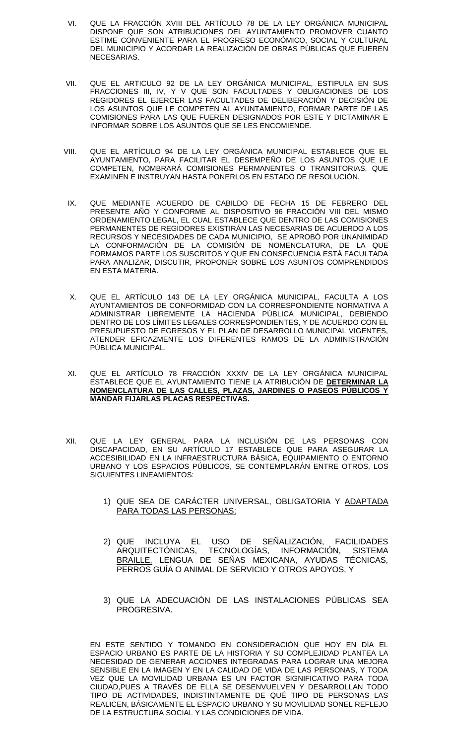VI. QUE LA FRACCIÓN XVIII DEL ARTÍCULO 78 DE LA LEY ORGÁNICA MUNICIPAL DISPONE QUE SON ATRIBUCIONES DEL AYUNTAMIENTO PROMOVER CUANTO ESTIME CONVENIENTE PARA EL PROGRESO ECONÓMICO, SOCIAL Y CULTURAL DEL MUNICIPIO Y ACORDAR LA REALIZACIÓN DE OBRAS PÚBLICAS QUE FUEREN NECESARIAS.

VII. QUE EL ARTICULO 92 DE LA LEY ORGÁNICA MUNICIPAL, ESTIPULA EN SUS FRACCIONES III, IV, Y V QUE SON FACULTADES Y OBLIGACIONES DE LOS REGIDORES EL EJERCER LAS FACULTADES DE DELIBERACIÓN Y DECISIÓN DE LOS ASUNTOS QUE LE COMPETEN AL AYUNTAMIENTO, FORMAR PARTE DE LAS COMISIONES PARA LAS QUE FUEREN DESIGNADOS POR ESTE Y DICTAMINAR E INFORMAR SOBRE LOS ASUNTOS QUE SE LES ENCOMIENDE.

VIII. QUE EL ARTÍCULO 94 DE LA LEY ORGÁNICA MUNICIPAL ESTABLECE QUE EL AYUNTAMIENTO, PARA FACILITAR EL DESEMPEÑO DE LOS ASUNTOS QUE LE COMPETEN, NOMBRARÁ COMISIONES PERMANENTES O TRANSITORIAS, QUE EXAMINEN E INSTRUYAN HASTA PONERLOS EN ESTADO DE RESOLUCIÓN.

IX. QUE MEDIANTE ACUERDO DE CABILDO DE FECHA 15 DE FEBRERO DEL PRESENTE AÑO Y CONFORME AL DISPOSITIVO 96 FRACCIÓN VIII DEL MISMO ORDENAMIENTO LEGAL, EL CUAL ESTABLECE QUE DENTRO DE LAS COMISIONES PERMANENTES DE REGIDORES EXISTIRÁN LAS NECESARIAS DE ACUERDO A LOS RECURSOS Y NECESIDADES DE CADA MUNICIPIO, SE APROBÓ POR UNANIMIDAD LA CONFORMACIÓN DE LA COMISIÓN DE NOMENCLATURA, DE LA QUE FORMAMOS PARTE LOS SUSCRITOS Y QUE EN CONSECUENCIA ESTÁ FACULTADA PARA ANALIZAR, DISCUTIR, PROPONER SOBRE LOS ASUNTOS COMPRENDIDOS EN ESTA MATERIA.

X. QUE EL ARTÍCULO 143 DE LA LEY ORGÁNICA MUNICIPAL, FACULTA A LOS AYUNTAMIENTOS DE CONFORMIDAD CON LA CORRESPONDIENTE NORMATIVA A ADMINISTRAR LIBREMENTE LA HACIENDA PÚBLICA MUNICIPAL, DEBIENDO DENTRO DE LOS LÍMITES LEGALES CORRESPONDIENTES, Y DE ACUERDO CON EL PRESUPUESTO DE EGRESOS Y EL PLAN DE DESARROLLO MUNICIPAL VIGENTES, ATENDER EFICAZMENTE LOS DIFERENTES RAMOS DE LA ADMINISTRACIÓN PÚBLICA MUNICIPAL.

XI. QUE EL ARTÍCULO 78 FRACCIÓN XXXIV DE LA LEY ORGÁNICA MUNICIPAL ESTABLECE QUE EL AYUNTAMIENTO TIENE LA ATRIBUCIÓN DE **DETERMINAR LA NOMENCLATURA DE LAS CALLES, PLAZAS, JARDINES O PASEOS PÚBLICOS Y MANDAR FIJARLAS PLACAS RESPECTIVAS.**

XII. QUE LA LEY GENERAL PARA LA INCLUSIÓN DE LAS PERSONAS CON DISCAPACIDAD, EN SU ARTÍCULO 17 ESTABLECE QUE PARA ASEGURAR LA ACCESIBILIDAD EN LA INFRAESTRUCTURA BÁSICA, EQUIPAMIENTO O ENTORNO URBANO Y LOS ESPACIOS PÚBLICOS, SE CONTEMPLARÁN ENTRE OTROS, LOS SIGUIENTES LINEAMIENTOS:

1) QUE SEA DE CARÁCTER UNIVERSAL, OBLIGATORIA Y ADAPTADA PARA TODAS LAS PERSONAS;

2) QUE INCLUYA EL USO DE SEÑALIZACIÓN, FACILIDADES ARQUITECTÓNICAS, TECNOLOGÍAS, INFORMACIÓN, SISTEMA BRAILLE, LENGUA DE SEÑAS MEXICANA, AYUDAS TÉCNICAS, PERROS GUÍA O ANIMAL DE SERVICIO Y OTROS APOYOS, Y

3) QUE LA ADECUACIÓN DE LAS INSTALACIONES PÚBLICAS SEA PROGRESIVA.

EN ESTE SENTIDO Y TOMANDO EN CONSIDERACIÓN QUE HOY EN DÍA EL ESPACIO URBANO ES PARTE DE LA HISTORIA Y SU COMPLEJIDAD PLANTEA LA NECESIDAD DE GENERAR ACCIONES INTEGRADAS PARA LOGRAR UNA MEJORA SENSIBLE EN LA IMAGEN Y EN LA CALIDAD DE VIDA DE LAS PERSONAS, Y TODA VEZ QUE LA MOVILIDAD URBANA ES UN FACTOR SIGNIFICATIVO PARA TODA CIUDAD,PUES A TRAVÉS DE ELLA SE DESENVUELVEN Y DESARROLLAN TODO TIPO DE ACTIVIDADES, INDISTINTAMENTE DE QUÉ TIPO DE PERSONAS LAS REALICEN, BÁSICAMENTE EL ESPACIO URBANO Y SU MOVILIDAD SONEL REFLEJO DE LA ESTRUCTURA SOCIAL Y LAS CONDICIONES DE VIDA.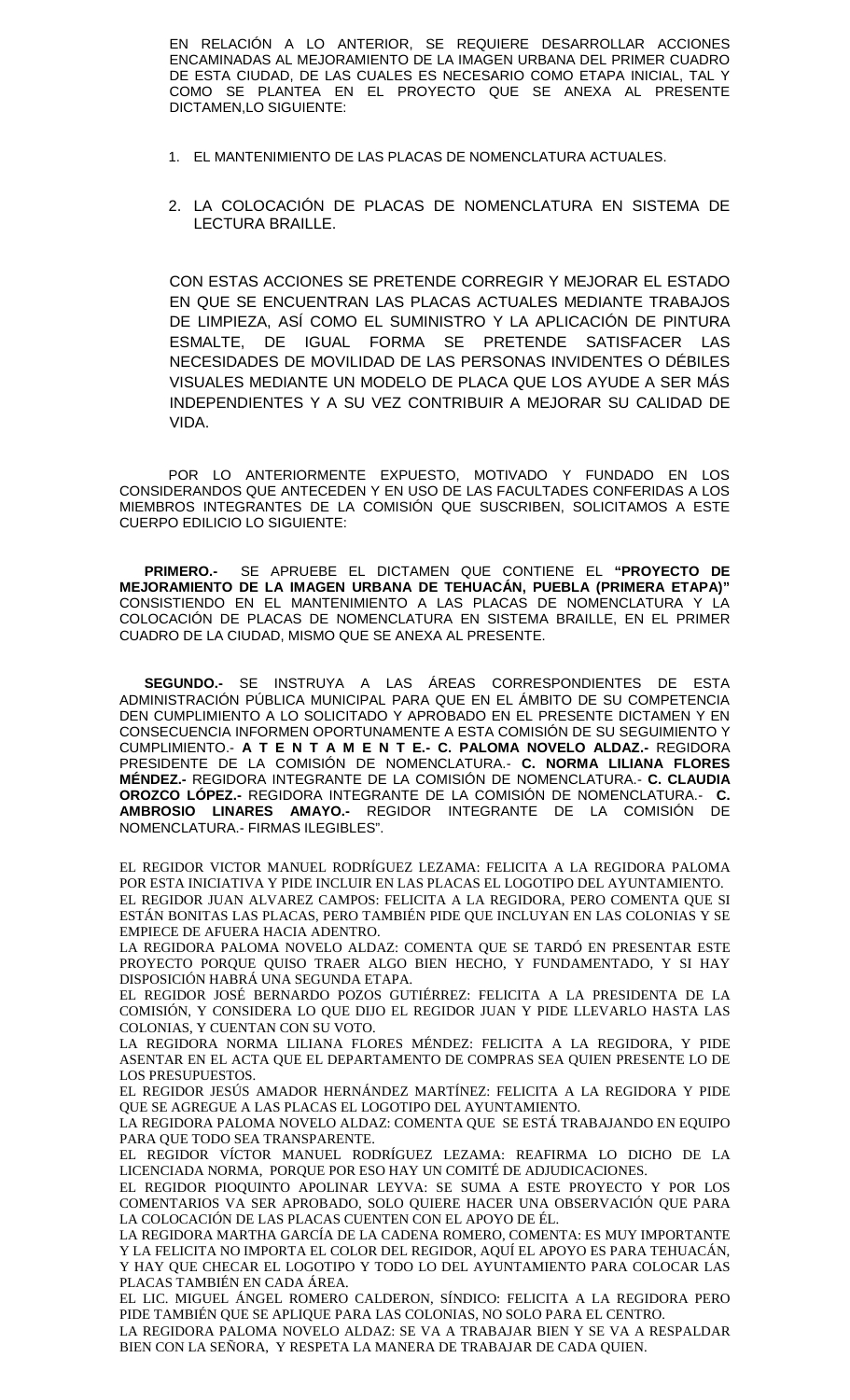EN RELACIÓN A LO ANTERIOR, SE REQUIERE DESARROLLAR ACCIONES ENCAMINADAS AL MEJORAMIENTO DE LA IMAGEN URBANA DEL PRIMER CUADRO DE ESTA CIUDAD, DE LAS CUALES ES NECESARIO COMO ETAPA INICIAL, TAL Y COMO SE PLANTEA EN EL PROYECTO QUE SE ANEXA AL PRESENTE DICTAMEN,LO SIGUIENTE:

1. EL MANTENIMIENTO DE LAS PLACAS DE NOMENCLATURA ACTUALES.

2. LA COLOCACIÓN DE PLACAS DE NOMENCLATURA EN SISTEMA DE LECTURA BRAILLE.

CON ESTAS ACCIONES SE PRETENDE CORREGIR Y MEJORAR EL ESTADO EN QUE SE ENCUENTRAN LAS PLACAS ACTUALES MEDIANTE TRABAJOS DE LIMPIEZA, ASÍ COMO EL SUMINISTRO Y LA APLICACIÓN DE PINTURA ESMALTE, DE IGUAL FORMA SE PRETENDE SATISFACER LAS NECESIDADES DE MOVILIDAD DE LAS PERSONAS INVIDENTES O DÉBILES VISUALES MEDIANTE UN MODELO DE PLACA QUE LOS AYUDE A SER MÁS INDEPENDIENTES Y A SU VEZ CONTRIBUIR A MEJORAR SU CALIDAD DE VIDA.

POR LO ANTERIORMENTE EXPUESTO, MOTIVADO Y FUNDADO EN LOS CONSIDERANDOS QUE ANTECEDEN Y EN USO DE LAS FACULTADES CONFERIDAS A LOS MIEMBROS INTEGRANTES DE LA COMISIÓN QUE SUSCRIBEN, SOLICITAMOS A ESTE CUERPO EDILICIO LO SIGUIENTE:

**PRIMERO.-** SE APRUEBE EL DICTAMEN QUE CONTIENE EL **"PROYECTO DE MEJORAMIENTO DE LA IMAGEN URBANA DE TEHUACÁN, PUEBLA (PRIMERA ETAPA)"** CONSISTIENDO EN EL MANTENIMIENTO A LAS PLACAS DE NOMENCLATURA Y LA COLOCACIÓN DE PLACAS DE NOMENCLATURA EN SISTEMA BRAILLE, EN EL PRIMER CUADRO DE LA CIUDAD, MISMO QUE SE ANEXA AL PRESENTE.

**SEGUNDO.-** SE INSTRUYA A LAS ÁREAS CORRESPONDIENTES DE ESTA ADMINISTRACIÓN PÚBLICA MUNICIPAL PARA QUE EN EL ÁMBITO DE SU COMPETENCIA DEN CUMPLIMIENTO A LO SOLICITADO Y APROBADO EN EL PRESENTE DICTAMEN Y EN CONSECUENCIA INFORMEN OPORTUNAMENTE A ESTA COMISIÓN DE SU SEGUIMIENTO Y CUMPLIMIENTO.- **A T E N T A M E N T E.- C. PALOMA NOVELO ALDAZ.-** REGIDORA PRESIDENTE DE LA COMISIÓN DE NOMENCLATURA.- **C. NORMA LILIANA FLORES MÉNDEZ.-** REGIDORA INTEGRANTE DE LA COMISIÓN DE NOMENCLATURA.- **C. CLAUDIA OROZCO LÓPEZ.-** REGIDORA INTEGRANTE DE LA COMISIÓN DE NOMENCLATURA.- **C. AMBROSIO LINARES AMAYO.-** REGIDOR INTEGRANTE DE LA COMISIÓN DE NOMENCLATURA.- FIRMAS ILEGIBLES".

EL REGIDOR VICTOR MANUEL RODRÍGUEZ LEZAMA: FELICITA A LA REGIDORA PALOMA POR ESTA INICIATIVA Y PIDE INCLUIR EN LAS PLACAS EL LOGOTIPO DEL AYUNTAMIENTO.
EL REGIDOR JUAN ALVAREZ CAMPOS: FELICITA A LA REGIDORA, PERO COMENTA QUE SI ESTÁN BONITAS LAS PLACAS, PERO TAMBIÉN PIDE QUE INCLUYAN EN LAS COLONIAS Y SE EMPIECE DE AFUERA HACIA ADENTRO.
LA REGIDORA PALOMA NOVELO ALDAZ: COMENTA QUE SE TARDÓ EN PRESENTAR ESTE PROYECTO PORQUE QUISO TRAER ALGO BIEN HECHO, Y FUNDAMENTADO, Y SI HAY DISPOSICIÓN HABRÁ UNA SEGUNDA ETAPA.
EL REGIDOR JOSÉ BERNARDO POZOS GUTIÉRREZ: FELICITA A LA PRESIDENTA DE LA COMISIÓN, Y CONSIDERA LO QUE DIJO EL REGIDOR JUAN Y PIDE LLEVARLO HASTA LAS COLONIAS, Y CUENTAN CON SU VOTO.
LA REGIDORA NORMA LILIANA FLORES MÉNDEZ: FELICITA A LA REGIDORA, Y PIDE ASENTAR EN EL ACTA QUE EL DEPARTAMENTO DE COMPRAS SEA QUIEN PRESENTE LO DE LOS PRESUPUESTOS.
EL REGIDOR JESÚS AMADOR HERNÁNDEZ MARTÍNEZ: FELICITA A LA REGIDORA Y PIDE QUE SE AGREGUE A LAS PLACAS EL LOGOTIPO DEL AYUNTAMIENTO.
LA REGIDORA PALOMA NOVELO ALDAZ: COMENTA QUE SE ESTÁ TRABAJANDO EN EQUIPO PARA QUE TODO SEA TRANSPARENTE.
EL REGIDOR VÍCTOR MANUEL RODRÍGUEZ LEZAMA: REAFIRMA LO DICHO DE LA LICENCIADA NORMA, PORQUE POR ESO HAY UN COMITÉ DE ADJUDICACIONES.
EL REGIDOR PIOQUINTO APOLINAR LEYVA: SE SUMA A ESTE PROYECTO Y POR LOS COMENTARIOS VA SER APROBADO, SOLO QUIERE HACER UNA OBSERVACIÓN QUE PARA LA COLOCACIÓN DE LAS PLACAS CUENTEN CON EL APOYO DE ÉL.
LA REGIDORA MARTHA GARCÍA DE LA CADENA ROMERO, COMENTA: ES MUY IMPORTANTE Y LA FELICITA NO IMPORTA EL COLOR DEL REGIDOR, AQUÍ EL APOYO ES PARA TEHUACÁN, Y HAY QUE CHECAR EL LOGOTIPO Y TODO LO DEL AYUNTAMIENTO PARA COLOCAR LAS PLACAS TAMBIÉN EN CADA ÁREA.
EL LIC. MIGUEL ÁNGEL ROMERO CALDERON, SÍNDICO: FELICITA A LA REGIDORA PERO PIDE TAMBIÉN QUE SE APLIQUE PARA LAS COLONIAS, NO SOLO PARA EL CENTRO.
LA REGIDORA PALOMA NOVELO ALDAZ: SE VA A TRABAJAR BIEN Y SE VA A RESPALDAR BIEN CON LA SEÑORA, Y RESPETA LA MANERA DE TRABAJAR DE CADA QUIEN.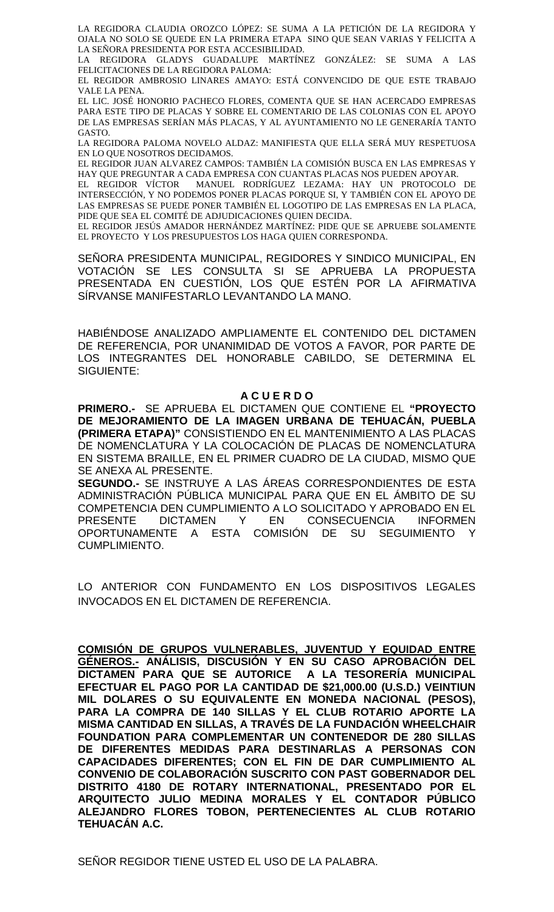LA REGIDORA CLAUDIA OROZCO LÓPEZ: SE SUMA A LA PETICIÓN DE LA REGIDORA Y OJALA NO SOLO SE QUEDE EN LA PRIMERA ETAPA SINO QUE SEAN VARIAS Y FELICITA A LA SEÑORA PRESIDENTA POR ESTA ACCESIBILIDAD.

LA REGIDORA GLADYS GUADALUPE MARTÍNEZ GONZÁLEZ: SE SUMA A LAS FELICITACIONES DE LA REGIDORA PALOMA:

EL REGIDOR AMBROSIO LINARES AMAYO: ESTÁ CONVENCIDO DE QUE ESTE TRABAJO VALE LA PENA.

EL LIC. JOSÉ HONORIO PACHECO FLORES, COMENTA QUE SE HAN ACERCADO EMPRESAS PARA ESTE TIPO DE PLACAS Y SOBRE EL COMENTARIO DE LAS COLONIAS CON EL APOYO DE LAS EMPRESAS SERÍAN MÁS PLACAS, Y AL AYUNTAMIENTO NO LE GENERARÍA TANTO GASTO.

LA REGIDORA PALOMA NOVELO ALDAZ: MANIFIESTA QUE ELLA SERÁ MUY RESPETUOSA EN LO QUE NOSOTROS DECIDAMOS.

EL REGIDOR JUAN ALVAREZ CAMPOS: TAMBIÉN LA COMISIÓN BUSCA EN LAS EMPRESAS Y HAY QUE PREGUNTAR A CADA EMPRESA CON CUANTAS PLACAS NOS PUEDEN APOYAR.

EL REGIDOR VÍCTOR MANUEL RODRÍGUEZ LEZAMA: HAY UN PROTOCOLO DE INTERSECCIÓN, Y NO PODEMOS PONER PLACAS PORQUE SI, Y TAMBIÉN CON EL APOYO DE LAS EMPRESAS SE PUEDE PONER TAMBIÉN EL LOGOTIPO DE LAS EMPRESAS EN LA PLACA, PIDE QUE SEA EL COMITÉ DE ADJUDICACIONES QUIEN DECIDA.

EL REGIDOR JESÚS AMADOR HERNÁNDEZ MARTÍNEZ: PIDE QUE SE APRUEBE SOLAMENTE EL PROYECTO Y LOS PRESUPUESTOS LOS HAGA QUIEN CORRESPONDA.

SEÑORA PRESIDENTA MUNICIPAL, REGIDORES Y SINDICO MUNICIPAL, EN VOTACIÓN SE LES CONSULTA SI SE APRUEBA LA PROPUESTA PRESENTADA EN CUESTIÓN, LOS QUE ESTÉN POR LA AFIRMATIVA SÍRVANSE MANIFESTARLO LEVANTANDO LA MANO.

HABIÉNDOSE ANALIZADO AMPLIAMENTE EL CONTENIDO DEL DICTAMEN DE REFERENCIA, POR UNANIMIDAD DE VOTOS A FAVOR, POR PARTE DE LOS INTEGRANTES DEL HONORABLE CABILDO, SE DETERMINA EL SIGUIENTE:

**A C U E R D O**

**PRIMERO.-** SE APRUEBA EL DICTAMEN QUE CONTIENE EL **"PROYECTO DE MEJORAMIENTO DE LA IMAGEN URBANA DE TEHUACÁN, PUEBLA (PRIMERA ETAPA)"** CONSISTIENDO EN EL MANTENIMIENTO A LAS PLACAS DE NOMENCLATURA Y LA COLOCACIÓN DE PLACAS DE NOMENCLATURA EN SISTEMA BRAILLE, EN EL PRIMER CUADRO DE LA CIUDAD, MISMO QUE SE ANEXA AL PRESENTE.

**SEGUNDO.-** SE INSTRUYE A LAS ÁREAS CORRESPONDIENTES DE ESTA ADMINISTRACIÓN PÚBLICA MUNICIPAL PARA QUE EN EL ÁMBITO DE SU COMPETENCIA DEN CUMPLIMIENTO A LO SOLICITADO Y APROBADO EN EL PRESENTE DICTAMEN Y EN CONSECUENCIA INFORMEN OPORTUNAMENTE A ESTA COMISIÓN DE SU SEGUIMIENTO Y CUMPLIMIENTO.

LO ANTERIOR CON FUNDAMENTO EN LOS DISPOSITIVOS LEGALES INVOCADOS EN EL DICTAMEN DE REFERENCIA.

**COMISIÓN DE GRUPOS VULNERABLES, JUVENTUD Y EQUIDAD ENTRE GÉNEROS.- ANÁLISIS, DISCUSIÓN Y EN SU CASO APROBACIÓN DEL DICTAMEN PARA QUE SE AUTORICE A LA TESORERÍA MUNICIPAL EFECTUAR EL PAGO POR LA CANTIDAD DE $21,000.00 (U.S.D.) VEINTIUN MIL DOLARES O SU EQUIVALENTE EN MONEDA NACIONAL (PESOS), PARA LA COMPRA DE 140 SILLAS Y EL CLUB ROTARIO APORTE LA MISMA CANTIDAD EN SILLAS, A TRAVÉS DE LA FUNDACIÓN WHEELCHAIR FOUNDATION PARA COMPLEMENTAR UN CONTENEDOR DE 280 SILLAS DE DIFERENTES MEDIDAS PARA DESTINARLAS A PERSONAS CON CAPACIDADES DIFERENTES; CON EL FIN DE DAR CUMPLIMIENTO AL CONVENIO DE COLABORACIÓN SUSCRITO CON PAST GOBERNADOR DEL DISTRITO 4180 DE ROTARY INTERNATIONAL, PRESENTADO POR EL ARQUITECTO JULIO MEDINA MORALES Y EL CONTADOR PÚBLICO ALEJANDRO FLORES TOBON, PERTENECIENTES AL CLUB ROTARIO TEHUACÁN A.C.**

SEÑOR REGIDOR TIENE USTED EL USO DE LA PALABRA.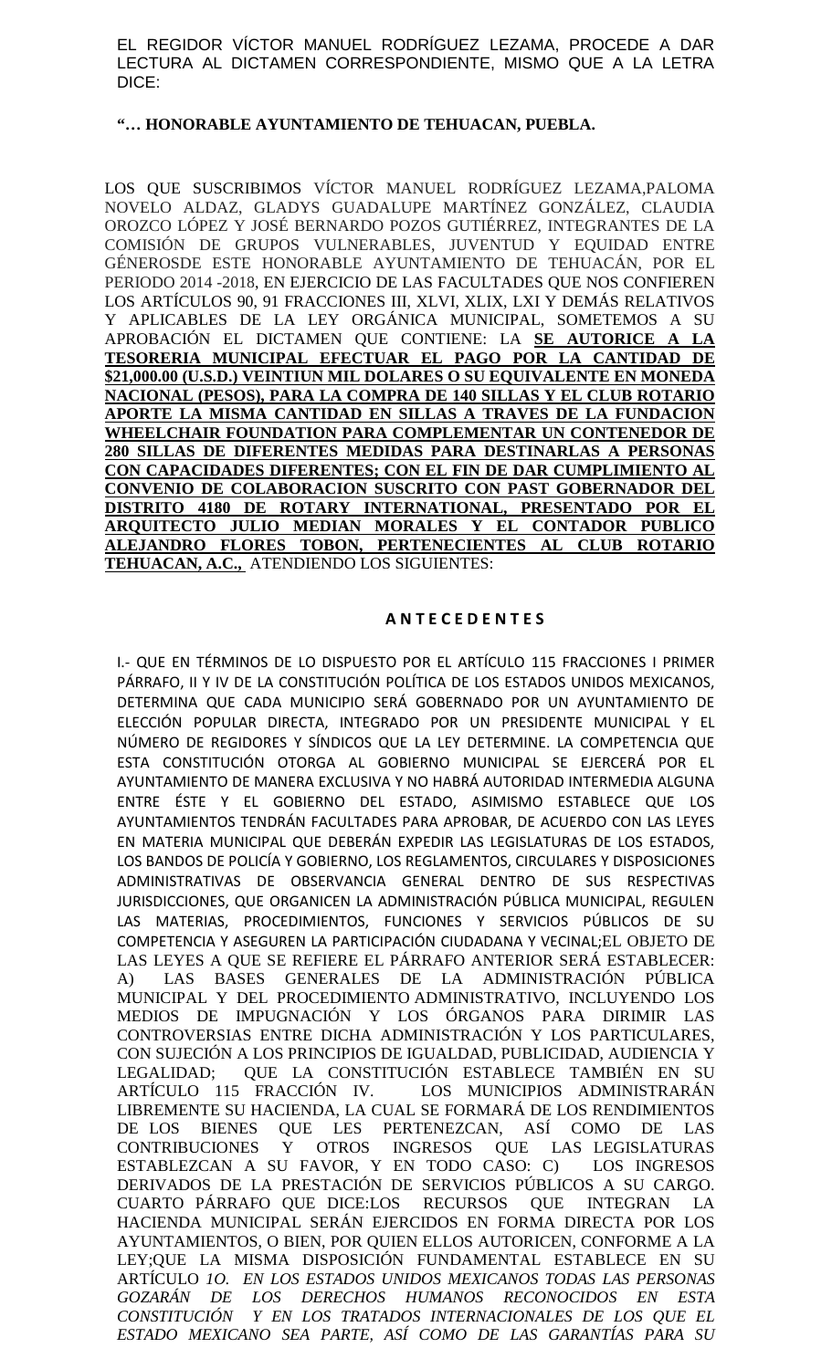EL REGIDOR VÍCTOR MANUEL RODRÍGUEZ LEZAMA, PROCEDE A DAR LECTURA AL DICTAMEN CORRESPONDIENTE, MISMO QUE A LA LETRA DICE:

**"… HONORABLE AYUNTAMIENTO DE TEHUACAN, PUEBLA.**

LOS QUE SUSCRIBIMOS VÍCTOR MANUEL RODRÍGUEZ LEZAMA,PALOMA NOVELO ALDAZ, GLADYS GUADALUPE MARTÍNEZ GONZÁLEZ, CLAUDIA OROZCO LÓPEZ Y JOSÉ BERNARDO POZOS GUTIÉRREZ, INTEGRANTES DE LA COMISIÓN DE GRUPOS VULNERABLES, JUVENTUD Y EQUIDAD ENTRE GÉNEROSDE ESTE HONORABLE AYUNTAMIENTO DE TEHUACÁN, POR EL PERIODO 2014 -2018, EN EJERCICIO DE LAS FACULTADES QUE NOS CONFIEREN LOS ARTÍCULOS 90, 91 FRACCIONES III, XLVI, XLIX, LXI Y DEMÁS RELATIVOS Y APLICABLES DE LA LEY ORGÁNICA MUNICIPAL, SOMETEMOS A SU APROBACIÓN EL DICTAMEN QUE CONTIENE: LA **SE AUTORICE A LA TESORERIA MUNICIPAL EFECTUAR EL PAGO POR LA CANTIDAD DE $21,000.00 (U.S.D.) VEINTIUN MIL DOLARES O SU EQUIVALENTE EN MONEDA NACIONAL (PESOS), PARA LA COMPRA DE 140 SILLAS Y EL CLUB ROTARIO APORTE LA MISMA CANTIDAD EN SILLAS A TRAVES DE LA FUNDACION WHEELCHAIR FOUNDATION PARA COMPLEMENTAR UN CONTENEDOR DE 280 SILLAS DE DIFERENTES MEDIDAS PARA DESTINARLAS A PERSONAS CON CAPACIDADES DIFERENTES; CON EL FIN DE DAR CUMPLIMIENTO AL CONVENIO DE COLABORACION SUSCRITO CON PAST GOBERNADOR DEL DISTRITO 4180 DE ROTARY INTERNATIONAL, PRESENTADO POR EL ARQUITECTO JULIO MEDIAN MORALES Y EL CONTADOR PUBLICO ALEJANDRO FLORES TOBON, PERTENECIENTES AL CLUB ROTARIO TEHUACAN, A.C.,** ATENDIENDO LOS SIGUIENTES:

**A N T E C E D E N T E S**

I.- QUE EN TÉRMINOS DE LO DISPUESTO POR EL ARTÍCULO 115 FRACCIONES I PRIMER PÁRRAFO, II Y IV DE LA CONSTITUCIÓN POLÍTICA DE LOS ESTADOS UNIDOS MEXICANOS, DETERMINA QUE CADA MUNICIPIO SERÁ GOBERNADO POR UN AYUNTAMIENTO DE ELECCIÓN POPULAR DIRECTA, INTEGRADO POR UN PRESIDENTE MUNICIPAL Y EL NÚMERO DE REGIDORES Y SÍNDICOS QUE LA LEY DETERMINE. LA COMPETENCIA QUE ESTA CONSTITUCIÓN OTORGA AL GOBIERNO MUNICIPAL SE EJERCERÁ POR EL AYUNTAMIENTO DE MANERA EXCLUSIVA Y NO HABRÁ AUTORIDAD INTERMEDIA ALGUNA ENTRE ÉSTE Y EL GOBIERNO DEL ESTADO, ASIMISMO ESTABLECE QUE LOS AYUNTAMIENTOS TENDRÁN FACULTADES PARA APROBAR, DE ACUERDO CON LAS LEYES EN MATERIA MUNICIPAL QUE DEBERÁN EXPEDIR LAS LEGISLATURAS DE LOS ESTADOS, LOS BANDOS DE POLICÍA Y GOBIERNO, LOS REGLAMENTOS, CIRCULARES Y DISPOSICIONES ADMINISTRATIVAS DE OBSERVANCIA GENERAL DENTRO DE SUS RESPECTIVAS JURISDICCIONES, QUE ORGANICEN LA ADMINISTRACIÓN PÚBLICA MUNICIPAL, REGULEN LAS MATERIAS, PROCEDIMIENTOS, FUNCIONES Y SERVICIOS PÚBLICOS DE SU COMPETENCIA Y ASEGUREN LA PARTICIPACIÓN CIUDADANA Y VECINAL;EL OBJETO DE LAS LEYES A QUE SE REFIERE EL PÁRRAFO ANTERIOR SERÁ ESTABLECER: A) LAS BASES GENERALES DE LA ADMINISTRACIÓN PÚBLICA MUNICIPAL Y DEL PROCEDIMIENTO ADMINISTRATIVO, INCLUYENDO LOS MEDIOS DE IMPUGNACIÓN Y LOS ÓRGANOS PARA DIRIMIR LAS CONTROVERSIAS ENTRE DICHA ADMINISTRACIÓN Y LOS PARTICULARES, CON SUJECIÓN A LOS PRINCIPIOS DE IGUALDAD, PUBLICIDAD, AUDIENCIA Y LEGALIDAD; QUE LA CONSTITUCIÓN ESTABLECE TAMBIÉN EN SU ARTÍCULO 115 FRACCIÓN IV. LOS MUNICIPIOS ADMINISTRARÁN LIBREMENTE SU HACIENDA, LA CUAL SE FORMARÁ DE LOS RENDIMIENTOS DE LOS BIENES QUE LES PERTENEZCAN, ASÍ COMO DE LAS CONTRIBUCIONES Y OTROS INGRESOS QUE LAS LEGISLATURAS ESTABLEZCAN A SU FAVOR, Y EN TODO CASO: C) LOS INGRESOS DERIVADOS DE LA PRESTACIÓN DE SERVICIOS PÚBLICOS A SU CARGO. CUARTO PÁRRAFO QUE DICE:LOS RECURSOS QUE INTEGRAN LA HACIENDA MUNICIPAL SERÁN EJERCIDOS EN FORMA DIRECTA POR LOS AYUNTAMIENTOS, O BIEN, POR QUIEN ELLOS AUTORICEN, CONFORME A LA LEY;QUE LA MISMA DISPOSICIÓN FUNDAMENTAL ESTABLECE EN SU ARTÍCULO *1O. EN LOS ESTADOS UNIDOS MEXICANOS TODAS LAS PERSONAS GOZARÁN DE LOS DERECHOS HUMANOS RECONOCIDOS EN ESTA CONSTITUCIÓN Y EN LOS TRATADOS INTERNACIONALES DE LOS QUE EL ESTADO MEXICANO SEA PARTE, ASÍ COMO DE LAS GARANTÍAS PARA SU*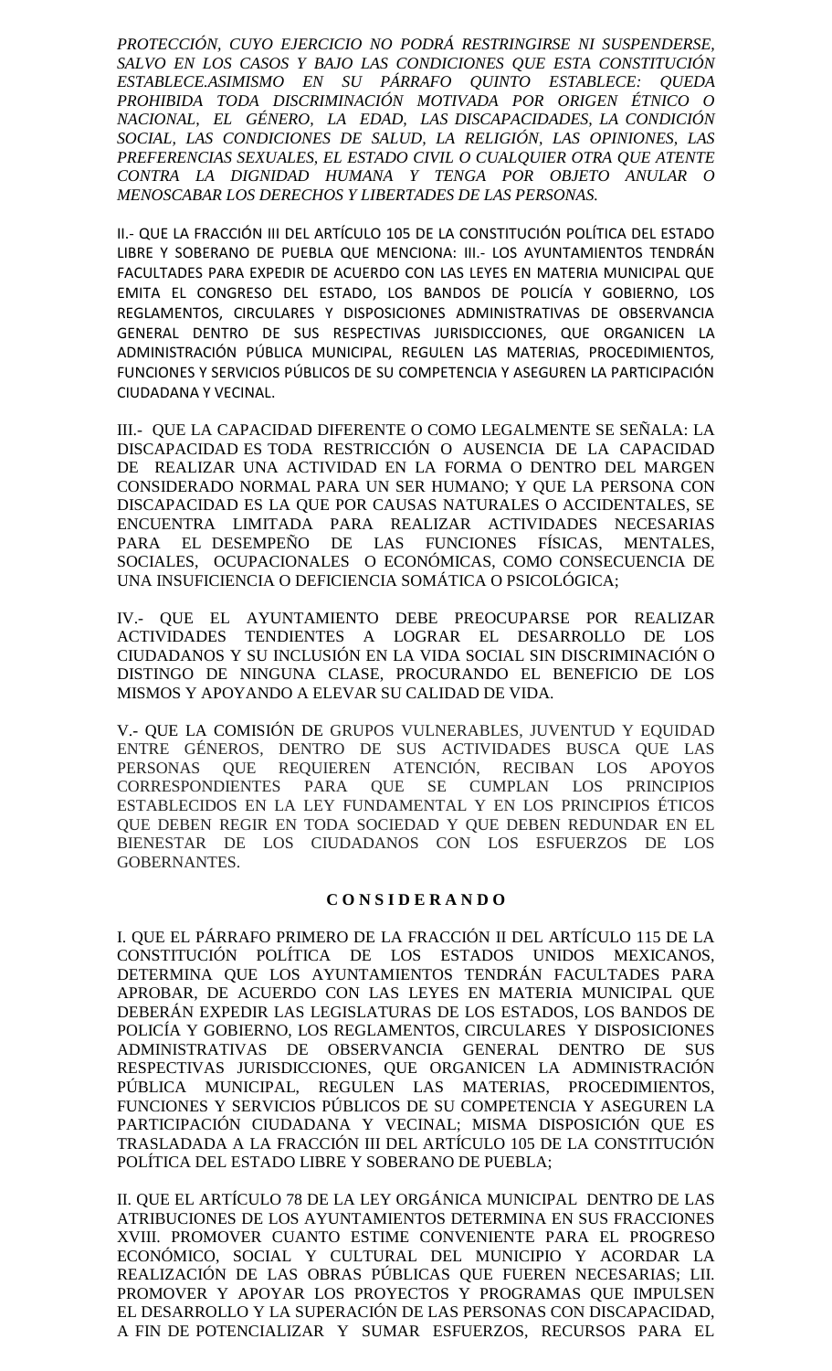*PROTECCIÓN, CUYO EJERCICIO NO PODRÁ RESTRINGIRSE NI SUSPENDERSE, SALVO EN LOS CASOS Y BAJO LAS CONDICIONES QUE ESTA CONSTITUCIÓN ESTABLECE.ASIMISMO EN SU PÁRRAFO QUINTO ESTABLECE: QUEDA PROHIBIDA TODA DISCRIMINACIÓN MOTIVADA POR ORIGEN ÉTNICO O NACIONAL, EL GÉNERO, LA EDAD, LAS DISCAPACIDADES, LA CONDICIÓN SOCIAL, LAS CONDICIONES DE SALUD, LA RELIGIÓN, LAS OPINIONES, LAS PREFERENCIAS SEXUALES, EL ESTADO CIVIL O CUALQUIER OTRA QUE ATENTE CONTRA LA DIGNIDAD HUMANA Y TENGA POR OBJETO ANULAR O MENOSCABAR LOS DERECHOS Y LIBERTADES DE LAS PERSONAS.*

II.- QUE LA FRACCIÓN III DEL ARTÍCULO 105 DE LA CONSTITUCIÓN POLÍTICA DEL ESTADO LIBRE Y SOBERANO DE PUEBLA QUE MENCIONA: III.- LOS AYUNTAMIENTOS TENDRÁN FACULTADES PARA EXPEDIR DE ACUERDO CON LAS LEYES EN MATERIA MUNICIPAL QUE EMITA EL CONGRESO DEL ESTADO, LOS BANDOS DE POLICÍA Y GOBIERNO, LOS REGLAMENTOS, CIRCULARES Y DISPOSICIONES ADMINISTRATIVAS DE OBSERVANCIA GENERAL DENTRO DE SUS RESPECTIVAS JURISDICCIONES, QUE ORGANICEN LA ADMINISTRACIÓN PÚBLICA MUNICIPAL, REGULEN LAS MATERIAS, PROCEDIMIENTOS, FUNCIONES Y SERVICIOS PÚBLICOS DE SU COMPETENCIA Y ASEGUREN LA PARTICIPACIÓN CIUDADANA Y VECINAL.

III.- QUE LA CAPACIDAD DIFERENTE O COMO LEGALMENTE SE SEÑALA: LA DISCAPACIDAD ES TODA RESTRICCIÓN O AUSENCIA DE LA CAPACIDAD DE REALIZAR UNA ACTIVIDAD EN LA FORMA O DENTRO DEL MARGEN CONSIDERADO NORMAL PARA UN SER HUMANO; Y QUE LA PERSONA CON DISCAPACIDAD ES LA QUE POR CAUSAS NATURALES O ACCIDENTALES, SE ENCUENTRA LIMITADA PARA REALIZAR ACTIVIDADES NECESARIAS PARA EL DESEMPEÑO DE LAS FUNCIONES FÍSICAS, MENTALES, SOCIALES, OCUPACIONALES O ECONÓMICAS, COMO CONSECUENCIA DE UNA INSUFICIENCIA O DEFICIENCIA SOMÁTICA O PSICOLÓGICA;

IV.- QUE EL AYUNTAMIENTO DEBE PREOCUPARSE POR REALIZAR ACTIVIDADES TENDIENTES A LOGRAR EL DESARROLLO DE LOS CIUDADANOS Y SU INCLUSIÓN EN LA VIDA SOCIAL SIN DISCRIMINACIÓN O DISTINGO DE NINGUNA CLASE, PROCURANDO EL BENEFICIO DE LOS MISMOS Y APOYANDO A ELEVAR SU CALIDAD DE VIDA.

V.- QUE LA COMISIÓN DE GRUPOS VULNERABLES, JUVENTUD Y EQUIDAD ENTRE GÉNEROS, DENTRO DE SUS ACTIVIDADES BUSCA QUE LAS PERSONAS QUE REQUIEREN ATENCIÓN, RECIBAN LOS APOYOS CORRESPONDIENTES PARA QUE SE CUMPLAN LOS PRINCIPIOS ESTABLECIDOS EN LA LEY FUNDAMENTAL Y EN LOS PRINCIPIOS ÉTICOS QUE DEBEN REGIR EN TODA SOCIEDAD Y QUE DEBEN REDUNDAR EN EL BIENESTAR DE LOS CIUDADANOS CON LOS ESFUERZOS DE LOS GOBERNANTES.

**C O N S I D E R A N D O**

I. QUE EL PÁRRAFO PRIMERO DE LA FRACCIÓN II DEL ARTÍCULO 115 DE LA CONSTITUCIÓN POLÍTICA DE LOS ESTADOS UNIDOS MEXICANOS, DETERMINA QUE LOS AYUNTAMIENTOS TENDRÁN FACULTADES PARA APROBAR, DE ACUERDO CON LAS LEYES EN MATERIA MUNICIPAL QUE DEBERÁN EXPEDIR LAS LEGISLATURAS DE LOS ESTADOS, LOS BANDOS DE POLICÍA Y GOBIERNO, LOS REGLAMENTOS, CIRCULARES Y DISPOSICIONES ADMINISTRATIVAS DE OBSERVANCIA GENERAL DENTRO DE SUS RESPECTIVAS JURISDICCIONES, QUE ORGANICEN LA ADMINISTRACIÓN PÚBLICA MUNICIPAL, REGULEN LAS MATERIAS, PROCEDIMIENTOS, FUNCIONES Y SERVICIOS PÚBLICOS DE SU COMPETENCIA Y ASEGUREN LA PARTICIPACIÓN CIUDADANA Y VECINAL; MISMA DISPOSICIÓN QUE ES TRASLADADA A LA FRACCIÓN III DEL ARTÍCULO 105 DE LA CONSTITUCIÓN POLÍTICA DEL ESTADO LIBRE Y SOBERANO DE PUEBLA;

II. QUE EL ARTÍCULO 78 DE LA LEY ORGÁNICA MUNICIPAL DENTRO DE LAS ATRIBUCIONES DE LOS AYUNTAMIENTOS DETERMINA EN SUS FRACCIONES XVIII. PROMOVER CUANTO ESTIME CONVENIENTE PARA EL PROGRESO ECONÓMICO, SOCIAL Y CULTURAL DEL MUNICIPIO Y ACORDAR LA REALIZACIÓN DE LAS OBRAS PÚBLICAS QUE FUEREN NECESARIAS; LII. PROMOVER Y APOYAR LOS PROYECTOS Y PROGRAMAS QUE IMPULSEN EL DESARROLLO Y LA SUPERACIÓN DE LAS PERSONAS CON DISCAPACIDAD, A FIN DE POTENCIALIZAR Y SUMAR ESFUERZOS, RECURSOS PARA EL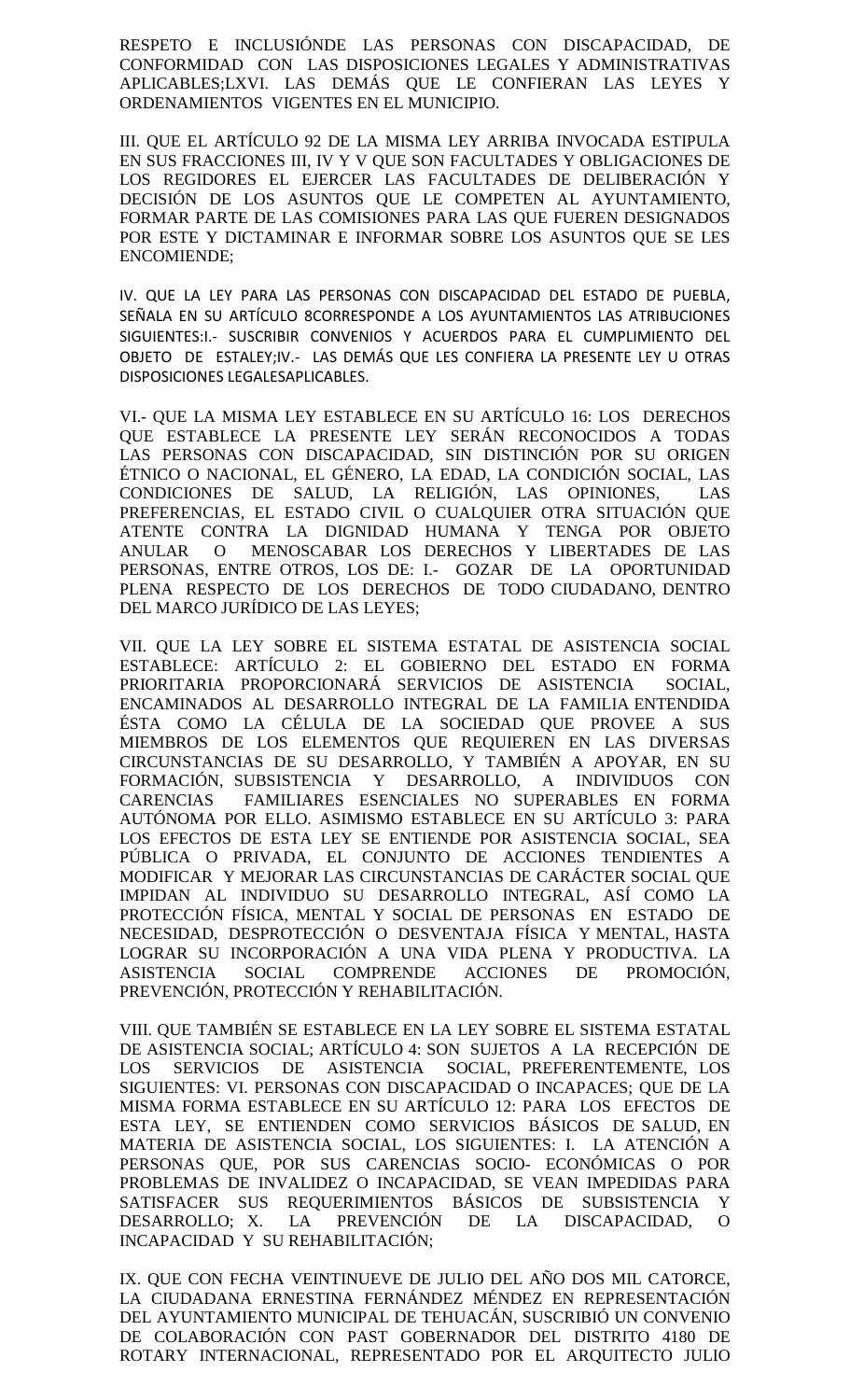RESPETO E INCLUSIÓNDE LAS PERSONAS CON DISCAPACIDAD, DE CONFORMIDAD CON LAS DISPOSICIONES LEGALES Y ADMINISTRATIVAS APLICABLES;LXVI. LAS DEMÁS QUE LE CONFIERAN LAS LEYES Y ORDENAMIENTOS VIGENTES EN EL MUNICIPIO.

III. QUE EL ARTÍCULO 92 DE LA MISMA LEY ARRIBA INVOCADA ESTIPULA EN SUS FRACCIONES III, IV Y V QUE SON FACULTADES Y OBLIGACIONES DE LOS REGIDORES EL EJERCER LAS FACULTADES DE DELIBERACIÓN Y DECISIÓN DE LOS ASUNTOS QUE LE COMPETEN AL AYUNTAMIENTO, FORMAR PARTE DE LAS COMISIONES PARA LAS QUE FUEREN DESIGNADOS POR ESTE Y DICTAMINAR E INFORMAR SOBRE LOS ASUNTOS QUE SE LES ENCOMIENDE;

IV. QUE LA LEY PARA LAS PERSONAS CON DISCAPACIDAD DEL ESTADO DE PUEBLA, SEÑALA EN SU ARTÍCULO 8CORRESPONDE A LOS AYUNTAMIENTOS LAS ATRIBUCIONES SIGUIENTES:I.- SUSCRIBIR CONVENIOS Y ACUERDOS PARA EL CUMPLIMIENTO DEL OBJETO DE ESTALEY;IV.- LAS DEMÁS QUE LES CONFIERA LA PRESENTE LEY U OTRAS DISPOSICIONES LEGALESAPLICABLES.

VI.- QUE LA MISMA LEY ESTABLECE EN SU ARTÍCULO 16: LOS DERECHOS QUE ESTABLECE LA PRESENTE LEY SERÁN RECONOCIDOS A TODAS LAS PERSONAS CON DISCAPACIDAD, SIN DISTINCIÓN POR SU ORIGEN ÉTNICO O NACIONAL, EL GÉNERO, LA EDAD, LA CONDICIÓN SOCIAL, LAS CONDICIONES DE SALUD, LA RELIGIÓN, LAS OPINIONES, LAS PREFERENCIAS, EL ESTADO CIVIL O CUALQUIER OTRA SITUACIÓN QUE ATENTE CONTRA LA DIGNIDAD HUMANA Y TENGA POR OBJETO ANULAR O MENOSCABAR LOS DERECHOS Y LIBERTADES DE LAS PERSONAS, ENTRE OTROS, LOS DE: I.- GOZAR DE LA OPORTUNIDAD PLENA RESPECTO DE LOS DERECHOS DE TODO CIUDADANO, DENTRO DEL MARCO JURÍDICO DE LAS LEYES;

VII. QUE LA LEY SOBRE EL SISTEMA ESTATAL DE ASISTENCIA SOCIAL ESTABLECE: ARTÍCULO 2: EL GOBIERNO DEL ESTADO EN FORMA PRIORITARIA PROPORCIONARÁ SERVICIOS DE ASISTENCIA SOCIAL, ENCAMINADOS AL DESARROLLO INTEGRAL DE LA FAMILIA ENTENDIDA ÉSTA COMO LA CÉLULA DE LA SOCIEDAD QUE PROVEE A SUS MIEMBROS DE LOS ELEMENTOS QUE REQUIEREN EN LAS DIVERSAS CIRCUNSTANCIAS DE SU DESARROLLO, Y TAMBIÉN A APOYAR, EN SU FORMACIÓN, SUBSISTENCIA Y DESARROLLO, A INDIVIDUOS CON CARENCIAS FAMILIARES ESENCIALES NO SUPERABLES EN FORMA AUTÓNOMA POR ELLO. ASIMISMO ESTABLECE EN SU ARTÍCULO 3: PARA LOS EFECTOS DE ESTA LEY SE ENTIENDE POR ASISTENCIA SOCIAL, SEA PÚBLICA O PRIVADA, EL CONJUNTO DE ACCIONES TENDIENTES A MODIFICAR Y MEJORAR LAS CIRCUNSTANCIAS DE CARÁCTER SOCIAL QUE IMPIDAN AL INDIVIDUO SU DESARROLLO INTEGRAL, ASÍ COMO LA PROTECCIÓN FÍSICA, MENTAL Y SOCIAL DE PERSONAS EN ESTADO DE NECESIDAD, DESPROTECCIÓN O DESVENTAJA FÍSICA Y MENTAL, HASTA LOGRAR SU INCORPORACIÓN A UNA VIDA PLENA Y PRODUCTIVA. LA ASISTENCIA SOCIAL COMPRENDE ACCIONES DE PROMOCIÓN, PREVENCIÓN, PROTECCIÓN Y REHABILITACIÓN.

VIII. QUE TAMBIÉN SE ESTABLECE EN LA LEY SOBRE EL SISTEMA ESTATAL DE ASISTENCIA SOCIAL; ARTÍCULO 4: SON SUJETOS A LA RECEPCIÓN DE LOS SERVICIOS DE ASISTENCIA SOCIAL, PREFERENTEMENTE, LOS SIGUIENTES: VI. PERSONAS CON DISCAPACIDAD O INCAPACES; QUE DE LA MISMA FORMA ESTABLECE EN SU ARTÍCULO 12: PARA LOS EFECTOS DE ESTA LEY, SE ENTIENDEN COMO SERVICIOS BÁSICOS DE SALUD, EN MATERIA DE ASISTENCIA SOCIAL, LOS SIGUIENTES: I. LA ATENCIÓN A PERSONAS QUE, POR SUS CARENCIAS SOCIO- ECONÓMICAS O POR PROBLEMAS DE INVALIDEZ O INCAPACIDAD, SE VEAN IMPEDIDAS PARA SATISFACER SUS REQUERIMIENTOS BÁSICOS DE SUBSISTENCIA Y DESARROLLO; X. LA PREVENCIÓN DE LA DISCAPACIDAD, O INCAPACIDAD Y SU REHABILITACIÓN;

IX. QUE CON FECHA VEINTINUEVE DE JULIO DEL AÑO DOS MIL CATORCE, LA CIUDADANA ERNESTINA FERNÁNDEZ MÉNDEZ EN REPRESENTACIÓN DEL AYUNTAMIENTO MUNICIPAL DE TEHUACÁN, SUSCRIBIÓ UN CONVENIO DE COLABORACIÓN CON PAST GOBERNADOR DEL DISTRITO 4180 DE ROTARY INTERNACIONAL, REPRESENTADO POR EL ARQUITECTO JULIO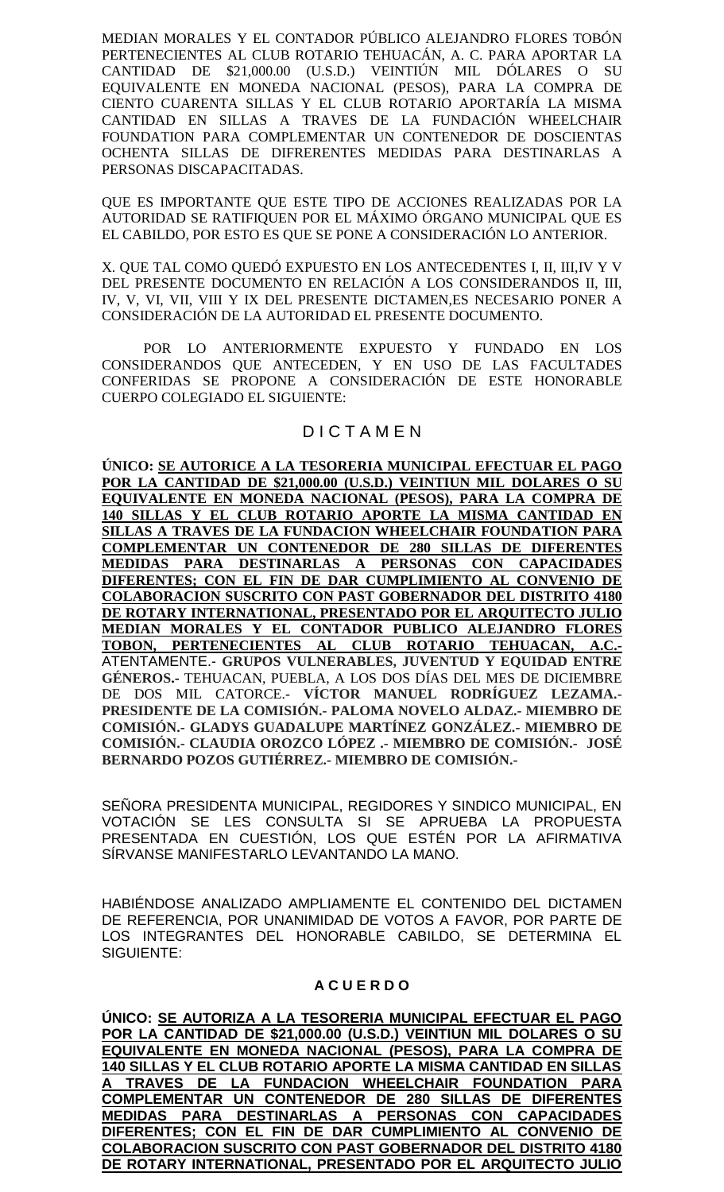MEDIAN MORALES Y EL CONTADOR PÚBLICO ALEJANDRO FLORES TOBÓN PERTENECIENTES AL CLUB ROTARIO TEHUACÁN, A. C. PARA APORTAR LA CANTIDAD DE $21,000.00 (U.S.D.) VEINTIÚN MIL DÓLARES O SU EQUIVALENTE EN MONEDA NACIONAL (PESOS), PARA LA COMPRA DE CIENTO CUARENTA SILLAS Y EL CLUB ROTARIO APORTARÍA LA MISMA CANTIDAD EN SILLAS A TRAVES DE LA FUNDACIÓN WHEELCHAIR FOUNDATION PARA COMPLEMENTAR UN CONTENEDOR DE DOSCIENTAS OCHENTA SILLAS DE DIFRERENTES MEDIDAS PARA DESTINARLAS A PERSONAS DISCAPACITADAS.

QUE ES IMPORTANTE QUE ESTE TIPO DE ACCIONES REALIZADAS POR LA AUTORIDAD SE RATIFIQUEN POR EL MÁXIMO ÓRGANO MUNICIPAL QUE ES EL CABILDO, POR ESTO ES QUE SE PONE A CONSIDERACIÓN LO ANTERIOR.

X. QUE TAL COMO QUEDÓ EXPUESTO EN LOS ANTECEDENTES I, II, III,IV Y V DEL PRESENTE DOCUMENTO EN RELACIÓN A LOS CONSIDERANDOS II, III, IV, V, VI, VII, VIII Y IX DEL PRESENTE DICTAMEN,ES NECESARIO PONER A CONSIDERACIÓN DE LA AUTORIDAD EL PRESENTE DOCUMENTO.

POR LO ANTERIORMENTE EXPUESTO Y FUNDADO EN LOS CONSIDERANDOS QUE ANTECEDEN, Y EN USO DE LAS FACULTADES CONFERIDAS SE PROPONE A CONSIDERACIÓN DE ESTE HONORABLE CUERPO COLEGIADO EL SIGUIENTE:

## D I C T A M E N

**ÚNICO: <u>SE AUTORICE A LA TESORERIA MUNICIPAL EFECTUAR EL PAGO POR LA CANTIDAD DE $21,000.00 (U.S.D.) VEINTIUN MIL DOLARES O SU EQUIVALENTE EN MONEDA NACIONAL (PESOS), PARA LA COMPRA DE 140 SILLAS Y EL CLUB ROTARIO APORTE LA MISMA CANTIDAD EN SILLAS A TRAVES DE LA FUNDACION WHEELCHAIR FOUNDATION PARA COMPLEMENTAR UN CONTENEDOR DE 280 SILLAS DE DIFERENTES MEDIDAS PARA DESTINARLAS A PERSONAS CON CAPACIDADES DIFERENTES; CON EL FIN DE DAR CUMPLIMIENTO AL CONVENIO DE COLABORACION SUSCRITO CON PAST GOBERNADOR DEL DISTRITO 4180 DE ROTARY INTERNATIONAL, PRESENTADO POR EL ARQUITECTO JULIO MEDIAN MORALES Y EL CONTADOR PUBLICO ALEJANDRO FLORES TOBON, PERTENECIENTES AL CLUB ROTARIO TEHUACAN, A.C.-</u>** ATENTAMENTE.- **GRUPOS VULNERABLES, JUVENTUD Y EQUIDAD ENTRE GÉNEROS.-** TEHUACAN, PUEBLA, A LOS DOS DÍAS DEL MES DE DICIEMBRE DE DOS MIL CATORCE.- **VÍCTOR MANUEL RODRÍGUEZ LEZAMA.- PRESIDENTE DE LA COMISIÓN.- PALOMA NOVELO ALDAZ.- MIEMBRO DE COMISIÓN.- GLADYS GUADALUPE MARTÍNEZ GONZÁLEZ.- MIEMBRO DE COMISIÓN.- CLAUDIA OROZCO LÓPEZ .- MIEMBRO DE COMISIÓN.- JOSÉ BERNARDO POZOS GUTIÉRREZ.- MIEMBRO DE COMISIÓN.-**

SEÑORA PRESIDENTA MUNICIPAL, REGIDORES Y SINDICO MUNICIPAL, EN VOTACIÓN SE LES CONSULTA SI SE APRUEBA LA PROPUESTA PRESENTADA EN CUESTIÓN, LOS QUE ESTÉN POR LA AFIRMATIVA SÍRVANSE MANIFESTARLO LEVANTANDO LA MANO.

HABIÉNDOSE ANALIZADO AMPLIAMENTE EL CONTENIDO DEL DICTAMEN DE REFERENCIA, POR UNANIMIDAD DE VOTOS A FAVOR, POR PARTE DE LOS INTEGRANTES DEL HONORABLE CABILDO, SE DETERMINA EL SIGUIENTE:

## A C U E R D O

**ÚNICO: <u>SE AUTORIZA A LA TESORERIA MUNICIPAL EFECTUAR EL PAGO POR LA CANTIDAD DE $21,000.00 (U.S.D.) VEINTIUN MIL DOLARES O SU EQUIVALENTE EN MONEDA NACIONAL (PESOS), PARA LA COMPRA DE 140 SILLAS Y EL CLUB ROTARIO APORTE LA MISMA CANTIDAD EN SILLAS A TRAVES DE LA FUNDACION WHEELCHAIR FOUNDATION PARA COMPLEMENTAR UN CONTENEDOR DE 280 SILLAS DE DIFERENTES MEDIDAS PARA DESTINARLAS A PERSONAS CON CAPACIDADES DIFERENTES; CON EL FIN DE DAR CUMPLIMIENTO AL CONVENIO DE COLABORACION SUSCRITO CON PAST GOBERNADOR DEL DISTRITO 4180 DE ROTARY INTERNATIONAL, PRESENTADO POR EL ARQUITECTO JULIO</u>**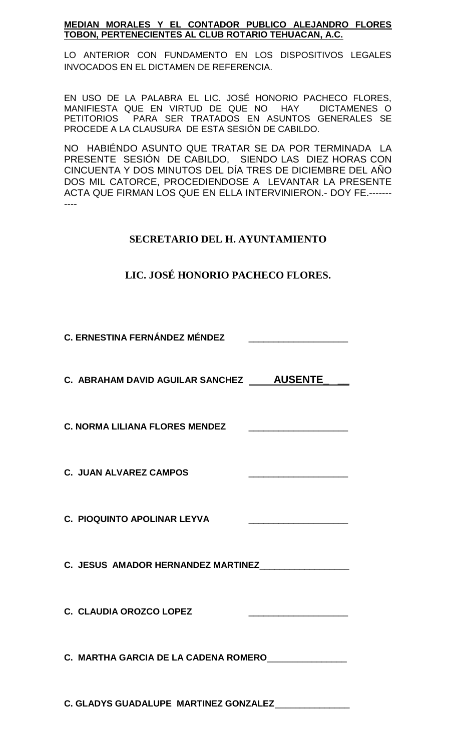**MEDIAN MORALES Y EL CONTADOR PUBLICO ALEJANDRO FLORES TOBON, PERTENECIENTES AL CLUB ROTARIO TEHUACAN, A.C.**

LO ANTERIOR CON FUNDAMENTO EN LOS DISPOSITIVOS LEGALES INVOCADOS EN EL DICTAMEN DE REFERENCIA.

EN USO DE LA PALABRA EL LIC. JOSÉ HONORIO PACHECO FLORES, MANIFIESTA QUE EN VIRTUD DE QUE NO HAY DICTAMENES O PETITORIOS PARA SER TRATADOS EN ASUNTOS GENERALES SE PROCEDE A LA CLAUSURA DE ESTA SESIÓN DE CABILDO.

NO HABIÉNDO ASUNTO QUE TRATAR SE DA POR TERMINADA LA PRESENTE SESIÓN DE CABILDO, SIENDO LAS DIEZ HORAS CON CINCUENTA Y DOS MINUTOS DEL DÍA TRES DE DICIEMBRE DEL AÑO DOS MIL CATORCE, PROCEDIENDOSE A LEVANTAR LA PRESENTE ACTA QUE FIRMAN LOS QUE EN ELLA INTERVINIERON.- DOY FE.-----------

**SECRETARIO DEL H. AYUNTAMIENTO**

**LIC. JOSÉ HONORIO PACHECO FLORES.**

**C. ERNESTINA FERNÁNDEZ MÉNDEZ** ____________________

**C. ABRAHAM DAVID AGUILAR SANCHEZ** **AUSENTE**

**C. NORMA LILIANA FLORES MENDEZ** ____________________

**C. JUAN ALVAREZ CAMPOS** ____________________

**C. PIOQUINTO APOLINAR LEYVA** ____________________

**C. JESUS AMADOR HERNANDEZ MARTINEZ** __________________

**C. CLAUDIA OROZCO LOPEZ** ____________________

**C. MARTHA GARCIA DE LA CADENA ROMERO** ________________

**C. GLADYS GUADALUPE MARTINEZ GONZALEZ** _______________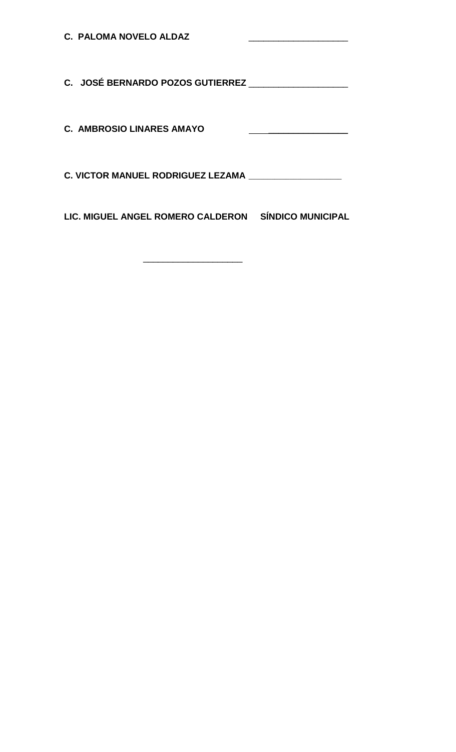**C. PALOMA NOVELO ALDAZ** ____________________

**C. JOSÉ BERNARDO POZOS GUTIERREZ** ____________________

**C. AMBROSIO LINARES AMAYO** ____________________

**C. VICTOR MANUEL RODRIGUEZ LEZAMA** ____________________

**LIC. MIGUEL ANGEL ROMERO CALDERON SÍNDICO MUNICIPAL**

____________________